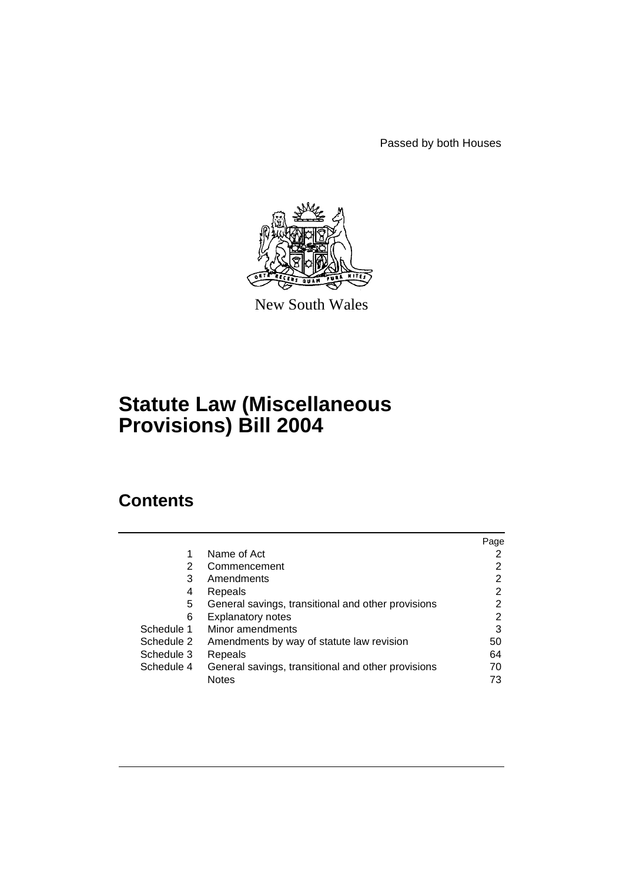Passed by both Houses

New South Wales

# Statute Law (Miscellaneous Provisions) Bill 2004

## Contents

| | | Page |
|---|---|---|
| 1 | Name of Act | 2 |
| 2 | Commencement | 2 |
| 3 | Amendments | 2 |
| 4 | Repeals | 2 |
| 5 | General savings, transitional and other provisions | 2 |
| 6 | Explanatory notes | 2 |
| Schedule 1 | Minor amendments | 3 |
| Schedule 2 | Amendments by way of statute law revision | 50 |
| Schedule 3 | Repeals | 64 |
| Schedule 4 | General savings, transitional and other provisions | 70 |
| | Notes | 73 |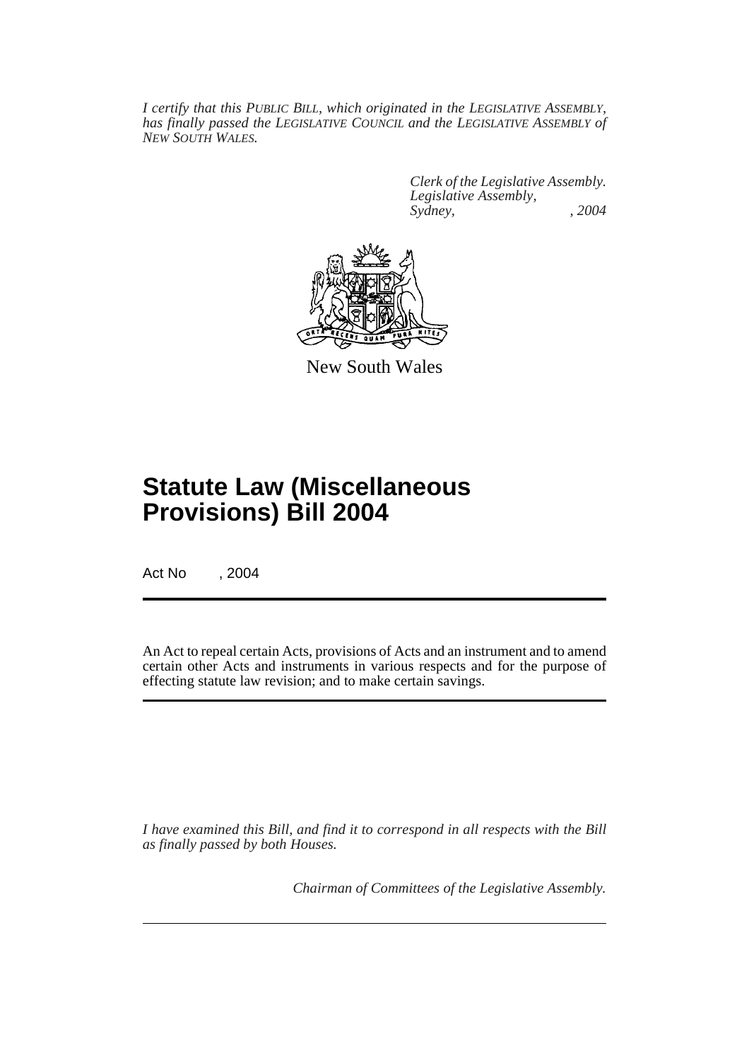*I certify that this PUBLIC BILL, which originated in the LEGISLATIVE ASSEMBLY, has finally passed the LEGISLATIVE COUNCIL and the LEGISLATIVE ASSEMBLY of NEW SOUTH WALES.*

*Clerk of the Legislative Assembly.*
*Legislative Assembly,*
*Sydney, , 2004*

New South Wales

# Statute Law (Miscellaneous Provisions) Bill 2004

Act No , 2004

An Act to repeal certain Acts, provisions of Acts and an instrument and to amend certain other Acts and instruments in various respects and for the purpose of effecting statute law revision; and to make certain savings.

*I have examined this Bill, and find it to correspond in all respects with the Bill as finally passed by both Houses.*

*Chairman of Committees of the Legislative Assembly.*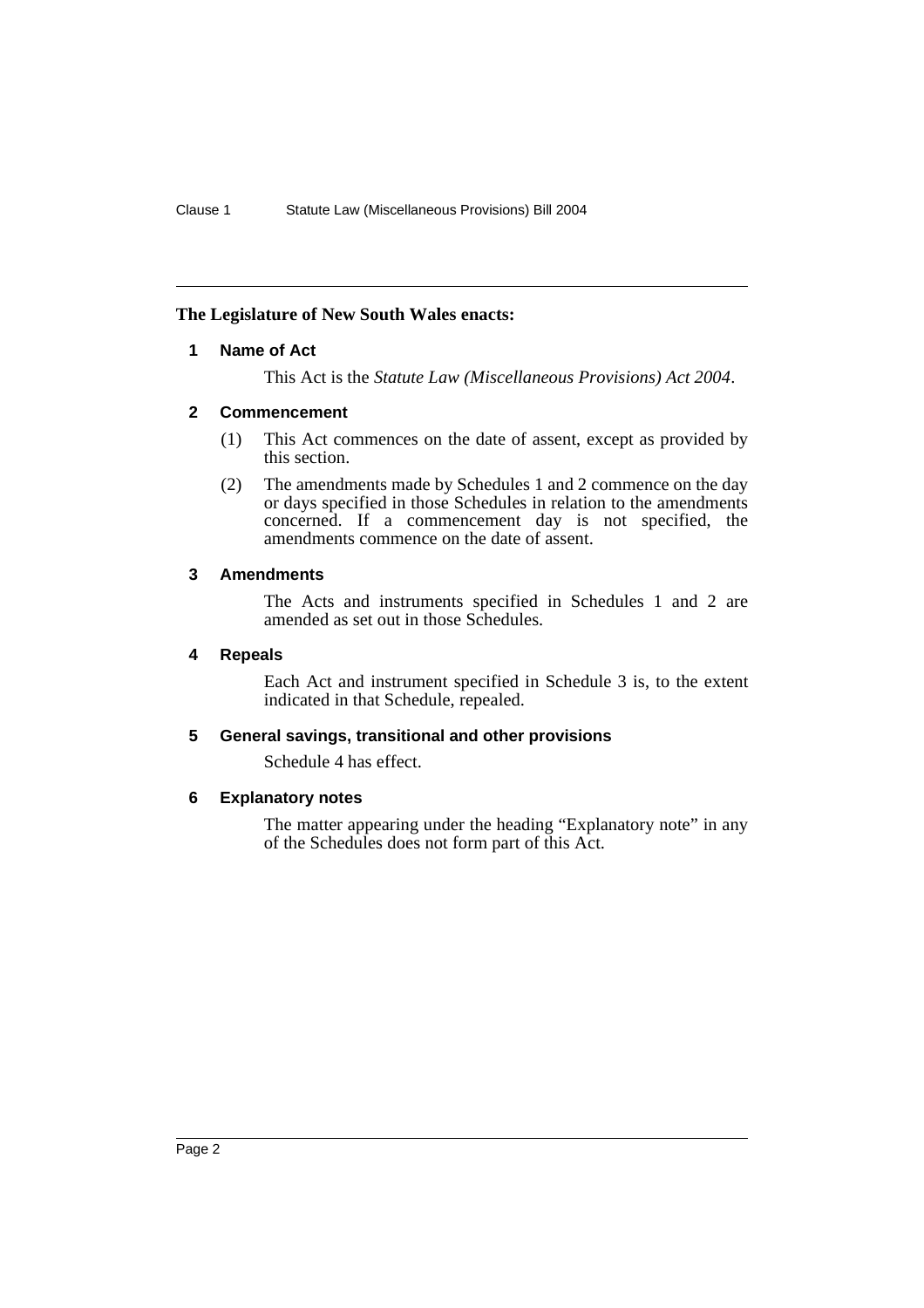**The Legislature of New South Wales enacts:**

## 1 Name of Act

This Act is the *Statute Law (Miscellaneous Provisions) Act 2004*.

## 2 Commencement

(1) This Act commences on the date of assent, except as provided by this section.

(2) The amendments made by Schedules 1 and 2 commence on the day or days specified in those Schedules in relation to the amendments concerned. If a commencement day is not specified, the amendments commence on the date of assent.

## 3 Amendments

The Acts and instruments specified in Schedules 1 and 2 are amended as set out in those Schedules.

## 4 Repeals

Each Act and instrument specified in Schedule 3 is, to the extent indicated in that Schedule, repealed.

## 5 General savings, transitional and other provisions

Schedule 4 has effect.

## 6 Explanatory notes

The matter appearing under the heading "Explanatory note" in any of the Schedules does not form part of this Act.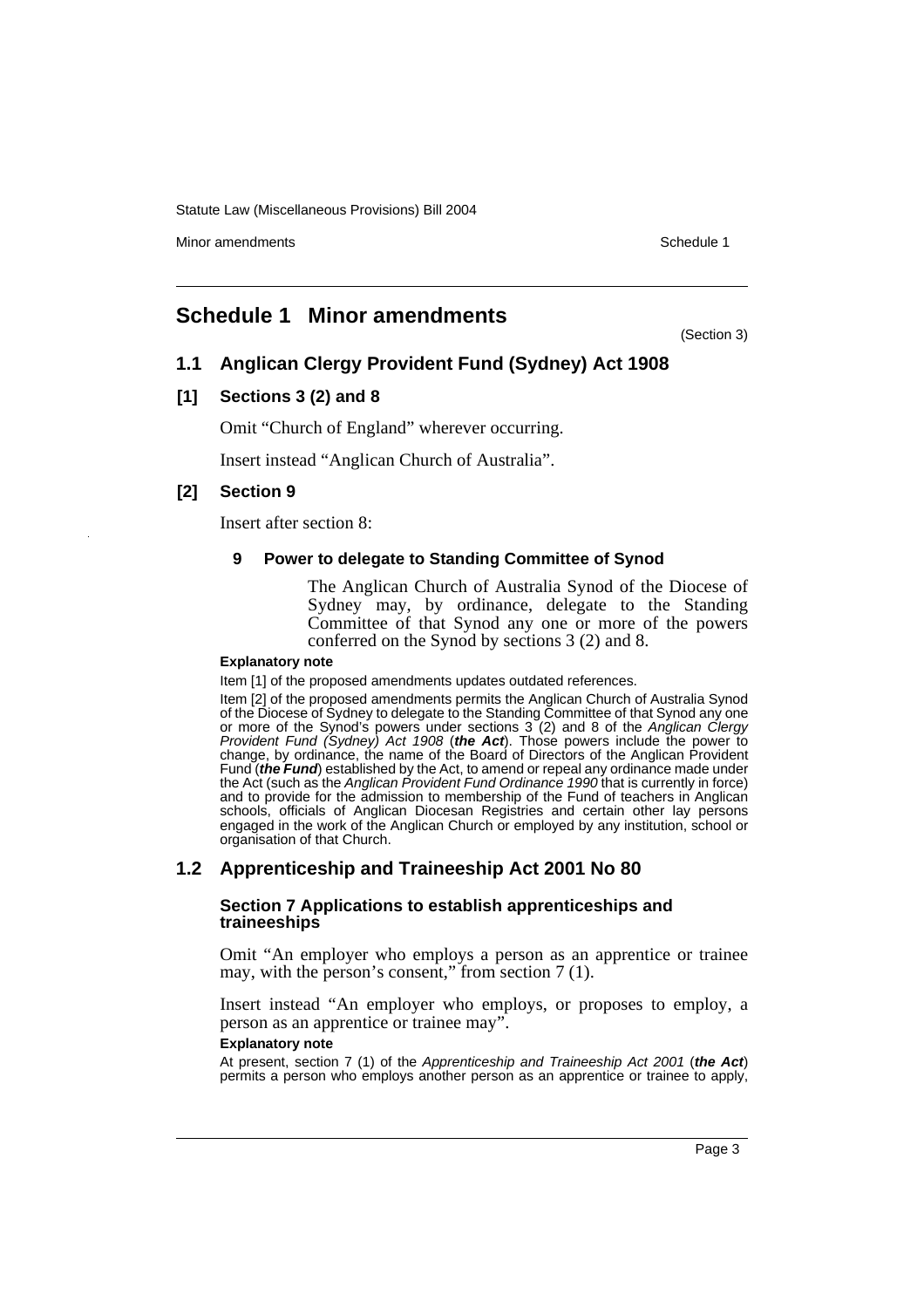# Schedule 1 Minor amendments

(Section 3)

## 1.1 Anglican Clergy Provident Fund (Sydney) Act 1908

### [1] Sections 3 (2) and 8

Omit "Church of England" wherever occurring.

Insert instead "Anglican Church of Australia".

### [2] Section 9

Insert after section 8:

#### 9 Power to delegate to Standing Committee of Synod

The Anglican Church of Australia Synod of the Diocese of Sydney may, by ordinance, delegate to the Standing Committee of that Synod any one or more of the powers conferred on the Synod by sections 3 (2) and 8.

**Explanatory note**

Item [1] of the proposed amendments updates outdated references.

Item [2] of the proposed amendments permits the Anglican Church of Australia Synod of the Diocese of Sydney to delegate to the Standing Committee of that Synod any one or more of the Synod's powers under sections 3 (2) and 8 of the *Anglican Clergy Provident Fund (Sydney) Act 1908* (***the Act***). Those powers include the power to change, by ordinance, the name of the Board of Directors of the Anglican Provident Fund (***the Fund***) established by the Act, to amend or repeal any ordinance made under the Act (such as the *Anglican Provident Fund Ordinance 1990* that is currently in force) and to provide for the admission to membership of the Fund of teachers in Anglican schools, officials of Anglican Diocesan Registries and certain other lay persons engaged in the work of the Anglican Church or employed by any institution, school or organisation of that Church.

## 1.2 Apprenticeship and Traineeship Act 2001 No 80

### Section 7 Applications to establish apprenticeships and traineeships

Omit "An employer who employs a person as an apprentice or trainee may, with the person's consent," from section 7 (1).

Insert instead "An employer who employs, or proposes to employ, a person as an apprentice or trainee may".

**Explanatory note**

At present, section 7 (1) of the *Apprenticeship and Traineeship Act 2001* (***the Act***) permits a person who employs another person as an apprentice or trainee to apply,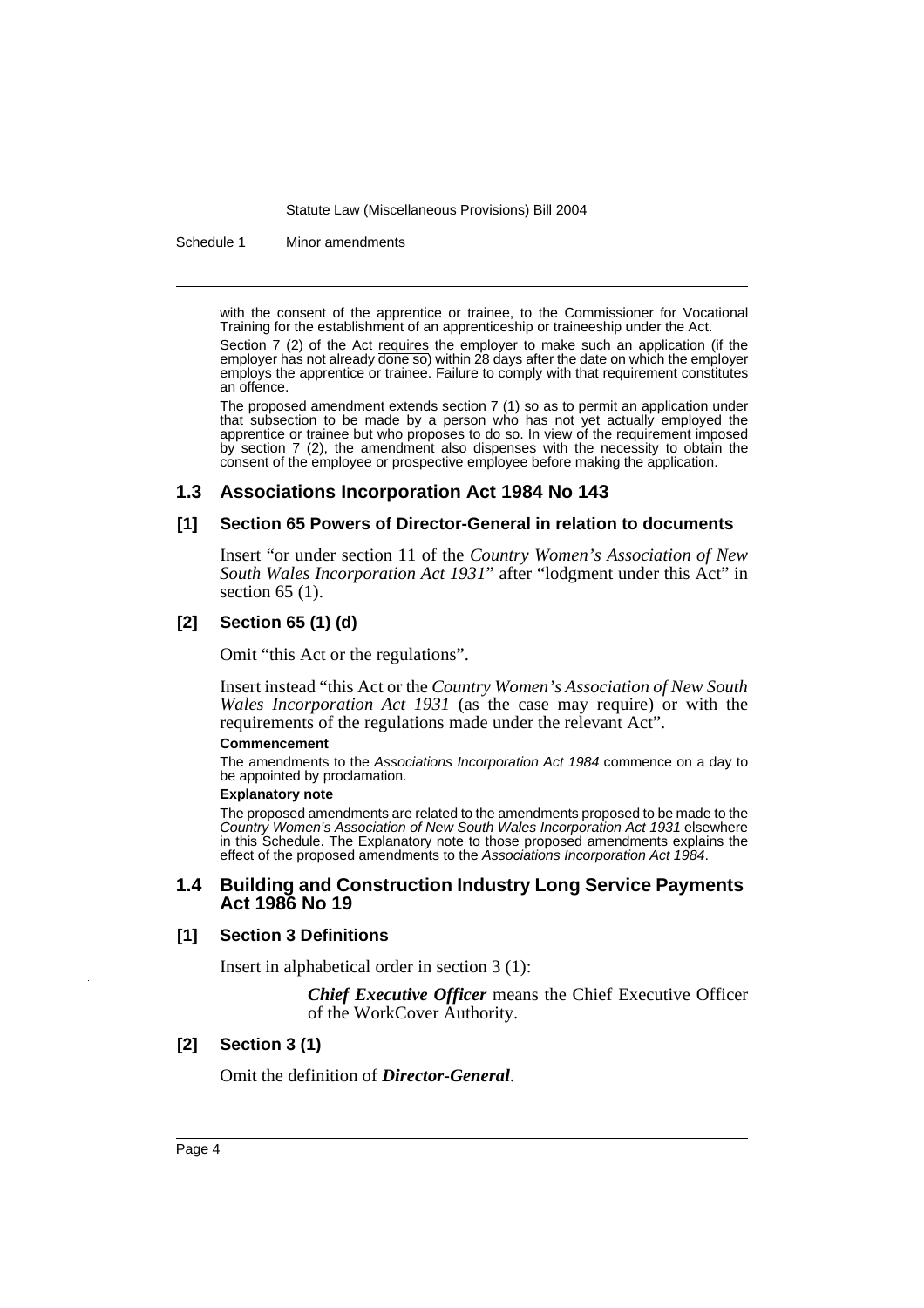with the consent of the apprentice or trainee, to the Commissioner for Vocational Training for the establishment of an apprenticeship or traineeship under the Act.

Section 7 (2) of the Act requires the employer to make such an application (if the employer has not already done so) within 28 days after the date on which the employer employs the apprentice or trainee. Failure to comply with that requirement constitutes an offence.

The proposed amendment extends section 7 (1) so as to permit an application under that subsection to be made by a person who has not yet actually employed the apprentice or trainee but who proposes to do so. In view of the requirement imposed by section 7 (2), the amendment also dispenses with the necessity to obtain the consent of the employee or prospective employee before making the application.

## 1.3 Associations Incorporation Act 1984 No 143

### [1] Section 65 Powers of Director-General in relation to documents

Insert "or under section 11 of the *Country Women's Association of New South Wales Incorporation Act 1931*" after "lodgment under this Act" in section 65 (1).

### [2] Section 65 (1) (d)

Omit "this Act or the regulations".

Insert instead "this Act or the *Country Women's Association of New South Wales Incorporation Act 1931* (as the case may require) or with the requirements of the regulations made under the relevant Act".

**Commencement**

The amendments to the *Associations Incorporation Act 1984* commence on a day to be appointed by proclamation.

**Explanatory note**

The proposed amendments are related to the amendments proposed to be made to the *Country Women's Association of New South Wales Incorporation Act 1931* elsewhere in this Schedule. The Explanatory note to those proposed amendments explains the effect of the proposed amendments to the *Associations Incorporation Act 1984*.

## 1.4 Building and Construction Industry Long Service Payments Act 1986 No 19

### [1] Section 3 Definitions

Insert in alphabetical order in section 3 (1):

> ***Chief Executive Officer*** means the Chief Executive Officer of the WorkCover Authority.

### [2] Section 3 (1)

Omit the definition of ***Director-General***.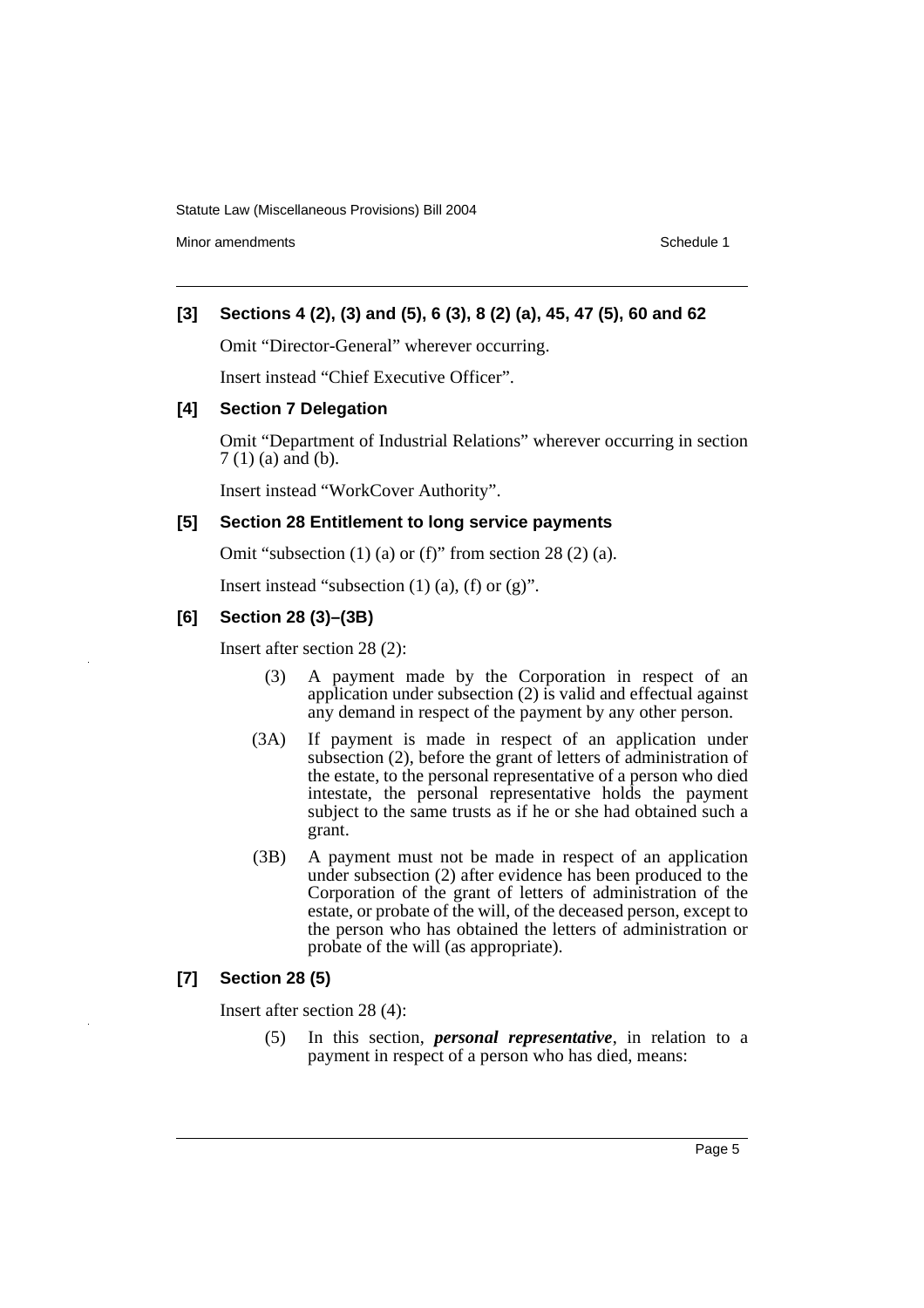### [3] Sections 4 (2), (3) and (5), 6 (3), 8 (2) (a), 45, 47 (5), 60 and 62

Omit "Director-General" wherever occurring.

Insert instead "Chief Executive Officer".

### [4] Section 7 Delegation

Omit "Department of Industrial Relations" wherever occurring in section 7 (1) (a) and (b).

Insert instead "WorkCover Authority".

### [5] Section 28 Entitlement to long service payments

Omit "subsection (1) (a) or (f)" from section 28 (2) (a).

Insert instead "subsection (1) (a), (f) or (g)".

### [6] Section 28 (3)–(3B)

Insert after section 28 (2):

> (3) A payment made by the Corporation in respect of an application under subsection (2) is valid and effectual against any demand in respect of the payment by any other person.
>
> (3A) If payment is made in respect of an application under subsection (2), before the grant of letters of administration of the estate, to the personal representative of a person who died intestate, the personal representative holds the payment subject to the same trusts as if he or she had obtained such a grant.
>
> (3B) A payment must not be made in respect of an application under subsection (2) after evidence has been produced to the Corporation of the grant of letters of administration of the estate, or probate of the will, of the deceased person, except to the person who has obtained the letters of administration or probate of the will (as appropriate).

### [7] Section 28 (5)

Insert after section 28 (4):

> (5) In this section, ***personal representative***, in relation to a payment in respect of a person who has died, means: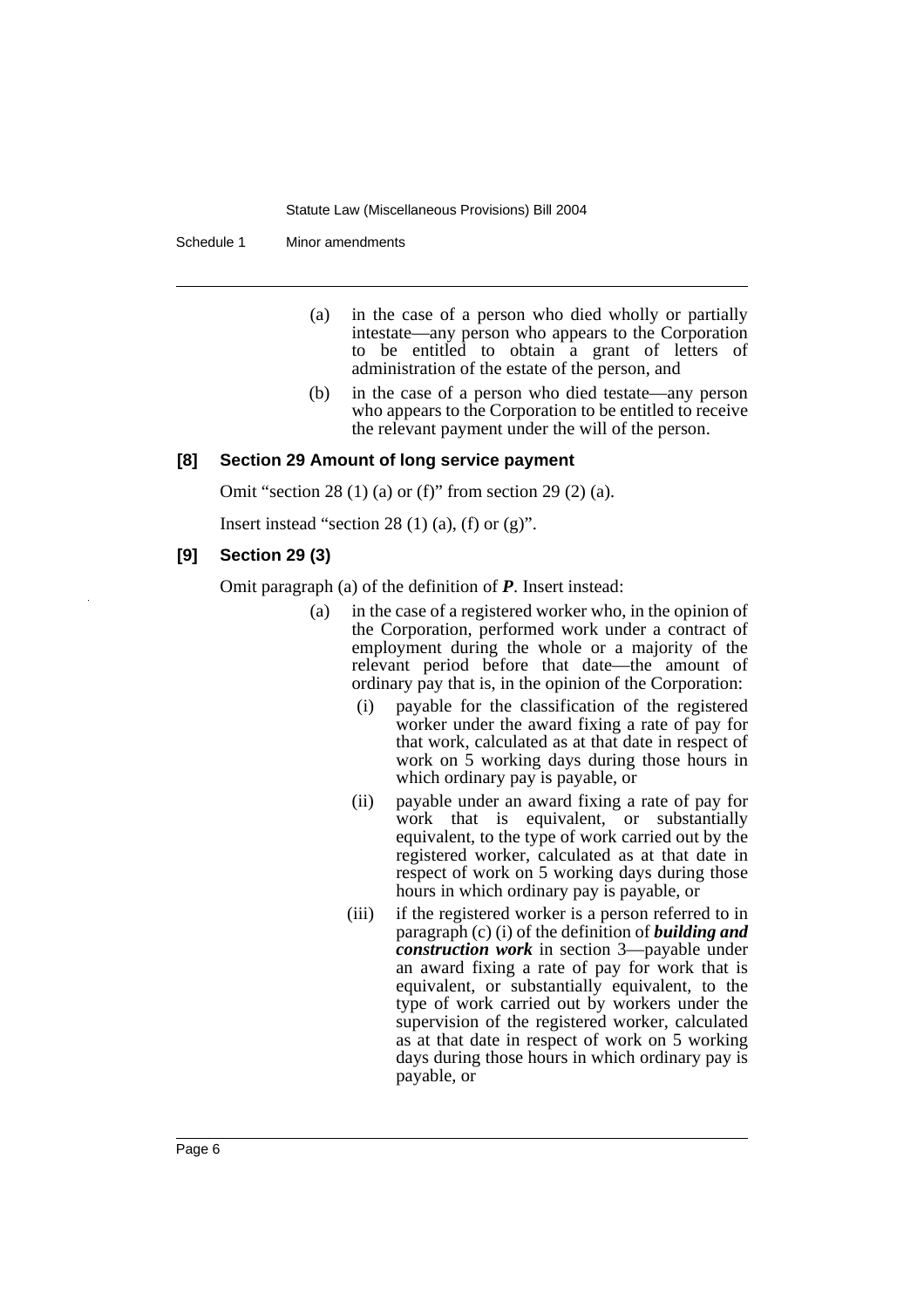(a) in the case of a person who died wholly or partially intestate—any person who appears to the Corporation to be entitled to obtain a grant of letters of administration of the estate of the person, and

(b) in the case of a person who died testate—any person who appears to the Corporation to be entitled to receive the relevant payment under the will of the person.

#### [8] Section 29 Amount of long service payment

Omit "section 28 (1) (a) or (f)" from section 29 (2) (a).

Insert instead "section 28 (1) (a), (f) or (g)".

#### [9] Section 29 (3)

Omit paragraph (a) of the definition of ***P***. Insert instead:

(a) in the case of a registered worker who, in the opinion of the Corporation, performed work under a contract of employment during the whole or a majority of the relevant period before that date—the amount of ordinary pay that is, in the opinion of the Corporation:

(i) payable for the classification of the registered worker under the award fixing a rate of pay for that work, calculated as at that date in respect of work on 5 working days during those hours in which ordinary pay is payable, or

(ii) payable under an award fixing a rate of pay for work that is equivalent, or substantially equivalent, to the type of work carried out by the registered worker, calculated as at that date in respect of work on 5 working days during those hours in which ordinary pay is payable, or

(iii) if the registered worker is a person referred to in paragraph (c) (i) of the definition of ***building and construction work*** in section 3—payable under an award fixing a rate of pay for work that is equivalent, or substantially equivalent, to the type of work carried out by workers under the supervision of the registered worker, calculated as at that date in respect of work on 5 working days during those hours in which ordinary pay is payable, or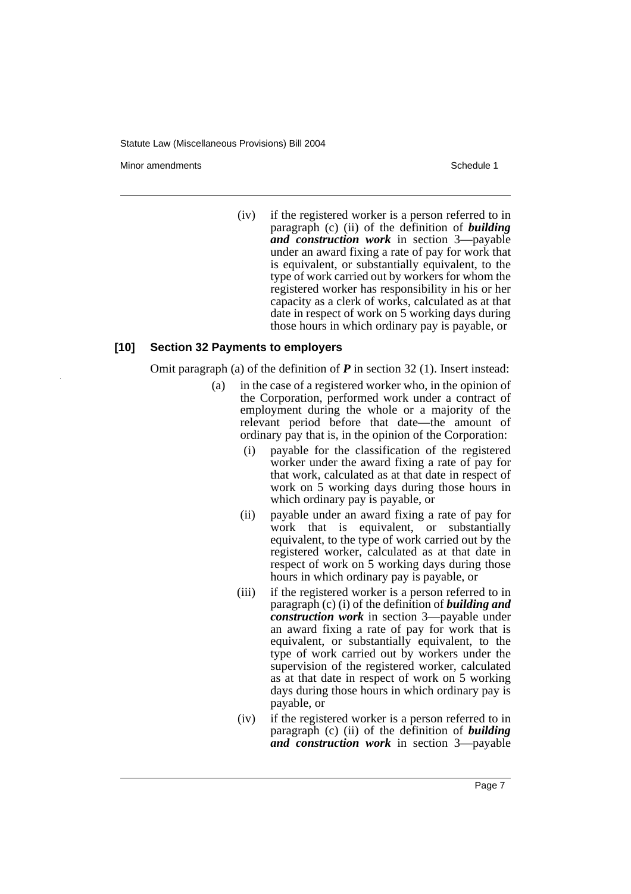(iv) if the registered worker is a person referred to in paragraph (c) (ii) of the definition of ***building and construction work*** in section 3—payable under an award fixing a rate of pay for work that is equivalent, or substantially equivalent, to the type of work carried out by workers for whom the registered worker has responsibility in his or her capacity as a clerk of works, calculated as at that date in respect of work on 5 working days during those hours in which ordinary pay is payable, or

### [10] Section 32 Payments to employers

Omit paragraph (a) of the definition of ***P*** in section 32 (1). Insert instead:

(a) in the case of a registered worker who, in the opinion of the Corporation, performed work under a contract of employment during the whole or a majority of the relevant period before that date—the amount of ordinary pay that is, in the opinion of the Corporation:

(i) payable for the classification of the registered worker under the award fixing a rate of pay for that work, calculated as at that date in respect of work on 5 working days during those hours in which ordinary pay is payable, or

(ii) payable under an award fixing a rate of pay for work that is equivalent, or substantially equivalent, to the type of work carried out by the registered worker, calculated as at that date in respect of work on 5 working days during those hours in which ordinary pay is payable, or

(iii) if the registered worker is a person referred to in paragraph (c) (i) of the definition of ***building and construction work*** in section 3—payable under an award fixing a rate of pay for work that is equivalent, or substantially equivalent, to the type of work carried out by workers under the supervision of the registered worker, calculated as at that date in respect of work on 5 working days during those hours in which ordinary pay is payable, or

(iv) if the registered worker is a person referred to in paragraph (c) (ii) of the definition of ***building and construction work*** in section 3—payable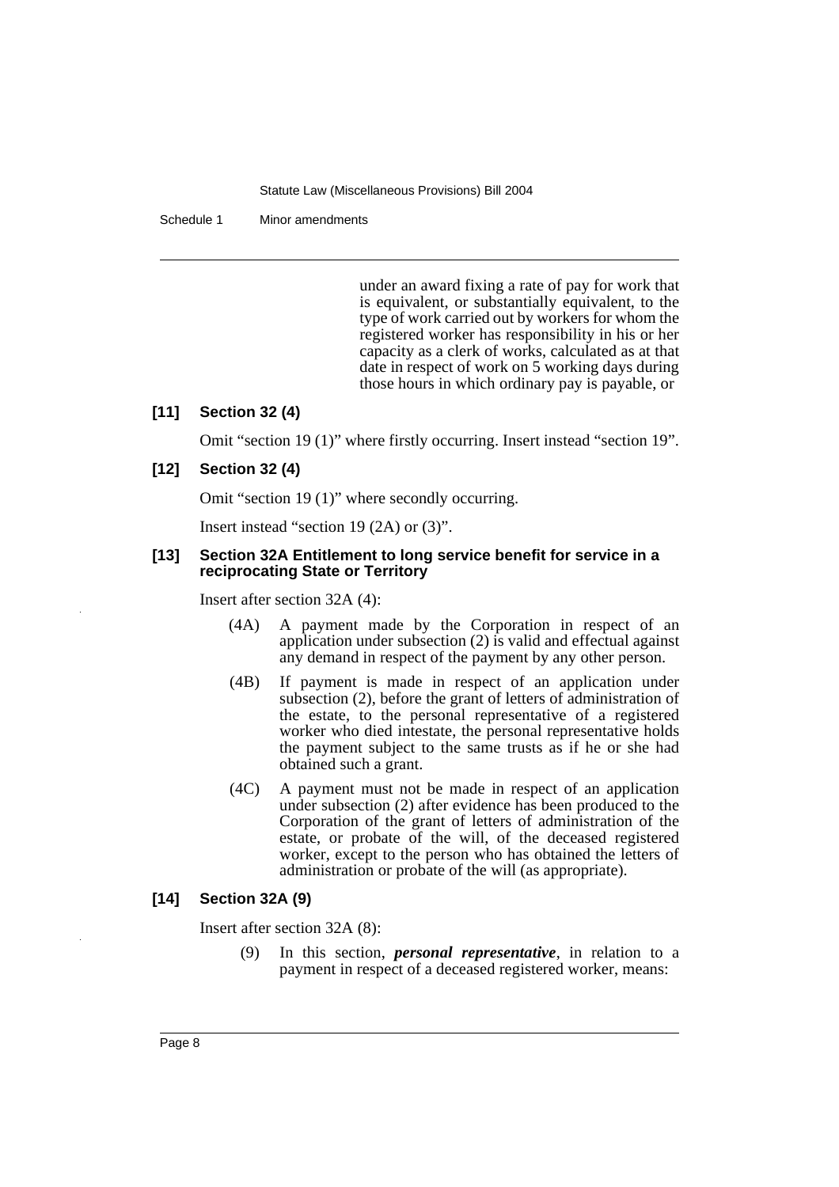under an award fixing a rate of pay for work that is equivalent, or substantially equivalent, to the type of work carried out by workers for whom the registered worker has responsibility in his or her capacity as a clerk of works, calculated as at that date in respect of work on 5 working days during those hours in which ordinary pay is payable, or

**[11] Section 32 (4)**

Omit "section 19 (1)" where firstly occurring. Insert instead "section 19".

**[12] Section 32 (4)**

Omit "section 19 (1)" where secondly occurring.

Insert instead "section 19 (2A) or (3)".

**[13] Section 32A Entitlement to long service benefit for service in a reciprocating State or Territory**

Insert after section 32A (4):

(4A) A payment made by the Corporation in respect of an application under subsection (2) is valid and effectual against any demand in respect of the payment by any other person.

(4B) If payment is made in respect of an application under subsection (2), before the grant of letters of administration of the estate, to the personal representative of a registered worker who died intestate, the personal representative holds the payment subject to the same trusts as if he or she had obtained such a grant.

(4C) A payment must not be made in respect of an application under subsection (2) after evidence has been produced to the Corporation of the grant of letters of administration of the estate, or probate of the will, of the deceased registered worker, except to the person who has obtained the letters of administration or probate of the will (as appropriate).

**[14] Section 32A (9)**

Insert after section 32A (8):

(9) In this section, ***personal representative***, in relation to a payment in respect of a deceased registered worker, means: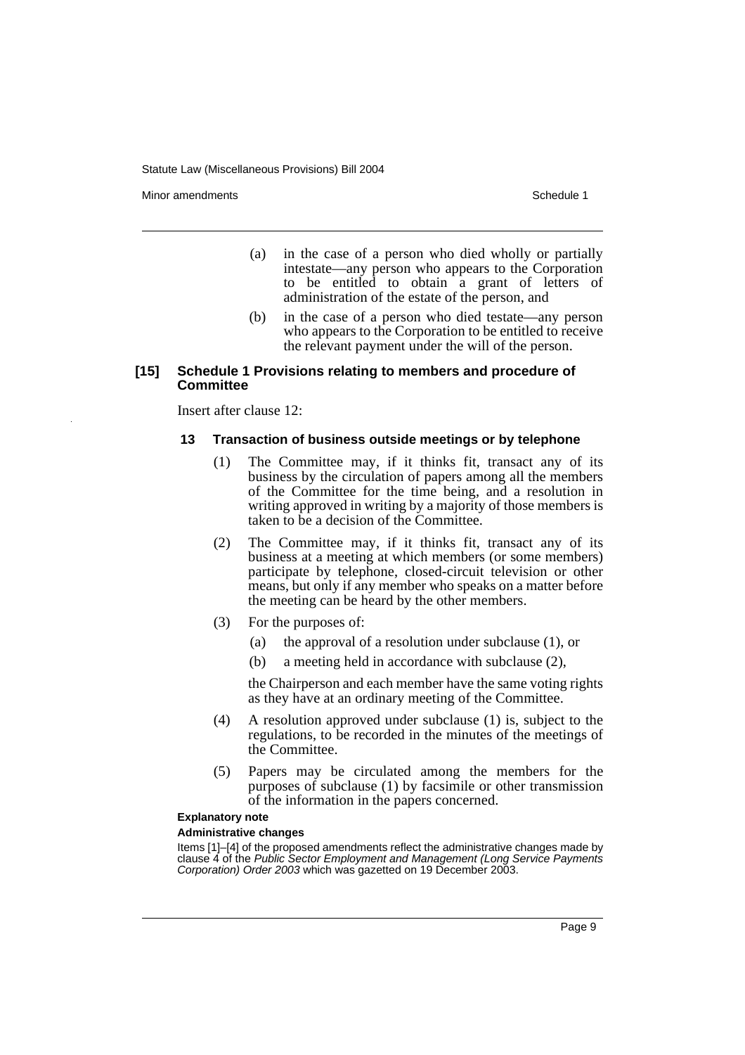(a) in the case of a person who died wholly or partially intestate—any person who appears to the Corporation to be entitled to obtain a grant of letters of administration of the estate of the person, and

(b) in the case of a person who died testate—any person who appears to the Corporation to be entitled to receive the relevant payment under the will of the person.

**[15] Schedule 1 Provisions relating to members and procedure of Committee**

Insert after clause 12:

**13 Transaction of business outside meetings or by telephone**

(1) The Committee may, if it thinks fit, transact any of its business by the circulation of papers among all the members of the Committee for the time being, and a resolution in writing approved in writing by a majority of those members is taken to be a decision of the Committee.

(2) The Committee may, if it thinks fit, transact any of its business at a meeting at which members (or some members) participate by telephone, closed-circuit television or other means, but only if any member who speaks on a matter before the meeting can be heard by the other members.

(3) For the purposes of:

(a) the approval of a resolution under subclause (1), or

(b) a meeting held in accordance with subclause (2),

the Chairperson and each member have the same voting rights as they have at an ordinary meeting of the Committee.

(4) A resolution approved under subclause (1) is, subject to the regulations, to be recorded in the minutes of the meetings of the Committee.

(5) Papers may be circulated among the members for the purposes of subclause (1) by facsimile or other transmission of the information in the papers concerned.

**Explanatory note**

**Administrative changes**

Items [1]–[4] of the proposed amendments reflect the administrative changes made by clause 4 of the *Public Sector Employment and Management (Long Service Payments Corporation) Order 2003* which was gazetted on 19 December 2003.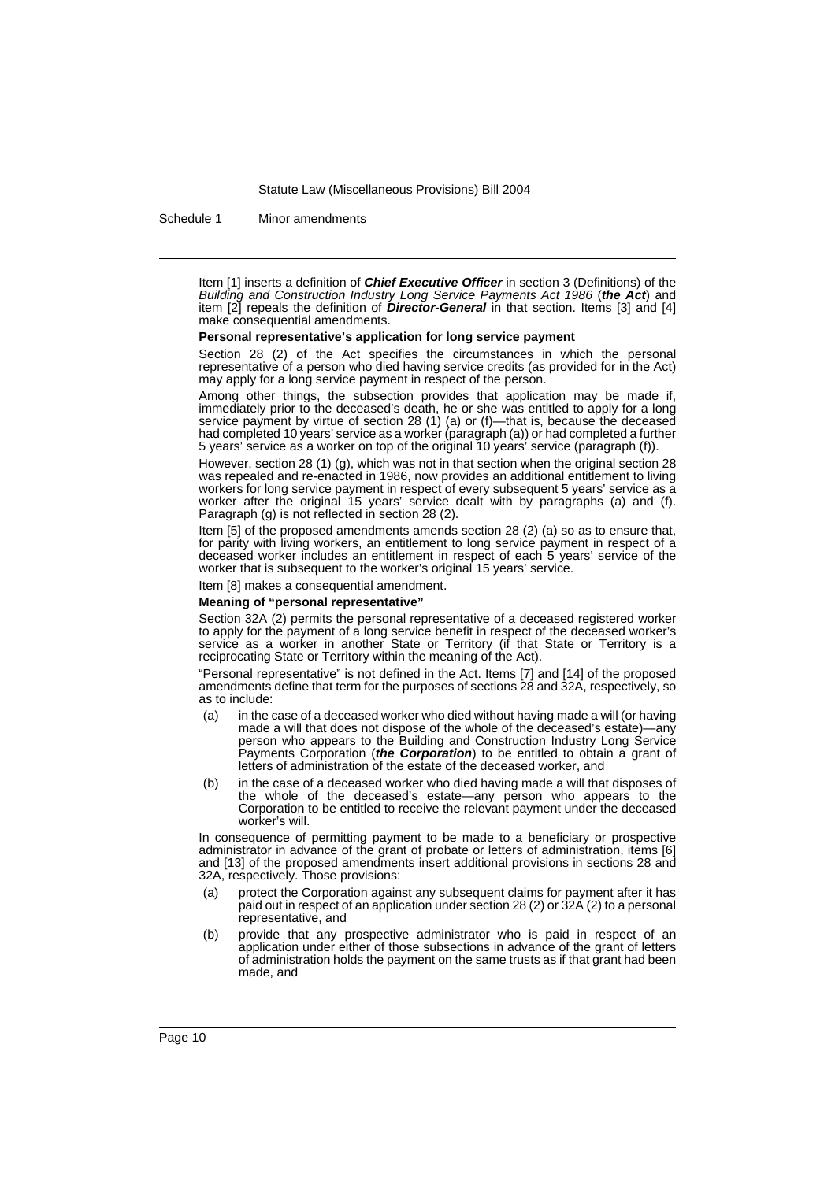Item [1] inserts a definition of ***Chief Executive Officer*** in section 3 (Definitions) of the *Building and Construction Industry Long Service Payments Act 1986* (***the Act***) and item [2] repeals the definition of ***Director-General*** in that section. Items [3] and [4] make consequential amendments.

**Personal representative's application for long service payment**

Section 28 (2) of the Act specifies the circumstances in which the personal representative of a person who died having service credits (as provided for in the Act) may apply for a long service payment in respect of the person.

Among other things, the subsection provides that application may be made if, immediately prior to the deceased's death, he or she was entitled to apply for a long service payment by virtue of section 28 (1) (a) or (f)—that is, because the deceased had completed 10 years' service as a worker (paragraph (a)) or had completed a further 5 years' service as a worker on top of the original 10 years' service (paragraph (f)).

However, section 28 (1) (g), which was not in that section when the original section 28 was repealed and re-enacted in 1986, now provides an additional entitlement to living workers for long service payment in respect of every subsequent 5 years' service as a worker after the original 15 years' service dealt with by paragraphs (a) and (f). Paragraph (g) is not reflected in section 28 (2).

Item [5] of the proposed amendments amends section 28 (2) (a) so as to ensure that, for parity with living workers, an entitlement to long service payment in respect of a deceased worker includes an entitlement in respect of each 5 years' service of the worker that is subsequent to the worker's original 15 years' service.

Item [8] makes a consequential amendment.

**Meaning of "personal representative"**

Section 32A (2) permits the personal representative of a deceased registered worker to apply for the payment of a long service benefit in respect of the deceased worker's service as a worker in another State or Territory (if that State or Territory is a reciprocating State or Territory within the meaning of the Act).

"Personal representative" is not defined in the Act. Items [7] and [14] of the proposed amendments define that term for the purposes of sections 28 and 32A, respectively, so as to include:

(a) in the case of a deceased worker who died without having made a will (or having made a will that does not dispose of the whole of the deceased's estate)—any person who appears to the Building and Construction Industry Long Service Payments Corporation (***the Corporation***) to be entitled to obtain a grant of letters of administration of the estate of the deceased worker, and

(b) in the case of a deceased worker who died having made a will that disposes of the whole of the deceased's estate—any person who appears to the Corporation to be entitled to receive the relevant payment under the deceased worker's will.

In consequence of permitting payment to be made to a beneficiary or prospective administrator in advance of the grant of probate or letters of administration, items [6] and [13] of the proposed amendments insert additional provisions in sections 28 and 32A, respectively. Those provisions:

(a) protect the Corporation against any subsequent claims for payment after it has paid out in respect of an application under section 28 (2) or 32A (2) to a personal representative, and

(b) provide that any prospective administrator who is paid in respect of an application under either of those subsections in advance of the grant of letters of administration holds the payment on the same trusts as if that grant had been made, and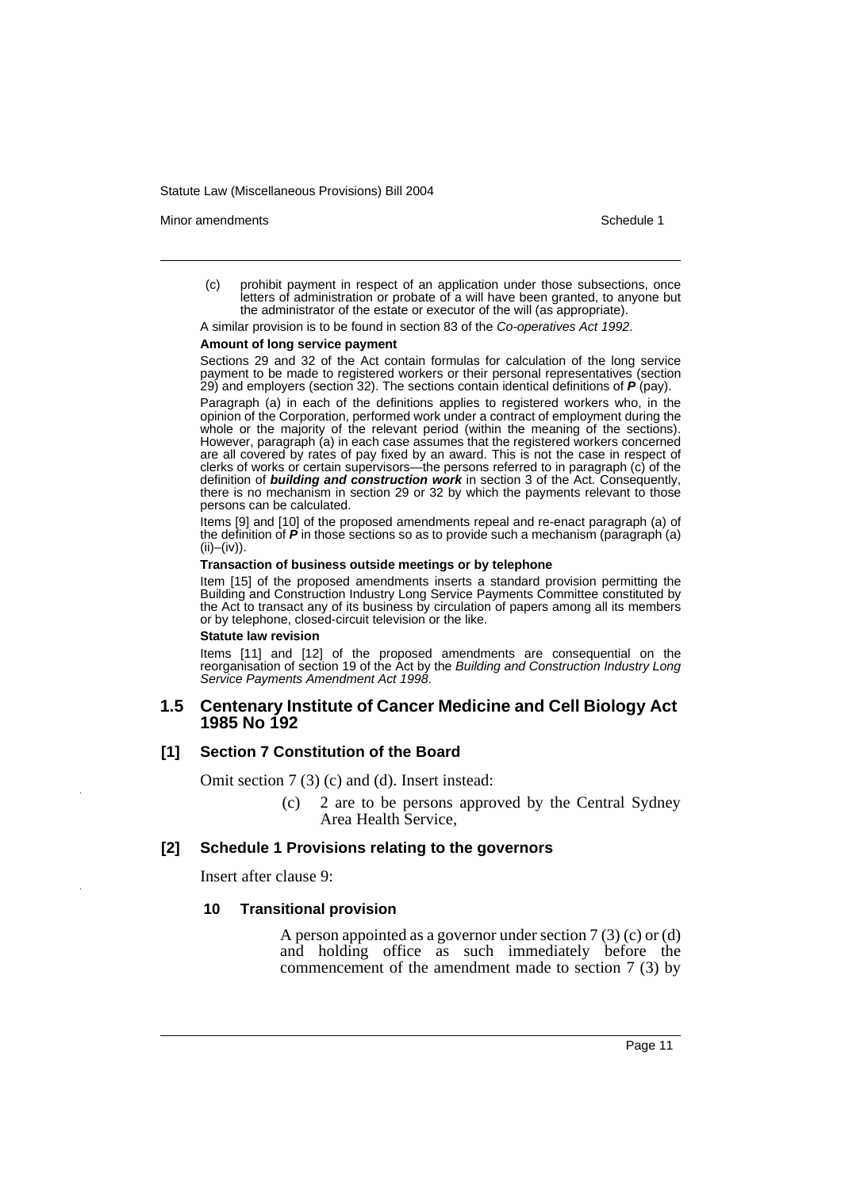(c) prohibit payment in respect of an application under those subsections, once letters of administration or probate of a will have been granted, to anyone but the administrator of the estate or executor of the will (as appropriate).

A similar provision is to be found in section 83 of the *Co-operatives Act 1992*.

**Amount of long service payment**

Sections 29 and 32 of the Act contain formulas for calculation of the long service payment to be made to registered workers or their personal representatives (section 29) and employers (section 32). The sections contain identical definitions of ***P*** (pay).

Paragraph (a) in each of the definitions applies to registered workers who, in the opinion of the Corporation, performed work under a contract of employment during the whole or the majority of the relevant period (within the meaning of the sections). However, paragraph (a) in each case assumes that the registered workers concerned are all covered by rates of pay fixed by an award. This is not the case in respect of clerks of works or certain supervisors—the persons referred to in paragraph (c) of the definition of ***building and construction work*** in section 3 of the Act. Consequently, there is no mechanism in section 29 or 32 by which the payments relevant to those persons can be calculated.

Items [9] and [10] of the proposed amendments repeal and re-enact paragraph (a) of the definition of ***P*** in those sections so as to provide such a mechanism (paragraph (a) (ii)–(iv)).

**Transaction of business outside meetings or by telephone**

Item [15] of the proposed amendments inserts a standard provision permitting the Building and Construction Industry Long Service Payments Committee constituted by the Act to transact any of its business by circulation of papers among all its members or by telephone, closed-circuit television or the like.

**Statute law revision**

Items [11] and [12] of the proposed amendments are consequential on the reorganisation of section 19 of the Act by the *Building and Construction Industry Long Service Payments Amendment Act 1998*.

## 1.5 Centenary Institute of Cancer Medicine and Cell Biology Act 1985 No 192

### [1] Section 7 Constitution of the Board

Omit section 7 (3) (c) and (d). Insert instead:

(c) 2 are to be persons approved by the Central Sydney Area Health Service,

### [2] Schedule 1 Provisions relating to the governors

Insert after clause 9:

**10 Transitional provision**

A person appointed as a governor under section 7 (3) (c) or (d) and holding office as such immediately before the commencement of the amendment made to section 7 (3) by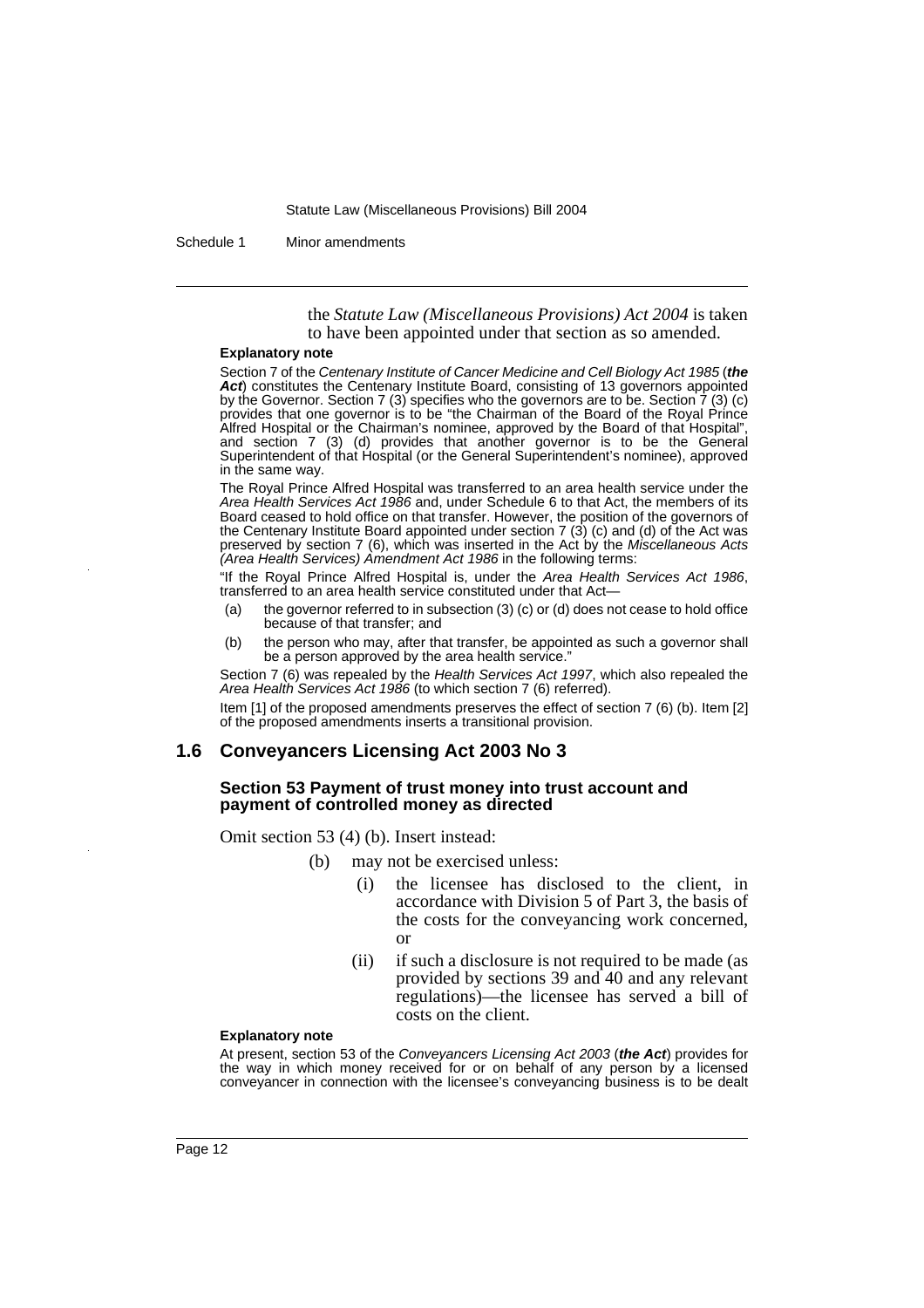the *Statute Law (Miscellaneous Provisions) Act 2004* is taken to have been appointed under that section as so amended.

**Explanatory note**

Section 7 of the *Centenary Institute of Cancer Medicine and Cell Biology Act 1985* (***the Act***) constitutes the Centenary Institute Board, consisting of 13 governors appointed by the Governor. Section 7 (3) specifies who the governors are to be. Section 7 (3) (c) provides that one governor is to be "the Chairman of the Board of the Royal Prince Alfred Hospital or the Chairman's nominee, approved by the Board of that Hospital", and section 7 (3) (d) provides that another governor is to be the General Superintendent of that Hospital (or the General Superintendent's nominee), approved in the same way.

The Royal Prince Alfred Hospital was transferred to an area health service under the *Area Health Services Act 1986* and, under Schedule 6 to that Act, the members of its Board ceased to hold office on that transfer. However, the position of the governors of the Centenary Institute Board appointed under section 7 (3) (c) and (d) of the Act was preserved by section 7 (6), which was inserted in the Act by the *Miscellaneous Acts (Area Health Services) Amendment Act 1986* in the following terms:

"If the Royal Prince Alfred Hospital is, under the *Area Health Services Act 1986*, transferred to an area health service constituted under that Act—

(a) the governor referred to in subsection (3) (c) or (d) does not cease to hold office because of that transfer; and

(b) the person who may, after that transfer, be appointed as such a governor shall be a person approved by the area health service."

Section 7 (6) was repealed by the *Health Services Act 1997*, which also repealed the *Area Health Services Act 1986* (to which section 7 (6) referred).

Item [1] of the proposed amendments preserves the effect of section 7 (6) (b). Item [2] of the proposed amendments inserts a transitional provision.

## 1.6 Conveyancers Licensing Act 2003 No 3

### Section 53 Payment of trust money into trust account and payment of controlled money as directed

Omit section 53 (4) (b). Insert instead:

(b) may not be exercised unless:

(i) the licensee has disclosed to the client, in accordance with Division 5 of Part 3, the basis of the costs for the conveyancing work concerned, or

(ii) if such a disclosure is not required to be made (as provided by sections 39 and 40 and any relevant regulations)—the licensee has served a bill of costs on the client.

**Explanatory note**

At present, section 53 of the *Conveyancers Licensing Act 2003* (***the Act***) provides for the way in which money received for or on behalf of any person by a licensed conveyancer in connection with the licensee's conveyancing business is to be dealt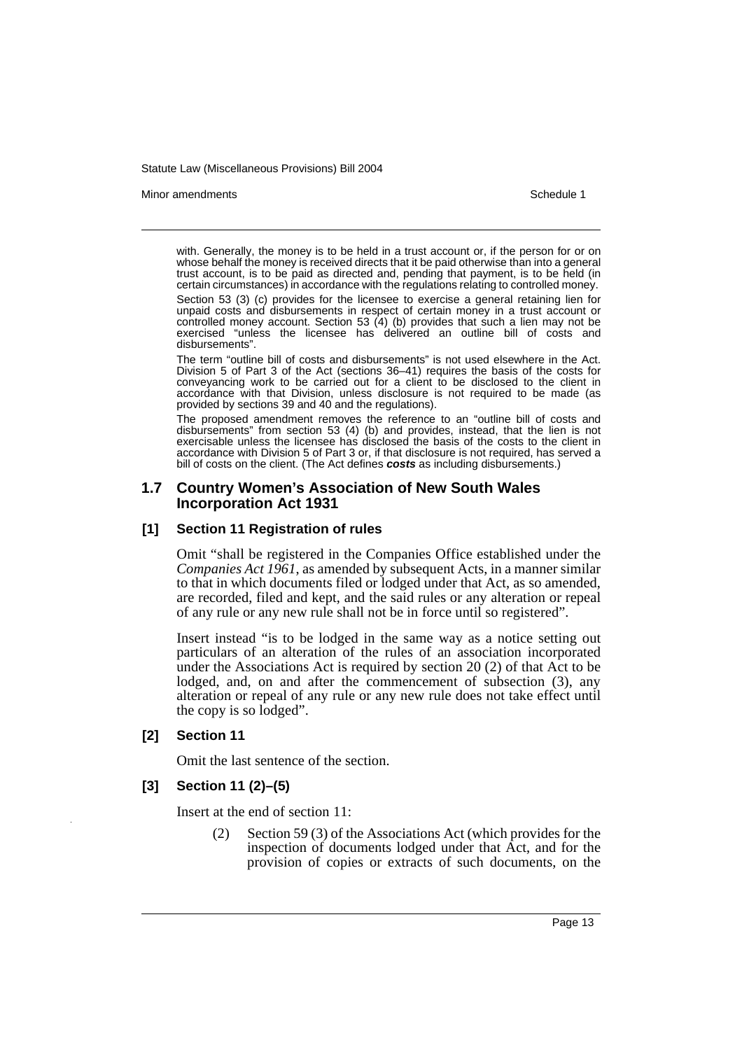with. Generally, the money is to be held in a trust account or, if the person for or on whose behalf the money is received directs that it be paid otherwise than into a general trust account, is to be paid as directed and, pending that payment, is to be held (in certain circumstances) in accordance with the regulations relating to controlled money.

Section 53 (3) (c) provides for the licensee to exercise a general retaining lien for unpaid costs and disbursements in respect of certain money in a trust account or controlled money account. Section 53 (4) (b) provides that such a lien may not be exercised "unless the licensee has delivered an outline bill of costs and disbursements".

The term "outline bill of costs and disbursements" is not used elsewhere in the Act. Division 5 of Part 3 of the Act (sections 36–41) requires the basis of the costs for conveyancing work to be carried out for a client to be disclosed to the client in accordance with that Division, unless disclosure is not required to be made (as provided by sections 39 and 40 and the regulations).

The proposed amendment removes the reference to an "outline bill of costs and disbursements" from section 53 (4) (b) and provides, instead, that the lien is not exercisable unless the licensee has disclosed the basis of the costs to the client in accordance with Division 5 of Part 3 or, if that disclosure is not required, has served a bill of costs on the client. (The Act defines ***costs*** as including disbursements.)

## 1.7 Country Women's Association of New South Wales Incorporation Act 1931

### [1] Section 11 Registration of rules

Omit "shall be registered in the Companies Office established under the *Companies Act 1961*, as amended by subsequent Acts, in a manner similar to that in which documents filed or lodged under that Act, as so amended, are recorded, filed and kept, and the said rules or any alteration or repeal of any rule or any new rule shall not be in force until so registered".

Insert instead "is to be lodged in the same way as a notice setting out particulars of an alteration of the rules of an association incorporated under the Associations Act is required by section 20 (2) of that Act to be lodged, and, on and after the commencement of subsection (3), any alteration or repeal of any rule or any new rule does not take effect until the copy is so lodged".

### [2] Section 11

Omit the last sentence of the section.

### [3] Section 11 (2)–(5)

Insert at the end of section 11:

(2) Section 59 (3) of the Associations Act (which provides for the inspection of documents lodged under that Act, and for the provision of copies or extracts of such documents, on the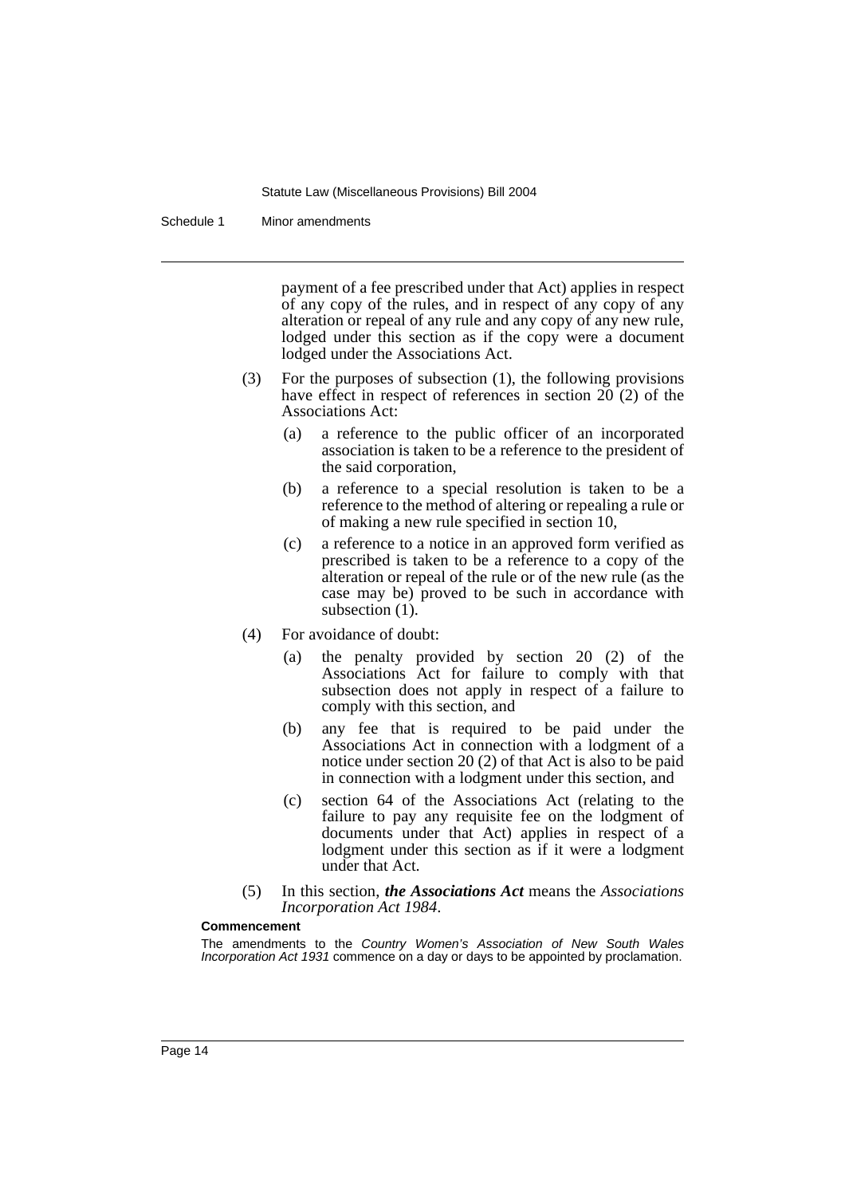payment of a fee prescribed under that Act) applies in respect of any copy of the rules, and in respect of any copy of any alteration or repeal of any rule and any copy of any new rule, lodged under this section as if the copy were a document lodged under the Associations Act.

(3) For the purposes of subsection (1), the following provisions have effect in respect of references in section 20 (2) of the Associations Act:

(a) a reference to the public officer of an incorporated association is taken to be a reference to the president of the said corporation,

(b) a reference to a special resolution is taken to be a reference to the method of altering or repealing a rule or of making a new rule specified in section 10,

(c) a reference to a notice in an approved form verified as prescribed is taken to be a reference to a copy of the alteration or repeal of the rule or of the new rule (as the case may be) proved to be such in accordance with subsection (1).

(4) For avoidance of doubt:

(a) the penalty provided by section 20 (2) of the Associations Act for failure to comply with that subsection does not apply in respect of a failure to comply with this section, and

(b) any fee that is required to be paid under the Associations Act in connection with a lodgment of a notice under section 20 (2) of that Act is also to be paid in connection with a lodgment under this section, and

(c) section 64 of the Associations Act (relating to the failure to pay any requisite fee on the lodgment of documents under that Act) applies in respect of a lodgment under this section as if it were a lodgment under that Act.

(5) In this section, ***the Associations Act*** means the *Associations Incorporation Act 1984*.

**Commencement**

The amendments to the *Country Women's Association of New South Wales Incorporation Act 1931* commence on a day or days to be appointed by proclamation.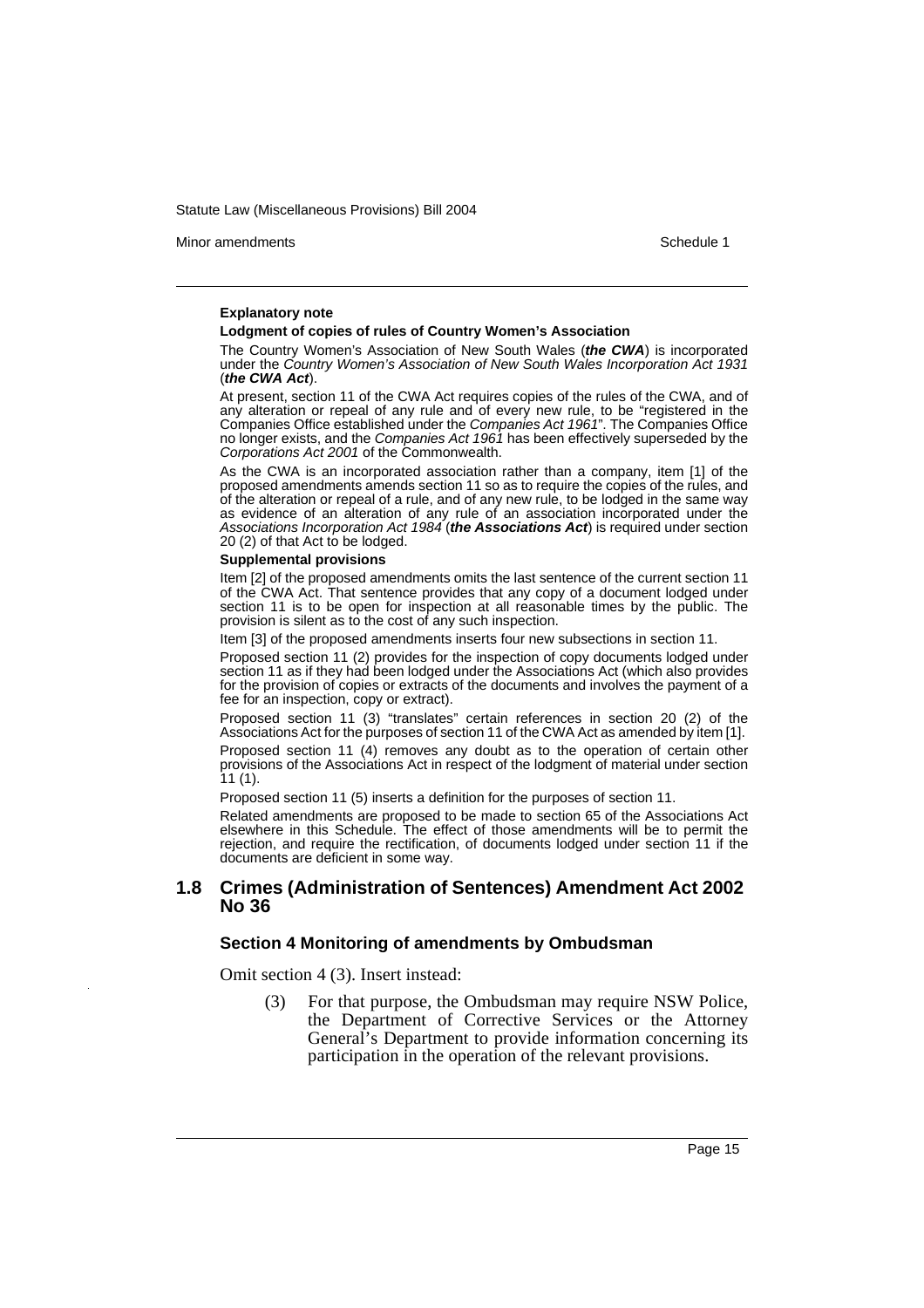**Explanatory note**

**Lodgment of copies of rules of Country Women's Association**

The Country Women's Association of New South Wales (***the CWA***) is incorporated under the *Country Women's Association of New South Wales Incorporation Act 1931* (***the CWA Act***).

At present, section 11 of the CWA Act requires copies of the rules of the CWA, and of any alteration or repeal of any rule and of every new rule, to be "registered in the Companies Office established under the *Companies Act 1961*". The Companies Office no longer exists, and the *Companies Act 1961* has been effectively superseded by the *Corporations Act 2001* of the Commonwealth.

As the CWA is an incorporated association rather than a company, item [1] of the proposed amendments amends section 11 so as to require the copies of the rules, and of the alteration or repeal of a rule, and of any new rule, to be lodged in the same way as evidence of an alteration of any rule of an association incorporated under the *Associations Incorporation Act 1984* (***the Associations Act***) is required under section 20 (2) of that Act to be lodged.

**Supplemental provisions**

Item [2] of the proposed amendments omits the last sentence of the current section 11 of the CWA Act. That sentence provides that any copy of a document lodged under section 11 is to be open for inspection at all reasonable times by the public. The provision is silent as to the cost of any such inspection.

Item [3] of the proposed amendments inserts four new subsections in section 11.

Proposed section 11 (2) provides for the inspection of copy documents lodged under section 11 as if they had been lodged under the Associations Act (which also provides for the provision of copies or extracts of the documents and involves the payment of a fee for an inspection, copy or extract).

Proposed section 11 (3) "translates" certain references in section 20 (2) of the Associations Act for the purposes of section 11 of the CWA Act as amended by item [1].

Proposed section 11 (4) removes any doubt as to the operation of certain other provisions of the Associations Act in respect of the lodgment of material under section 11 (1).

Proposed section 11 (5) inserts a definition for the purposes of section 11.

Related amendments are proposed to be made to section 65 of the Associations Act elsewhere in this Schedule. The effect of those amendments will be to permit the rejection, and require the rectification, of documents lodged under section 11 if the documents are deficient in some way.

## 1.8 Crimes (Administration of Sentences) Amendment Act 2002 No 36

### Section 4 Monitoring of amendments by Ombudsman

Omit section 4 (3). Insert instead:

> (3) For that purpose, the Ombudsman may require NSW Police, the Department of Corrective Services or the Attorney General's Department to provide information concerning its participation in the operation of the relevant provisions.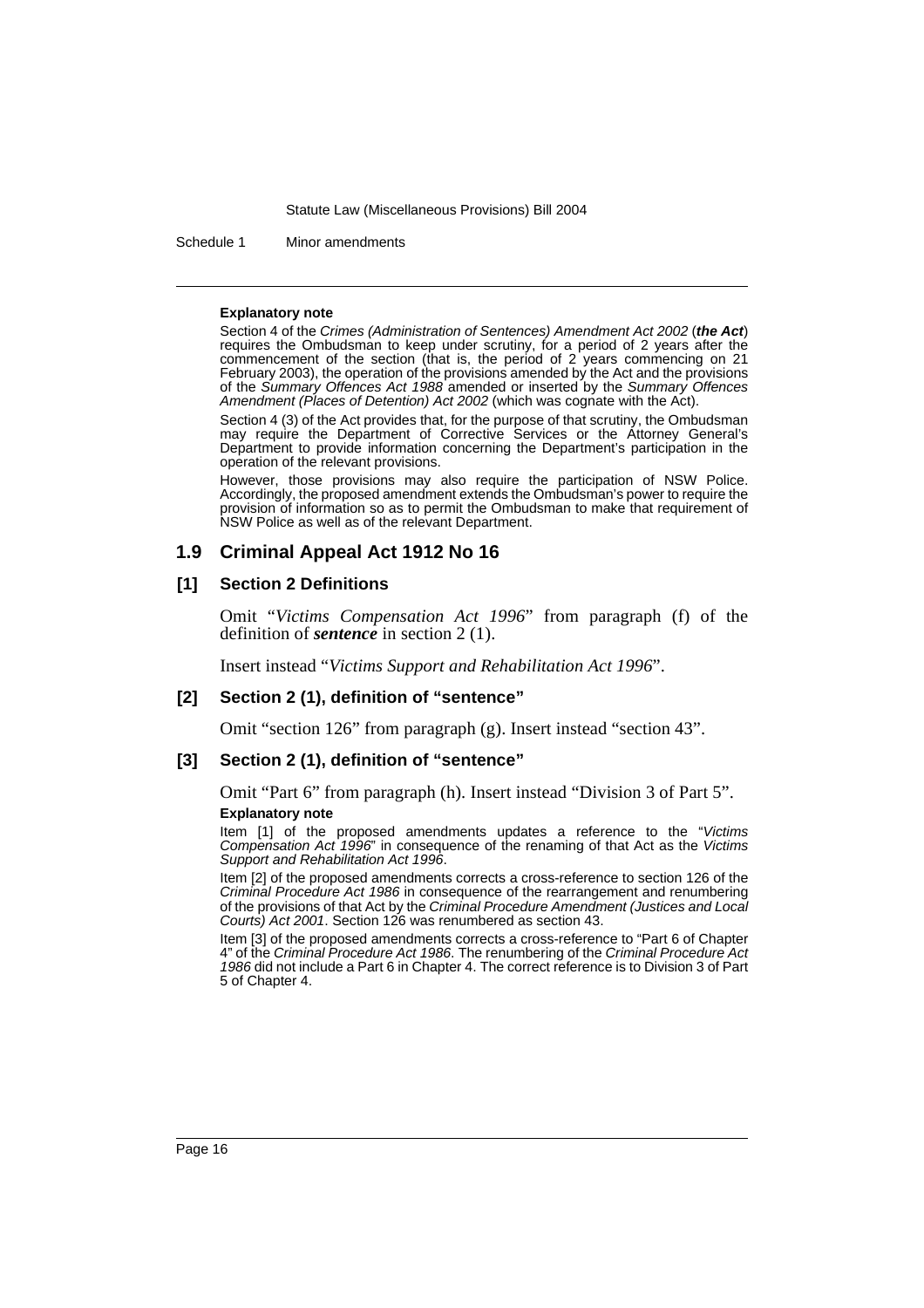**Explanatory note**

Section 4 of the *Crimes (Administration of Sentences) Amendment Act 2002* (***the Act***) requires the Ombudsman to keep under scrutiny, for a period of 2 years after the commencement of the section (that is, the period of 2 years commencing on 21 February 2003), the operation of the provisions amended by the Act and the provisions of the *Summary Offences Act 1988* amended or inserted by the *Summary Offences Amendment (Places of Detention) Act 2002* (which was cognate with the Act).

Section 4 (3) of the Act provides that, for the purpose of that scrutiny, the Ombudsman may require the Department of Corrective Services or the Attorney General's Department to provide information concerning the Department's participation in the operation of the relevant provisions.

However, those provisions may also require the participation of NSW Police. Accordingly, the proposed amendment extends the Ombudsman's power to require the provision of information so as to permit the Ombudsman to make that requirement of NSW Police as well as of the relevant Department.

## 1.9 Criminal Appeal Act 1912 No 16

### [1] Section 2 Definitions

Omit "*Victims Compensation Act 1996*" from paragraph (f) of the definition of ***sentence*** in section 2 (1).

Insert instead "*Victims Support and Rehabilitation Act 1996*".

### [2] Section 2 (1), definition of "sentence"

Omit "section 126" from paragraph (g). Insert instead "section 43".

### [3] Section 2 (1), definition of "sentence"

Omit "Part 6" from paragraph (h). Insert instead "Division 3 of Part 5".

**Explanatory note**

Item [1] of the proposed amendments updates a reference to the "*Victims Compensation Act 1996*" in consequence of the renaming of that Act as the *Victims Support and Rehabilitation Act 1996*.

Item [2] of the proposed amendments corrects a cross-reference to section 126 of the *Criminal Procedure Act 1986* in consequence of the rearrangement and renumbering of the provisions of that Act by the *Criminal Procedure Amendment (Justices and Local Courts) Act 2001*. Section 126 was renumbered as section 43.

Item [3] of the proposed amendments corrects a cross-reference to "Part 6 of Chapter 4" of the *Criminal Procedure Act 1986*. The renumbering of the *Criminal Procedure Act 1986* did not include a Part 6 in Chapter 4. The correct reference is to Division 3 of Part 5 of Chapter 4.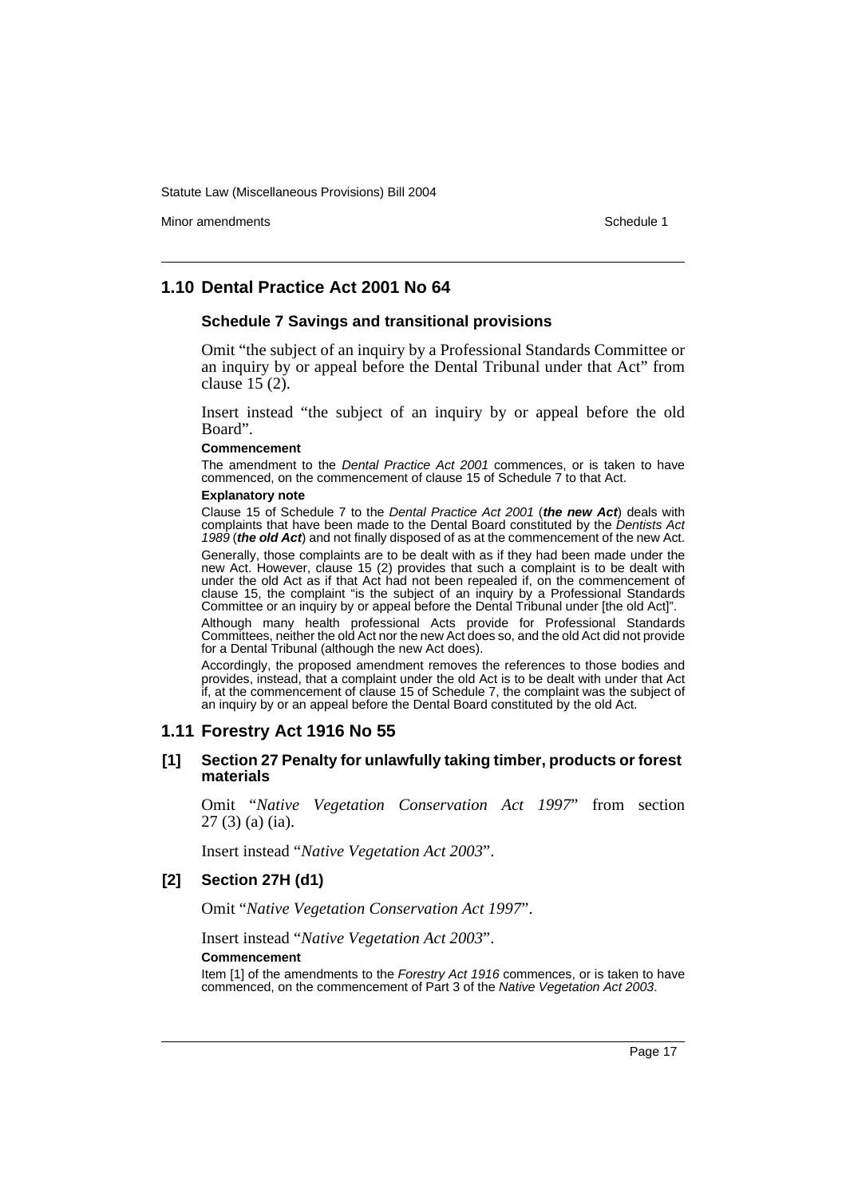## 1.10 Dental Practice Act 2001 No 64

### Schedule 7 Savings and transitional provisions

Omit "the subject of an inquiry by a Professional Standards Committee or an inquiry by or appeal before the Dental Tribunal under that Act" from clause 15 (2).

Insert instead "the subject of an inquiry by or appeal before the old Board".

**Commencement**

The amendment to the *Dental Practice Act 2001* commences, or is taken to have commenced, on the commencement of clause 15 of Schedule 7 to that Act.

**Explanatory note**

Clause 15 of Schedule 7 to the *Dental Practice Act 2001* (***the new Act***) deals with complaints that have been made to the Dental Board constituted by the *Dentists Act 1989* (***the old Act***) and not finally disposed of as at the commencement of the new Act.

Generally, those complaints are to be dealt with as if they had been made under the new Act. However, clause 15 (2) provides that such a complaint is to be dealt with under the old Act as if that Act had not been repealed if, on the commencement of clause 15, the complaint "is the subject of an inquiry by a Professional Standards Committee or an inquiry by or appeal before the Dental Tribunal under [the old Act]".

Although many health professional Acts provide for Professional Standards Committees, neither the old Act nor the new Act does so, and the old Act did not provide for a Dental Tribunal (although the new Act does).

Accordingly, the proposed amendment removes the references to those bodies and provides, instead, that a complaint under the old Act is to be dealt with under that Act if, at the commencement of clause 15 of Schedule 7, the complaint was the subject of an inquiry by or an appeal before the Dental Board constituted by the old Act.

## 1.11 Forestry Act 1916 No 55

### [1] Section 27 Penalty for unlawfully taking timber, products or forest materials

Omit "*Native Vegetation Conservation Act 1997*" from section 27 (3) (a) (ia).

Insert instead "*Native Vegetation Act 2003*".

### [2] Section 27H (d1)

Omit "*Native Vegetation Conservation Act 1997*".

Insert instead "*Native Vegetation Act 2003*".

**Commencement**

Item [1] of the amendments to the *Forestry Act 1916* commences, or is taken to have commenced, on the commencement of Part 3 of the *Native Vegetation Act 2003*.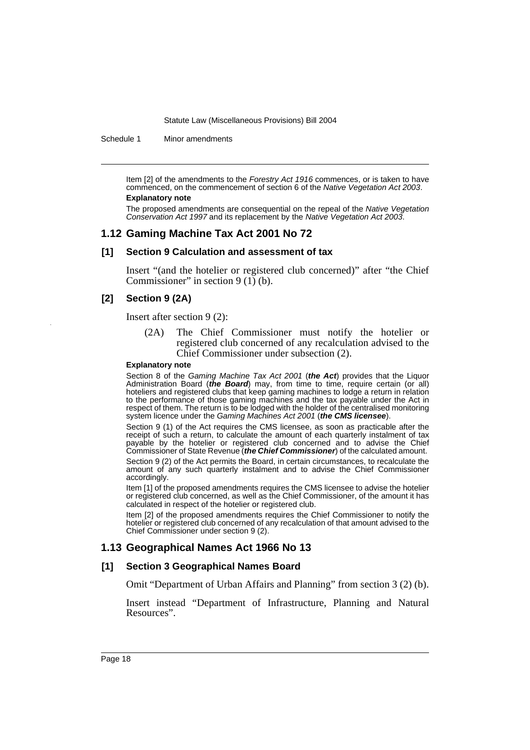Item [2] of the amendments to the *Forestry Act 1916* commences, or is taken to have commenced, on the commencement of section 6 of the *Native Vegetation Act 2003*.

**Explanatory note**

The proposed amendments are consequential on the repeal of the *Native Vegetation Conservation Act 1997* and its replacement by the *Native Vegetation Act 2003*.

## 1.12 Gaming Machine Tax Act 2001 No 72

### [1] Section 9 Calculation and assessment of tax

Insert "(and the hotelier or registered club concerned)" after "the Chief Commissioner" in section 9 (1) (b).

### [2] Section 9 (2A)

Insert after section 9 (2):

(2A) The Chief Commissioner must notify the hotelier or registered club concerned of any recalculation advised to the Chief Commissioner under subsection (2).

**Explanatory note**

Section 8 of the *Gaming Machine Tax Act 2001* (***the Act***) provides that the Liquor Administration Board (***the Board***) may, from time to time, require certain (or all) hoteliers and registered clubs that keep gaming machines to lodge a return in relation to the performance of those gaming machines and the tax payable under the Act in respect of them. The return is to be lodged with the holder of the centralised monitoring system licence under the *Gaming Machines Act 2001* (***the CMS licensee***).

Section 9 (1) of the Act requires the CMS licensee, as soon as practicable after the receipt of such a return, to calculate the amount of each quarterly instalment of tax payable by the hotelier or registered club concerned and to advise the Chief Commissioner of State Revenue (***the Chief Commissioner***) of the calculated amount.

Section 9 (2) of the Act permits the Board, in certain circumstances, to recalculate the amount of any such quarterly instalment and to advise the Chief Commissioner accordingly.

Item [1] of the proposed amendments requires the CMS licensee to advise the hotelier or registered club concerned, as well as the Chief Commissioner, of the amount it has calculated in respect of the hotelier or registered club.

Item [2] of the proposed amendments requires the Chief Commissioner to notify the hotelier or registered club concerned of any recalculation of that amount advised to the Chief Commissioner under section 9 (2).

## 1.13 Geographical Names Act 1966 No 13

### [1] Section 3 Geographical Names Board

Omit "Department of Urban Affairs and Planning" from section 3 (2) (b).

Insert instead "Department of Infrastructure, Planning and Natural Resources".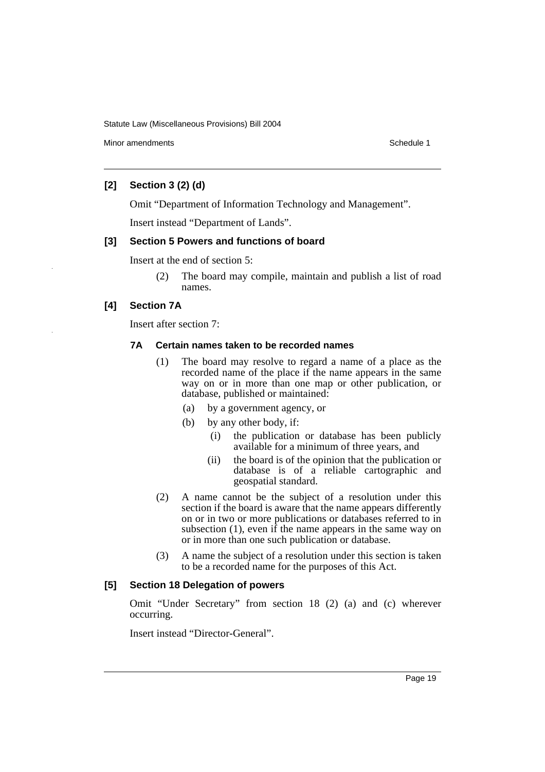### [2] Section 3 (2) (d)

Omit "Department of Information Technology and Management".

Insert instead "Department of Lands".

### [3] Section 5 Powers and functions of board

Insert at the end of section 5:

(2) The board may compile, maintain and publish a list of road names.

### [4] Section 7A

Insert after section 7:

#### 7A Certain names taken to be recorded names

(1) The board may resolve to regard a name of a place as the recorded name of the place if the name appears in the same way on or in more than one map or other publication, or database, published or maintained:

- (a) by a government agency, or
- (b) by any other body, if:
  - (i) the publication or database has been publicly available for a minimum of three years, and
  - (ii) the board is of the opinion that the publication or database is of a reliable cartographic and geospatial standard.

(2) A name cannot be the subject of a resolution under this section if the board is aware that the name appears differently on or in two or more publications or databases referred to in subsection (1), even if the name appears in the same way on or in more than one such publication or database.

(3) A name the subject of a resolution under this section is taken to be a recorded name for the purposes of this Act.

### [5] Section 18 Delegation of powers

Omit "Under Secretary" from section 18 (2) (a) and (c) wherever occurring.

Insert instead "Director-General".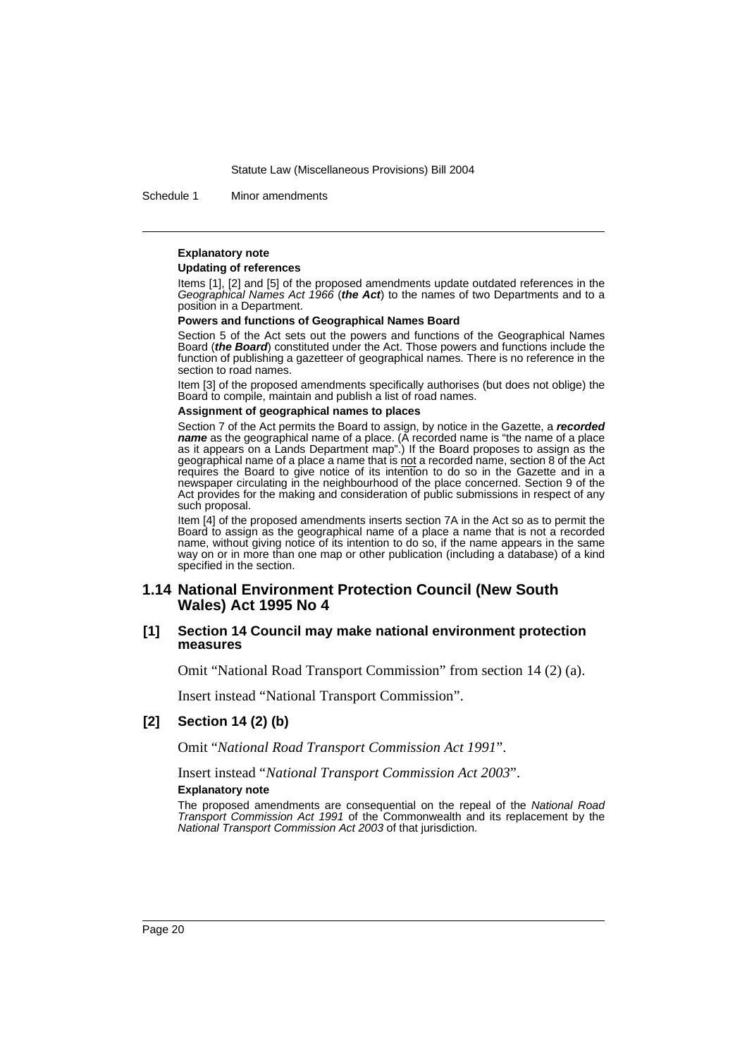**Explanatory note**

**Updating of references**

Items [1], [2] and [5] of the proposed amendments update outdated references in the *Geographical Names Act 1966* (***the Act***) to the names of two Departments and to a position in a Department.

**Powers and functions of Geographical Names Board**

Section 5 of the Act sets out the powers and functions of the Geographical Names Board (***the Board***) constituted under the Act. Those powers and functions include the function of publishing a gazetteer of geographical names. There is no reference in the section to road names.

Item [3] of the proposed amendments specifically authorises (but does not oblige) the Board to compile, maintain and publish a list of road names.

**Assignment of geographical names to places**

Section 7 of the Act permits the Board to assign, by notice in the Gazette, a ***recorded name*** as the geographical name of a place. (A recorded name is "the name of a place as it appears on a Lands Department map".) If the Board proposes to assign as the geographical name of a place a name that is not a recorded name, section 8 of the Act requires the Board to give notice of its intention to do so in the Gazette and in a newspaper circulating in the neighbourhood of the place concerned. Section 9 of the Act provides for the making and consideration of public submissions in respect of any such proposal.

Item [4] of the proposed amendments inserts section 7A in the Act so as to permit the Board to assign as the geographical name of a place a name that is not a recorded name, without giving notice of its intention to do so, if the name appears in the same way on or in more than one map or other publication (including a database) of a kind specified in the section.

## 1.14 National Environment Protection Council (New South Wales) Act 1995 No 4

### [1] Section 14 Council may make national environment protection measures

Omit "National Road Transport Commission" from section 14 (2) (a).

Insert instead "National Transport Commission".

### [2] Section 14 (2) (b)

Omit "*National Road Transport Commission Act 1991*".

Insert instead "*National Transport Commission Act 2003*".

**Explanatory note**

The proposed amendments are consequential on the repeal of the *National Road Transport Commission Act 1991* of the Commonwealth and its replacement by the *National Transport Commission Act 2003* of that jurisdiction.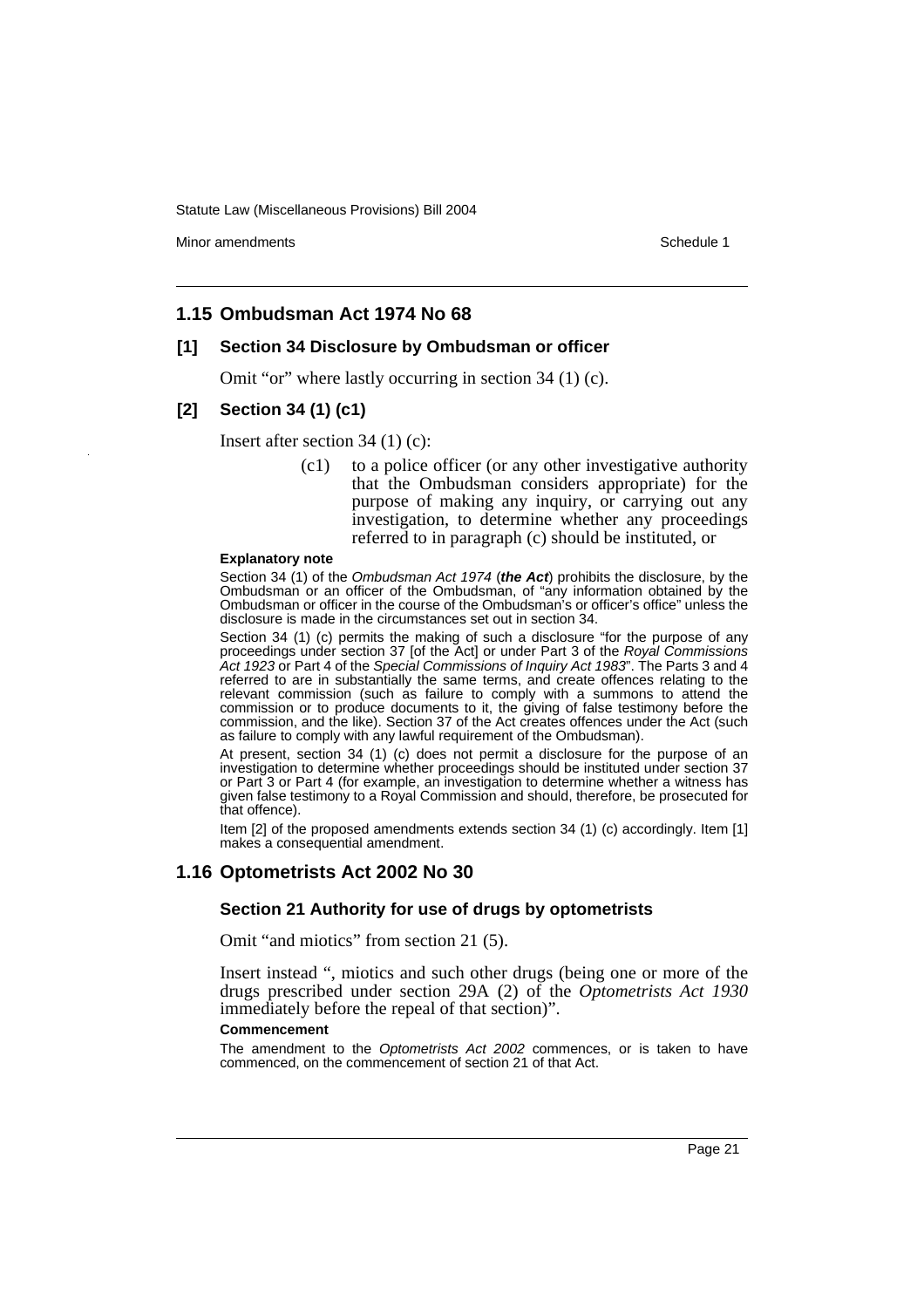## 1.15 Ombudsman Act 1974 No 68

### [1] Section 34 Disclosure by Ombudsman or officer

Omit "or" where lastly occurring in section 34 (1) (c).

### [2] Section 34 (1) (c1)

Insert after section 34 (1) (c):

> (c1) to a police officer (or any other investigative authority that the Ombudsman considers appropriate) for the purpose of making any inquiry, or carrying out any investigation, to determine whether any proceedings referred to in paragraph (c) should be instituted, or

#### Explanatory note

Section 34 (1) of the *Ombudsman Act 1974* (***the Act***) prohibits the disclosure, by the Ombudsman or an officer of the Ombudsman, of "any information obtained by the Ombudsman or officer in the course of the Ombudsman's or officer's office" unless the disclosure is made in the circumstances set out in section 34.

Section 34 (1) (c) permits the making of such a disclosure "for the purpose of any proceedings under section 37 [of the Act] or under Part 3 of the *Royal Commissions Act 1923* or Part 4 of the *Special Commissions of Inquiry Act 1983*". The Parts 3 and 4 referred to are in substantially the same terms, and create offences relating to the relevant commission (such as failure to comply with a summons to attend the commission or to produce documents to it, the giving of false testimony before the commission, and the like). Section 37 of the Act creates offences under the Act (such as failure to comply with any lawful requirement of the Ombudsman).

At present, section 34 (1) (c) does not permit a disclosure for the purpose of an investigation to determine whether proceedings should be instituted under section 37 or Part 3 or Part 4 (for example, an investigation to determine whether a witness has given false testimony to a Royal Commission and should, therefore, be prosecuted for that offence).

Item [2] of the proposed amendments extends section 34 (1) (c) accordingly. Item [1] makes a consequential amendment.

## 1.16 Optometrists Act 2002 No 30

### Section 21 Authority for use of drugs by optometrists

Omit "and miotics" from section 21 (5).

Insert instead ", miotics and such other drugs (being one or more of the drugs prescribed under section 29A (2) of the *Optometrists Act 1930* immediately before the repeal of that section)".

#### Commencement

The amendment to the *Optometrists Act 2002* commences, or is taken to have commenced, on the commencement of section 21 of that Act.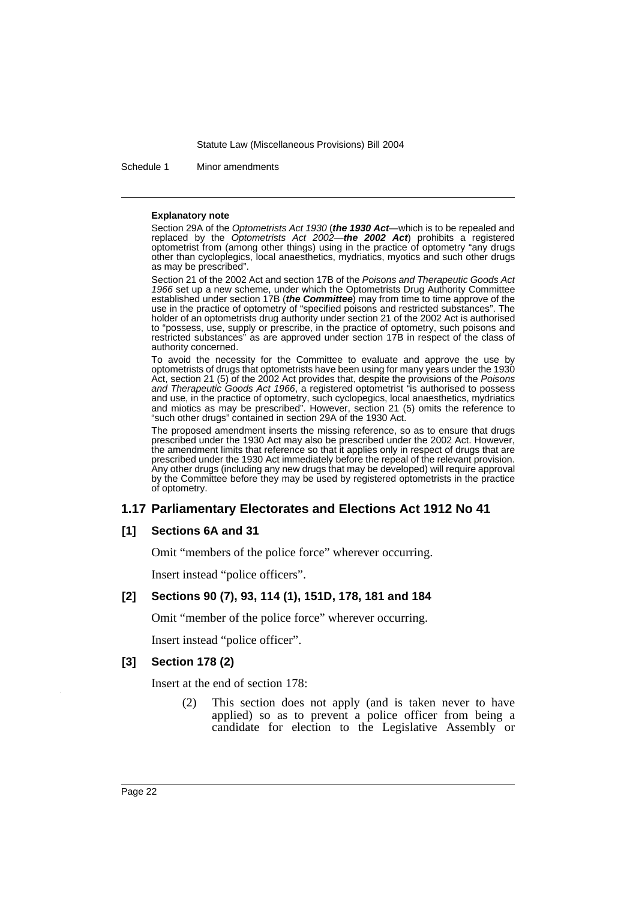**Explanatory note**

Section 29A of the *Optometrists Act 1930* (***the 1930 Act***—which is to be repealed and replaced by the *Optometrists Act 2002*—***the 2002 Act***) prohibits a registered optometrist from (among other things) using in the practice of optometry "any drugs other than cycloplegics, local anaesthetics, mydriatics, myotics and such other drugs as may be prescribed".

Section 21 of the 2002 Act and section 17B of the *Poisons and Therapeutic Goods Act 1966* set up a new scheme, under which the Optometrists Drug Authority Committee established under section 17B (***the Committee***) may from time to time approve of the use in the practice of optometry of "specified poisons and restricted substances". The holder of an optometrists drug authority under section 21 of the 2002 Act is authorised to "possess, use, supply or prescribe, in the practice of optometry, such poisons and restricted substances" as are approved under section 17B in respect of the class of authority concerned.

To avoid the necessity for the Committee to evaluate and approve the use by optometrists of drugs that optometrists have been using for many years under the 1930 Act, section 21 (5) of the 2002 Act provides that, despite the provisions of the *Poisons and Therapeutic Goods Act 1966*, a registered optometrist "is authorised to possess and use, in the practice of optometry, such cyclopegics, local anaesthetics, mydriatics and miotics as may be prescribed". However, section 21 (5) omits the reference to "such other drugs" contained in section 29A of the 1930 Act.

The proposed amendment inserts the missing reference, so as to ensure that drugs prescribed under the 1930 Act may also be prescribed under the 2002 Act. However, the amendment limits that reference so that it applies only in respect of drugs that are prescribed under the 1930 Act immediately before the repeal of the relevant provision. Any other drugs (including any new drugs that may be developed) will require approval by the Committee before they may be used by registered optometrists in the practice of optometry.

## 1.17 Parliamentary Electorates and Elections Act 1912 No 41

### [1] Sections 6A and 31

Omit "members of the police force" wherever occurring.

Insert instead "police officers".

### [2] Sections 90 (7), 93, 114 (1), 151D, 178, 181 and 184

Omit "member of the police force" wherever occurring.

Insert instead "police officer".

### [3] Section 178 (2)

Insert at the end of section 178:

(2) This section does not apply (and is taken never to have applied) so as to prevent a police officer from being a candidate for election to the Legislative Assembly or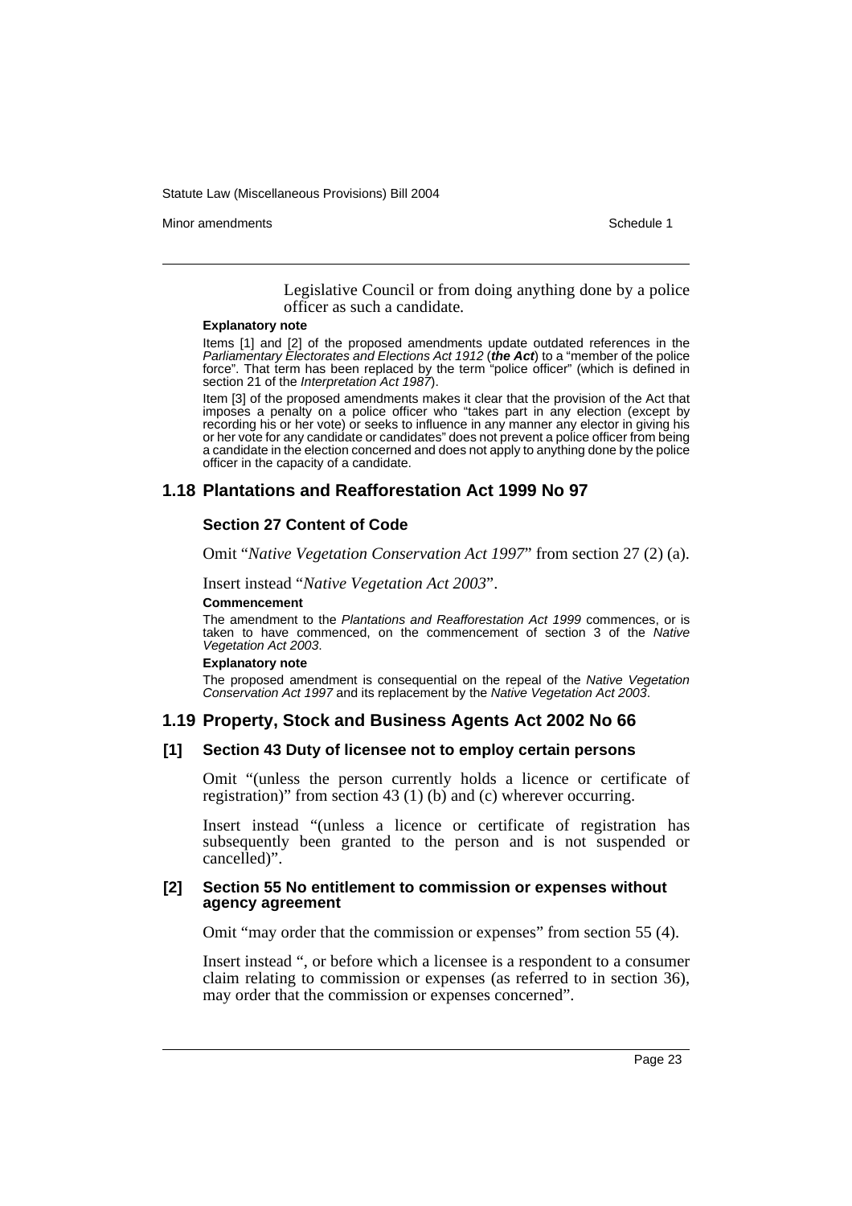Legislative Council or from doing anything done by a police officer as such a candidate.

**Explanatory note**

Items [1] and [2] of the proposed amendments update outdated references in the *Parliamentary Electorates and Elections Act 1912* (***the Act***) to a "member of the police force". That term has been replaced by the term "police officer" (which is defined in section 21 of the *Interpretation Act 1987*).

Item [3] of the proposed amendments makes it clear that the provision of the Act that imposes a penalty on a police officer who "takes part in any election (except by recording his or her vote) or seeks to influence in any manner any elector in giving his or her vote for any candidate or candidates" does not prevent a police officer from being a candidate in the election concerned and does not apply to anything done by the police officer in the capacity of a candidate.

## 1.18 Plantations and Reafforestation Act 1999 No 97

### Section 27 Content of Code

Omit "*Native Vegetation Conservation Act 1997*" from section 27 (2) (a).

Insert instead "*Native Vegetation Act 2003*".

**Commencement**

The amendment to the *Plantations and Reafforestation Act 1999* commences, or is taken to have commenced, on the commencement of section 3 of the *Native Vegetation Act 2003*.

**Explanatory note**

The proposed amendment is consequential on the repeal of the *Native Vegetation Conservation Act 1997* and its replacement by the *Native Vegetation Act 2003*.

## 1.19 Property, Stock and Business Agents Act 2002 No 66

### [1] Section 43 Duty of licensee not to employ certain persons

Omit "(unless the person currently holds a licence or certificate of registration)" from section 43 (1) (b) and (c) wherever occurring.

Insert instead "(unless a licence or certificate of registration has subsequently been granted to the person and is not suspended or cancelled)".

### [2] Section 55 No entitlement to commission or expenses without agency agreement

Omit "may order that the commission or expenses" from section 55 (4).

Insert instead ", or before which a licensee is a respondent to a consumer claim relating to commission or expenses (as referred to in section 36), may order that the commission or expenses concerned".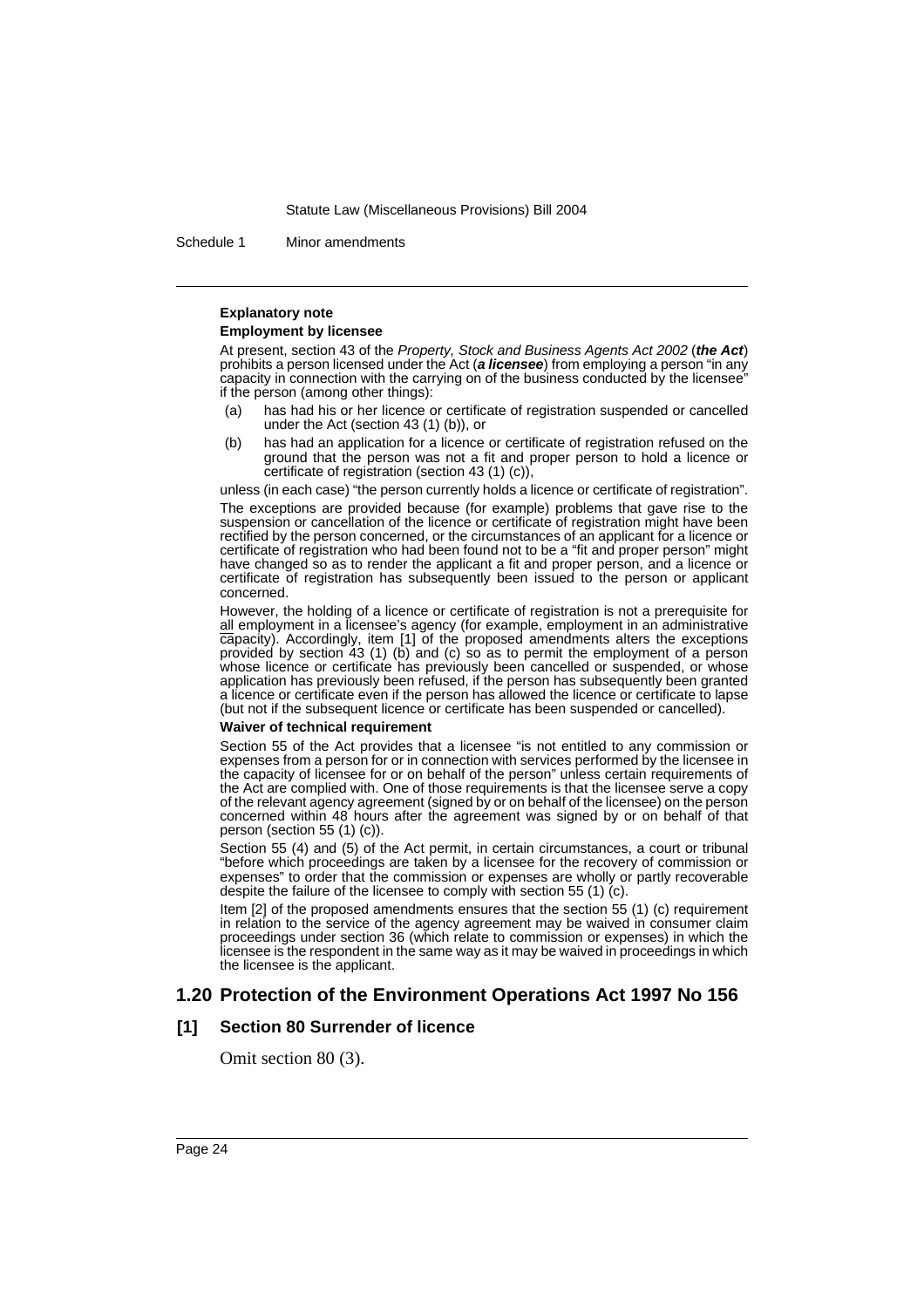#### Explanatory note

**Employment by licensee**

At present, section 43 of the *Property, Stock and Business Agents Act 2002* (***the Act***) prohibits a person licensed under the Act (***a licensee***) from employing a person "in any capacity in connection with the carrying on of the business conducted by the licensee" if the person (among other things):

(a) has had his or her licence or certificate of registration suspended or cancelled under the Act (section 43 (1) (b)), or

(b) has had an application for a licence or certificate of registration refused on the ground that the person was not a fit and proper person to hold a licence or certificate of registration (section 43 (1) (c)),

unless (in each case) "the person currently holds a licence or certificate of registration".

The exceptions are provided because (for example) problems that gave rise to the suspension or cancellation of the licence or certificate of registration might have been rectified by the person concerned, or the circumstances of an applicant for a licence or certificate of registration who had been found not to be a "fit and proper person" might have changed so as to render the applicant a fit and proper person, and a licence or certificate of registration has subsequently been issued to the person or applicant concerned.

However, the holding of a licence or certificate of registration is not a prerequisite for all employment in a licensee's agency (for example, employment in an administrative capacity). Accordingly, item [1] of the proposed amendments alters the exceptions provided by section 43 (1) (b) and (c) so as to permit the employment of a person whose licence or certificate has previously been cancelled or suspended, or whose application has previously been refused, if the person has subsequently been granted a licence or certificate even if the person has allowed the licence or certificate to lapse (but not if the subsequent licence or certificate has been suspended or cancelled).

**Waiver of technical requirement**

Section 55 of the Act provides that a licensee "is not entitled to any commission or expenses from a person for or in connection with services performed by the licensee in the capacity of licensee for or on behalf of the person" unless certain requirements of the Act are complied with. One of those requirements is that the licensee serve a copy of the relevant agency agreement (signed by or on behalf of the licensee) on the person concerned within 48 hours after the agreement was signed by or on behalf of that person (section 55 (1) (c)).

Section 55 (4) and (5) of the Act permit, in certain circumstances, a court or tribunal "before which proceedings are taken by a licensee for the recovery of commission or expenses" to order that the commission or expenses are wholly or partly recoverable despite the failure of the licensee to comply with section 55 (1) (c).

Item [2] of the proposed amendments ensures that the section 55 (1) (c) requirement in relation to the service of the agency agreement may be waived in consumer claim proceedings under section 36 (which relate to commission or expenses) in which the licensee is the respondent in the same way as it may be waived in proceedings in which the licensee is the applicant.

## 1.20 Protection of the Environment Operations Act 1997 No 156

### [1] Section 80 Surrender of licence

Omit section 80 (3).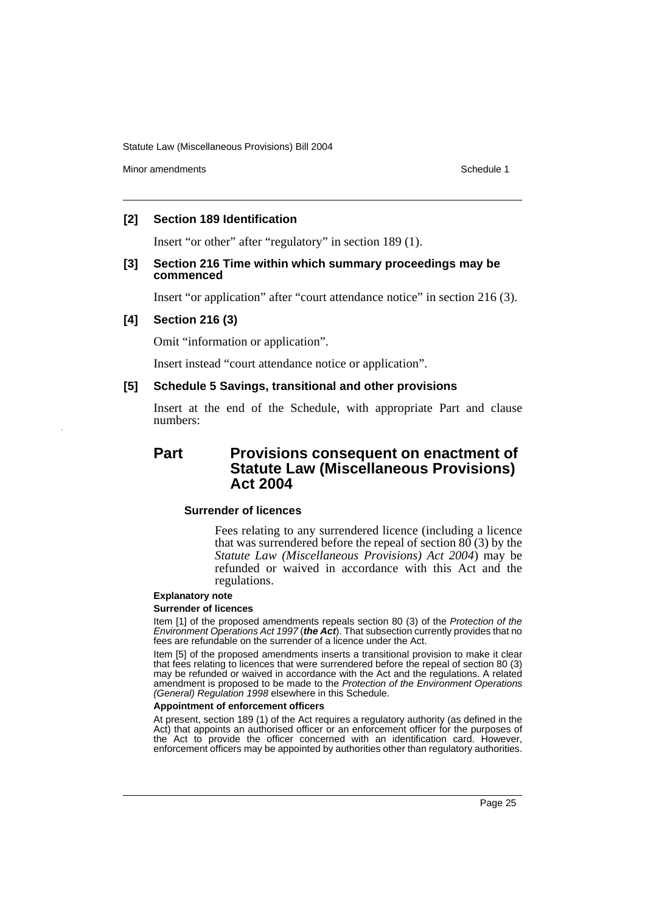### [2] Section 189 Identification

Insert "or other" after "regulatory" in section 189 (1).

### [3] Section 216 Time within which summary proceedings may be commenced

Insert "or application" after "court attendance notice" in section 216 (3).

### [4] Section 216 (3)

Omit "information or application".

Insert instead "court attendance notice or application".

### [5] Schedule 5 Savings, transitional and other provisions

Insert at the end of the Schedule, with appropriate Part and clause numbers:

## Part Provisions consequent on enactment of Statute Law (Miscellaneous Provisions) Act 2004

#### Surrender of licences

Fees relating to any surrendered licence (including a licence that was surrendered before the repeal of section 80 (3) by the *Statute Law (Miscellaneous Provisions) Act 2004*) may be refunded or waived in accordance with this Act and the regulations.

**Explanatory note**

**Surrender of licences**

Item [1] of the proposed amendments repeals section 80 (3) of the *Protection of the Environment Operations Act 1997* (***the Act***). That subsection currently provides that no fees are refundable on the surrender of a licence under the Act.

Item [5] of the proposed amendments inserts a transitional provision to make it clear that fees relating to licences that were surrendered before the repeal of section 80 (3) may be refunded or waived in accordance with the Act and the regulations. A related amendment is proposed to be made to the *Protection of the Environment Operations (General) Regulation 1998* elsewhere in this Schedule.

**Appointment of enforcement officers**

At present, section 189 (1) of the Act requires a regulatory authority (as defined in the Act) that appoints an authorised officer or an enforcement officer for the purposes of the Act to provide the officer concerned with an identification card. However, enforcement officers may be appointed by authorities other than regulatory authorities.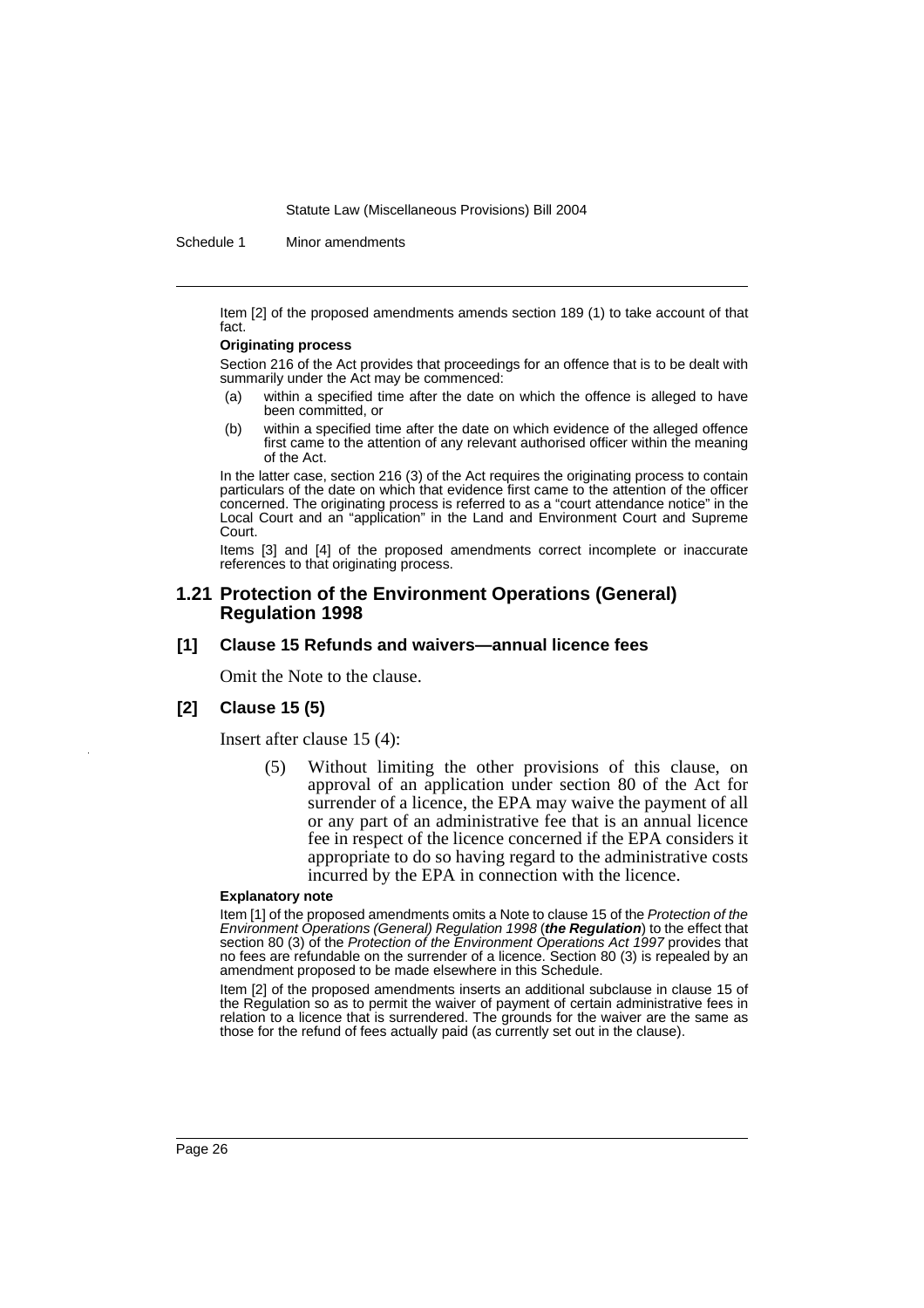Item [2] of the proposed amendments amends section 189 (1) to take account of that fact.

**Originating process**

Section 216 of the Act provides that proceedings for an offence that is to be dealt with summarily under the Act may be commenced:

(a) within a specified time after the date on which the offence is alleged to have been committed, or

(b) within a specified time after the date on which evidence of the alleged offence first came to the attention of any relevant authorised officer within the meaning of the Act.

In the latter case, section 216 (3) of the Act requires the originating process to contain particulars of the date on which that evidence first came to the attention of the officer concerned. The originating process is referred to as a "court attendance notice" in the Local Court and an "application" in the Land and Environment Court and Supreme Court.

Items [3] and [4] of the proposed amendments correct incomplete or inaccurate references to that originating process.

## 1.21 Protection of the Environment Operations (General) Regulation 1998

### [1] Clause 15 Refunds and waivers—annual licence fees

Omit the Note to the clause.

### [2] Clause 15 (5)

Insert after clause 15 (4):

> (5) Without limiting the other provisions of this clause, on approval of an application under section 80 of the Act for surrender of a licence, the EPA may waive the payment of all or any part of an administrative fee that is an annual licence fee in respect of the licence concerned if the EPA considers it appropriate to do so having regard to the administrative costs incurred by the EPA in connection with the licence.

**Explanatory note**

Item [1] of the proposed amendments omits a Note to clause 15 of the *Protection of the Environment Operations (General) Regulation 1998* (***the Regulation***) to the effect that section 80 (3) of the *Protection of the Environment Operations Act 1997* provides that no fees are refundable on the surrender of a licence. Section 80 (3) is repealed by an amendment proposed to be made elsewhere in this Schedule.

Item [2] of the proposed amendments inserts an additional subclause in clause 15 of the Regulation so as to permit the waiver of payment of certain administrative fees in relation to a licence that is surrendered. The grounds for the waiver are the same as those for the refund of fees actually paid (as currently set out in the clause).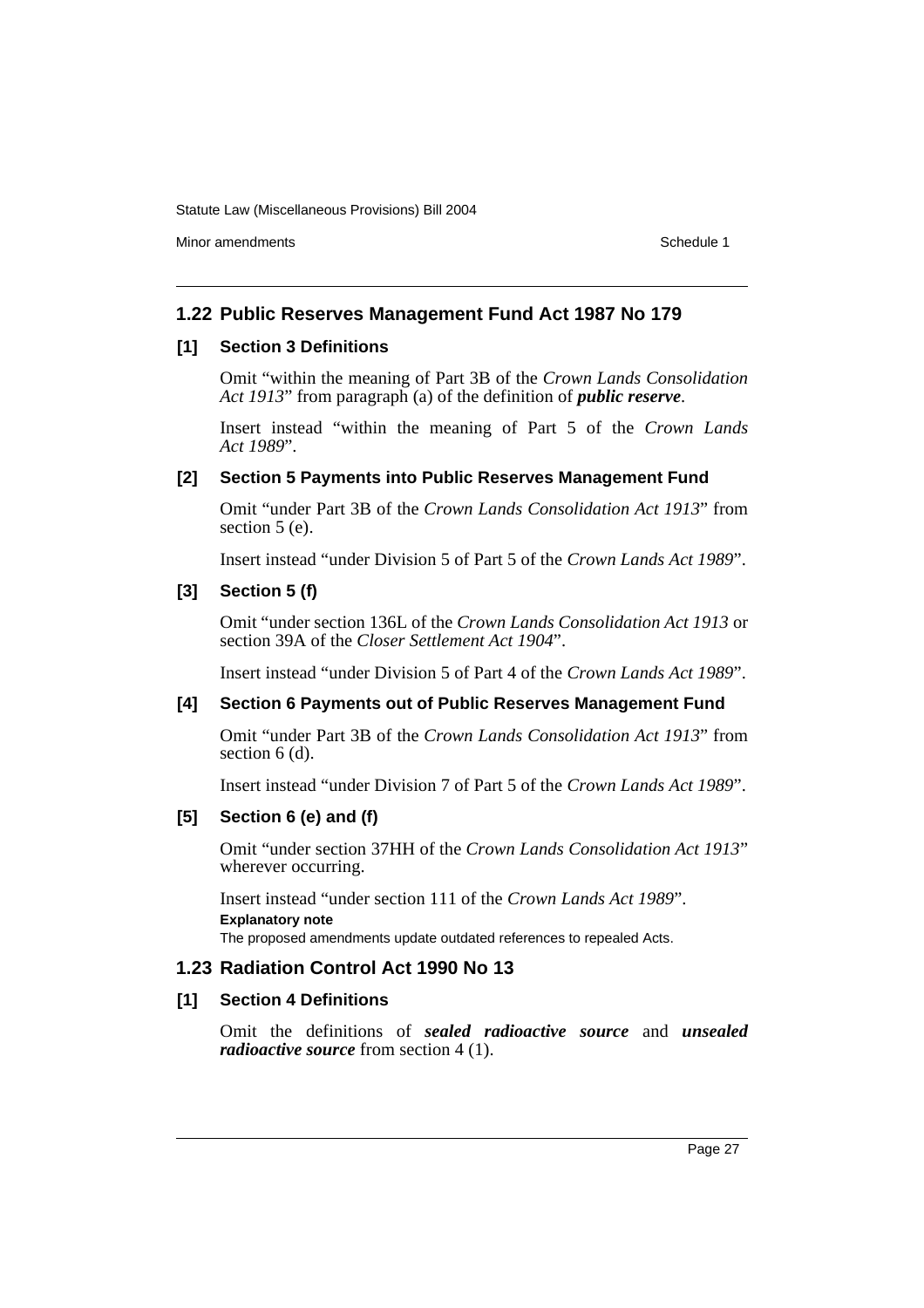## 1.22 Public Reserves Management Fund Act 1987 No 179

### [1] Section 3 Definitions

Omit "within the meaning of Part 3B of the *Crown Lands Consolidation Act 1913*" from paragraph (a) of the definition of ***public reserve***.

Insert instead "within the meaning of Part 5 of the *Crown Lands Act 1989*".

### [2] Section 5 Payments into Public Reserves Management Fund

Omit "under Part 3B of the *Crown Lands Consolidation Act 1913*" from section 5 (e).

Insert instead "under Division 5 of Part 5 of the *Crown Lands Act 1989*".

### [3] Section 5 (f)

Omit "under section 136L of the *Crown Lands Consolidation Act 1913* or section 39A of the *Closer Settlement Act 1904*".

Insert instead "under Division 5 of Part 4 of the *Crown Lands Act 1989*".

### [4] Section 6 Payments out of Public Reserves Management Fund

Omit "under Part 3B of the *Crown Lands Consolidation Act 1913*" from section 6 (d).

Insert instead "under Division 7 of Part 5 of the *Crown Lands Act 1989*".

### [5] Section 6 (e) and (f)

Omit "under section 37HH of the *Crown Lands Consolidation Act 1913*" wherever occurring.

Insert instead "under section 111 of the *Crown Lands Act 1989*".

**Explanatory note**

The proposed amendments update outdated references to repealed Acts.

## 1.23 Radiation Control Act 1990 No 13

### [1] Section 4 Definitions

Omit the definitions of ***sealed radioactive source*** and ***unsealed radioactive source*** from section 4 (1).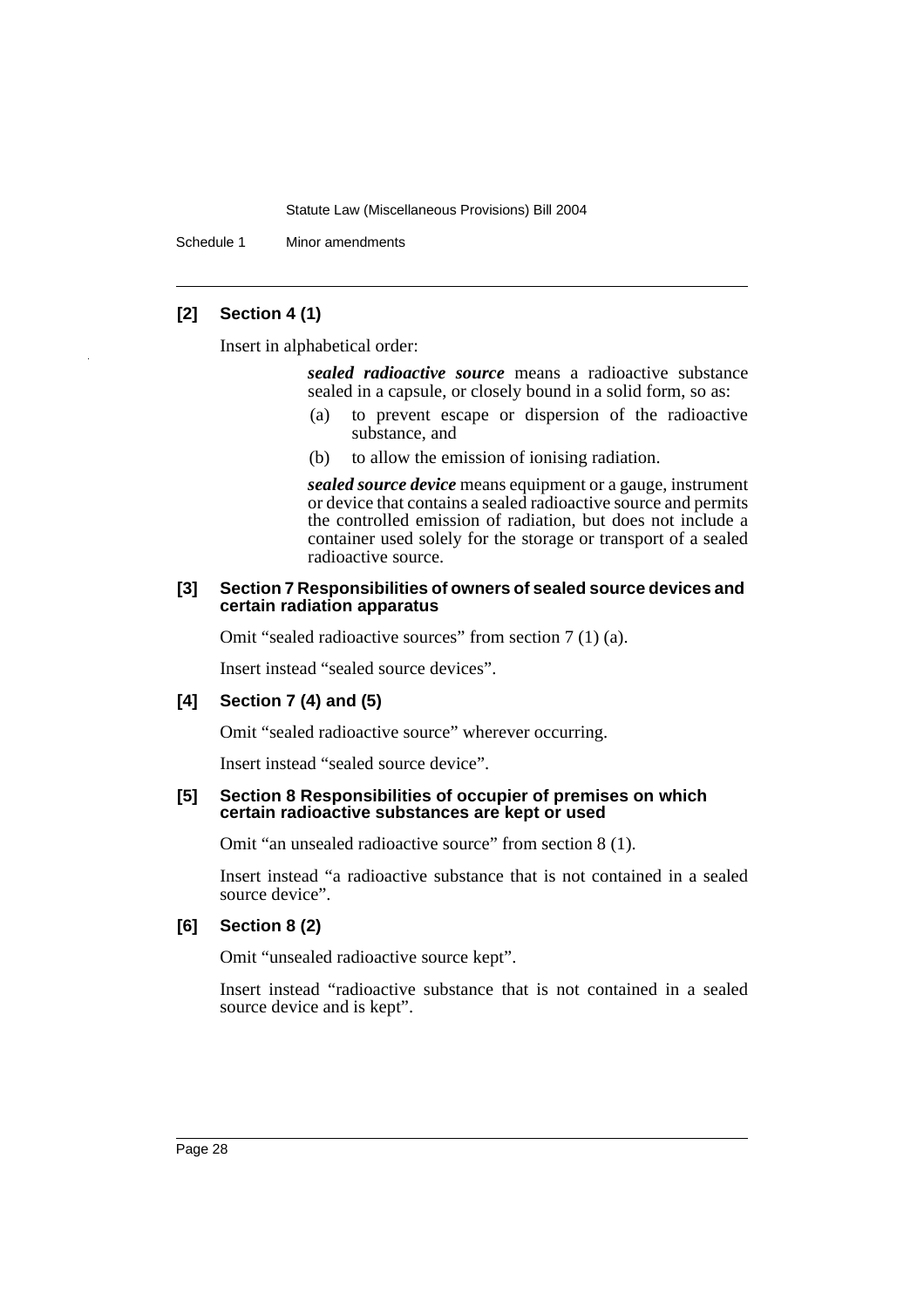**[2] Section 4 (1)**

Insert in alphabetical order:

> ***sealed radioactive source*** means a radioactive substance sealed in a capsule, or closely bound in a solid form, so as:
>
> (a) to prevent escape or dispersion of the radioactive substance, and
>
> (b) to allow the emission of ionising radiation.
>
> ***sealed source device*** means equipment or a gauge, instrument or device that contains a sealed radioactive source and permits the controlled emission of radiation, but does not include a container used solely for the storage or transport of a sealed radioactive source.

**[3] Section 7 Responsibilities of owners of sealed source devices and certain radiation apparatus**

Omit "sealed radioactive sources" from section 7 (1) (a).

Insert instead "sealed source devices".

**[4] Section 7 (4) and (5)**

Omit "sealed radioactive source" wherever occurring.

Insert instead "sealed source device".

**[5] Section 8 Responsibilities of occupier of premises on which certain radioactive substances are kept or used**

Omit "an unsealed radioactive source" from section 8 (1).

Insert instead "a radioactive substance that is not contained in a sealed source device".

**[6] Section 8 (2)**

Omit "unsealed radioactive source kept".

Insert instead "radioactive substance that is not contained in a sealed source device and is kept".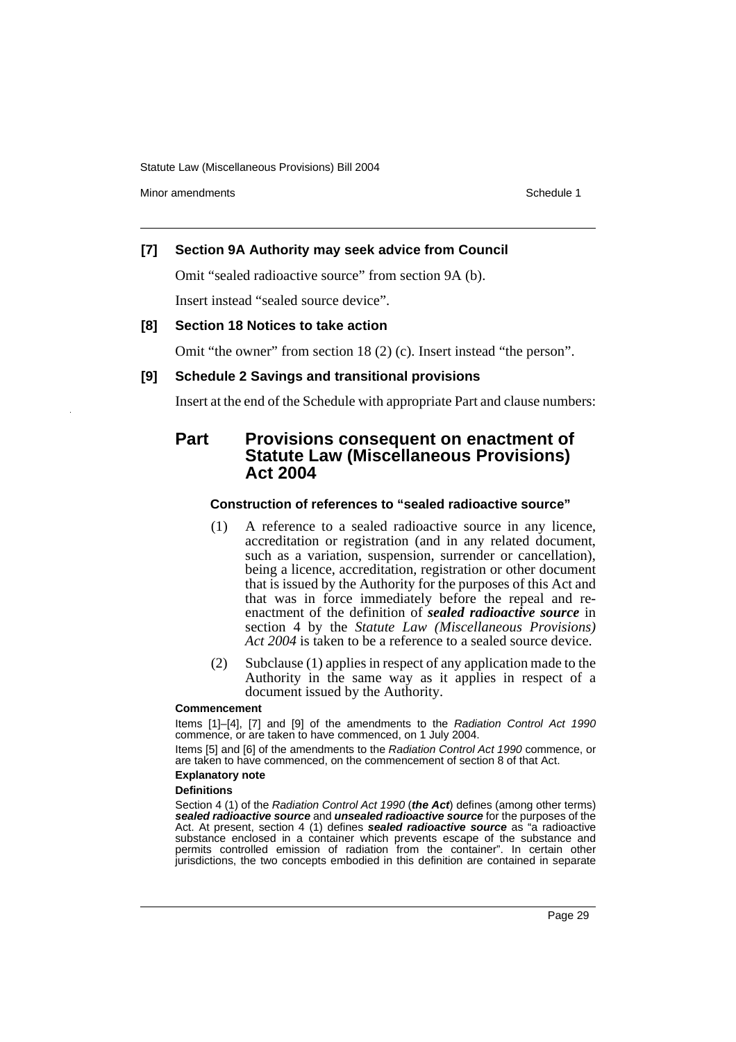**[7] Section 9A Authority may seek advice from Council**

Omit "sealed radioactive source" from section 9A (b).

Insert instead "sealed source device".

**[8] Section 18 Notices to take action**

Omit "the owner" from section 18 (2) (c). Insert instead "the person".

**[9] Schedule 2 Savings and transitional provisions**

Insert at the end of the Schedule with appropriate Part and clause numbers:

## Part Provisions consequent on enactment of Statute Law (Miscellaneous Provisions) Act 2004

### Construction of references to "sealed radioactive source"

(1) A reference to a sealed radioactive source in any licence, accreditation or registration (and in any related document, such as a variation, suspension, surrender or cancellation), being a licence, accreditation, registration or other document that is issued by the Authority for the purposes of this Act and that was in force immediately before the repeal and re-enactment of the definition of ***sealed radioactive source*** in section 4 by the *Statute Law (Miscellaneous Provisions) Act 2004* is taken to be a reference to a sealed source device.

(2) Subclause (1) applies in respect of any application made to the Authority in the same way as it applies in respect of a document issued by the Authority.

**Commencement**

Items [1]–[4], [7] and [9] of the amendments to the *Radiation Control Act 1990* commence, or are taken to have commenced, on 1 July 2004.

Items [5] and [6] of the amendments to the *Radiation Control Act 1990* commence, or are taken to have commenced, on the commencement of section 8 of that Act.

**Explanatory note**

**Definitions**

Section 4 (1) of the *Radiation Control Act 1990* (***the Act***) defines (among other terms) ***sealed radioactive source*** and ***unsealed radioactive source*** for the purposes of the Act. At present, section 4 (1) defines ***sealed radioactive source*** as "a radioactive substance enclosed in a container which prevents escape of the substance and permits controlled emission of radiation from the container". In certain other jurisdictions, the two concepts embodied in this definition are contained in separate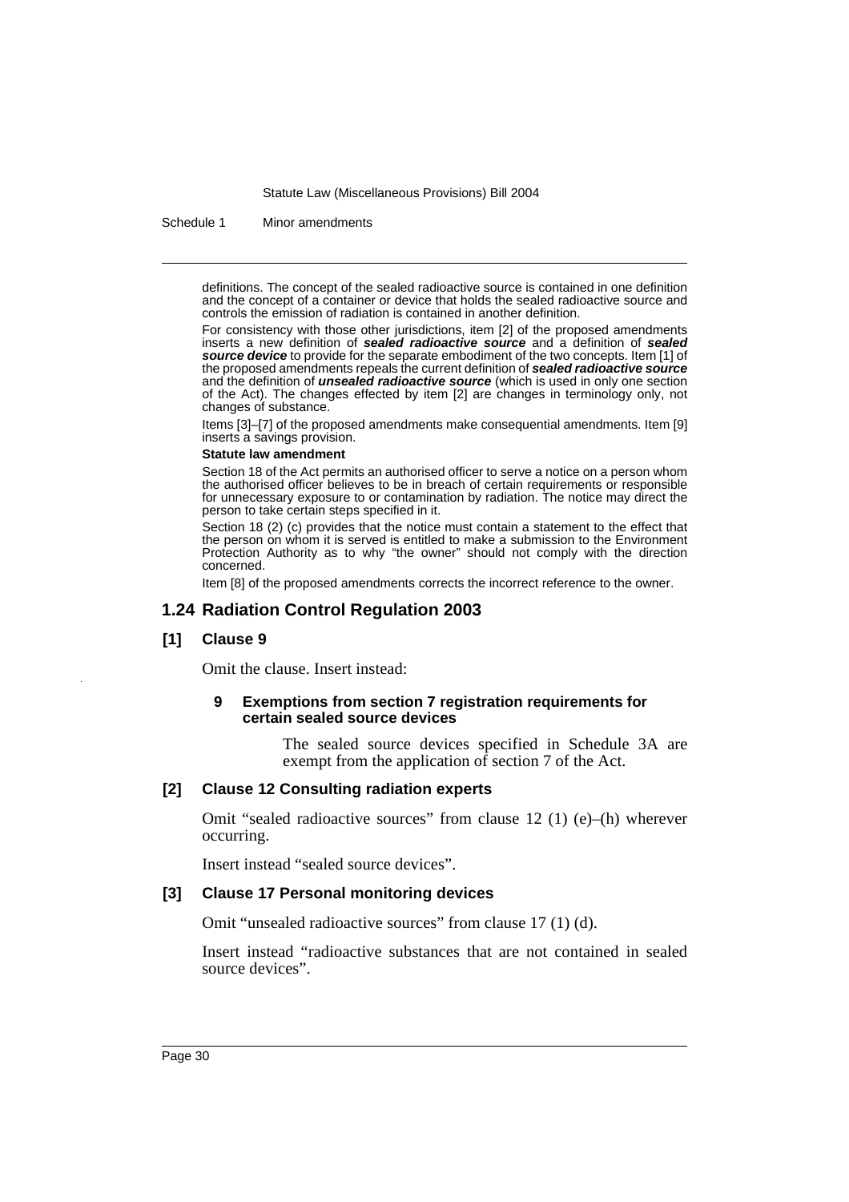definitions. The concept of the sealed radioactive source is contained in one definition and the concept of a container or device that holds the sealed radioactive source and controls the emission of radiation is contained in another definition.

For consistency with those other jurisdictions, item [2] of the proposed amendments inserts a new definition of ***sealed radioactive source*** and a definition of ***sealed source device*** to provide for the separate embodiment of the two concepts. Item [1] of the proposed amendments repeals the current definition of ***sealed radioactive source*** and the definition of ***unsealed radioactive source*** (which is used in only one section of the Act). The changes effected by item [2] are changes in terminology only, not changes of substance.

Items [3]–[7] of the proposed amendments make consequential amendments. Item [9] inserts a savings provision.

**Statute law amendment**

Section 18 of the Act permits an authorised officer to serve a notice on a person whom the authorised officer believes to be in breach of certain requirements or responsible for unnecessary exposure to or contamination by radiation. The notice may direct the person to take certain steps specified in it.

Section 18 (2) (c) provides that the notice must contain a statement to the effect that the person on whom it is served is entitled to make a submission to the Environment Protection Authority as to why "the owner" should not comply with the direction concerned.

Item [8] of the proposed amendments corrects the incorrect reference to the owner.

## 1.24 Radiation Control Regulation 2003

### [1] Clause 9

Omit the clause. Insert instead:

#### 9 Exemptions from section 7 registration requirements for certain sealed source devices

The sealed source devices specified in Schedule 3A are exempt from the application of section 7 of the Act.

### [2] Clause 12 Consulting radiation experts

Omit "sealed radioactive sources" from clause 12 (1) (e)–(h) wherever occurring.

Insert instead "sealed source devices".

### [3] Clause 17 Personal monitoring devices

Omit "unsealed radioactive sources" from clause 17 (1) (d).

Insert instead "radioactive substances that are not contained in sealed source devices".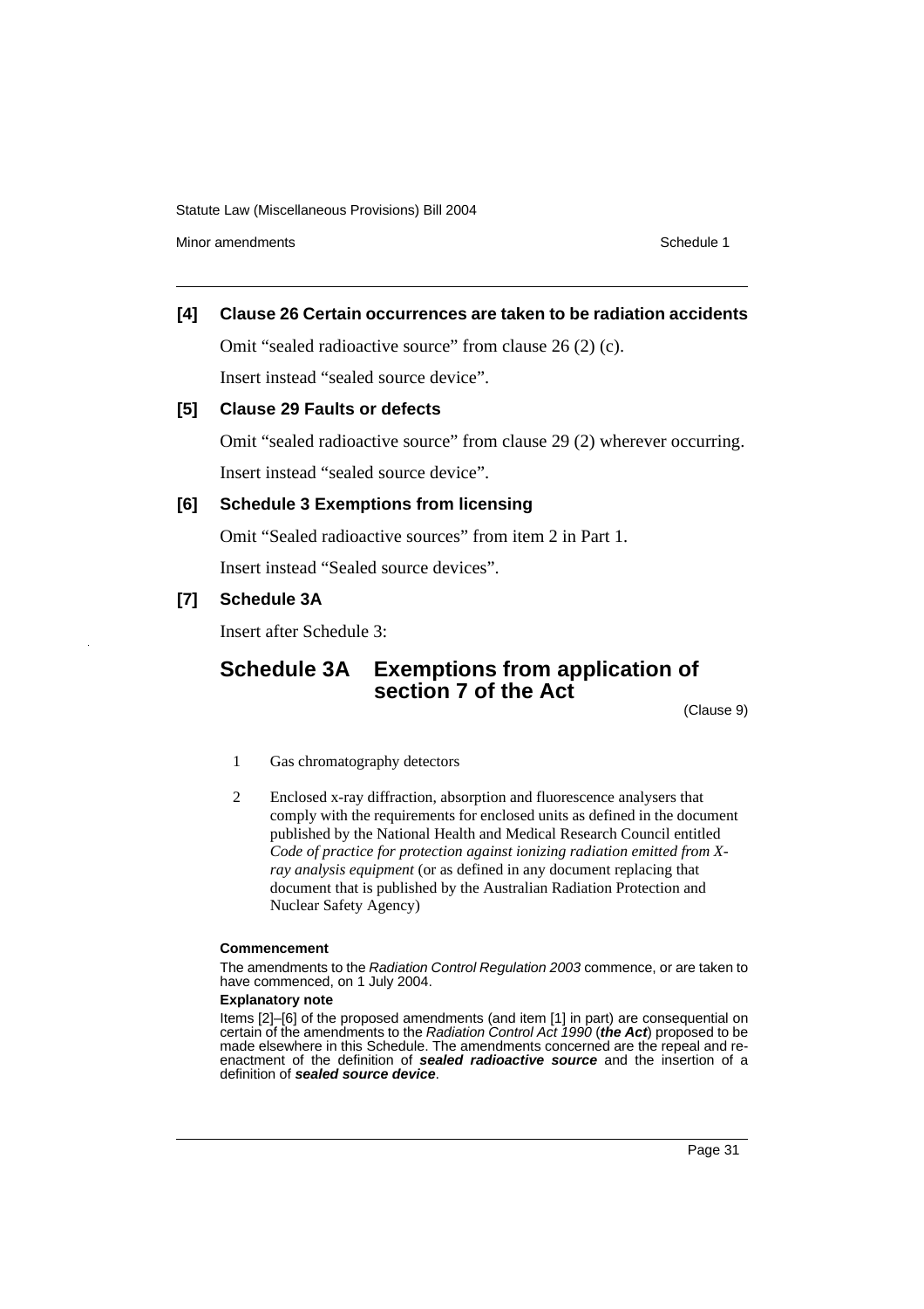### [4] Clause 26 Certain occurrences are taken to be radiation accidents

Omit "sealed radioactive source" from clause 26 (2) (c).

Insert instead "sealed source device".

### [5] Clause 29 Faults or defects

Omit "sealed radioactive source" from clause 29 (2) wherever occurring.

Insert instead "sealed source device".

### [6] Schedule 3 Exemptions from licensing

Omit "Sealed radioactive sources" from item 2 in Part 1.

Insert instead "Sealed source devices".

### [7] Schedule 3A

Insert after Schedule 3:

## Schedule 3A Exemptions from application of section 7 of the Act

(Clause 9)

1 Gas chromatography detectors

2 Enclosed x-ray diffraction, absorption and fluorescence analysers that comply with the requirements for enclosed units as defined in the document published by the National Health and Medical Research Council entitled *Code of practice for protection against ionizing radiation emitted from X-ray analysis equipment* (or as defined in any document replacing that document that is published by the Australian Radiation Protection and Nuclear Safety Agency)

**Commencement**

The amendments to the *Radiation Control Regulation 2003* commence, or are taken to have commenced, on 1 July 2004.

**Explanatory note**

Items [2]–[6] of the proposed amendments (and item [1] in part) are consequential on certain of the amendments to the *Radiation Control Act 1990* (***the Act***) proposed to be made elsewhere in this Schedule. The amendments concerned are the repeal and re-enactment of the definition of ***sealed radioactive source*** and the insertion of a definition of ***sealed source device***.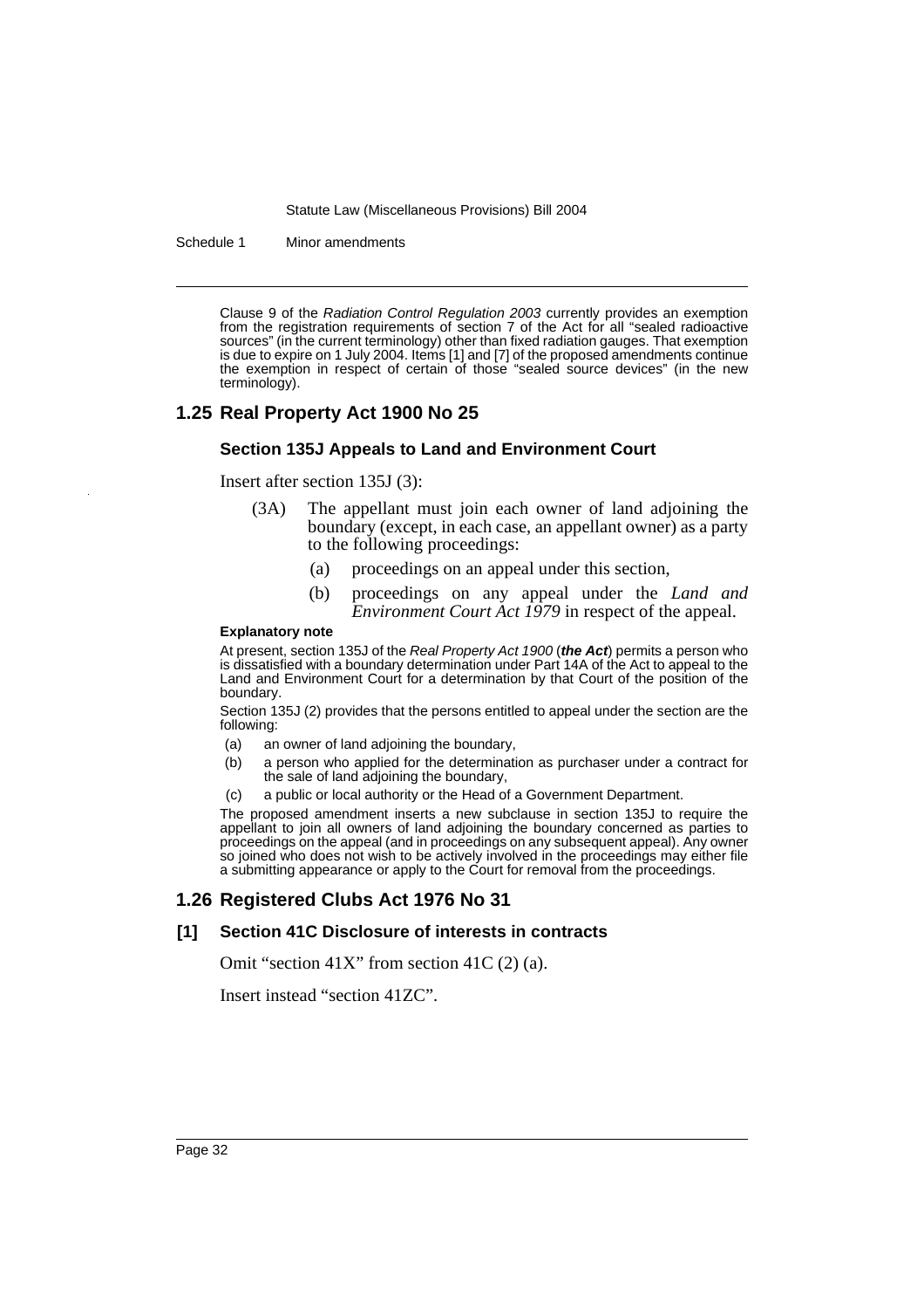Clause 9 of the *Radiation Control Regulation 2003* currently provides an exemption from the registration requirements of section 7 of the Act for all "sealed radioactive sources" (in the current terminology) other than fixed radiation gauges. That exemption is due to expire on 1 July 2004. Items [1] and [7] of the proposed amendments continue the exemption in respect of certain of those "sealed source devices" (in the new terminology).

## 1.25 Real Property Act 1900 No 25

### Section 135J Appeals to Land and Environment Court

Insert after section 135J (3):

(3A) The appellant must join each owner of land adjoining the boundary (except, in each case, an appellant owner) as a party to the following proceedings:

(a) proceedings on an appeal under this section,

(b) proceedings on any appeal under the *Land and Environment Court Act 1979* in respect of the appeal.

**Explanatory note**

At present, section 135J of the *Real Property Act 1900* (***the Act***) permits a person who is dissatisfied with a boundary determination under Part 14A of the Act to appeal to the Land and Environment Court for a determination by that Court of the position of the boundary.

Section 135J (2) provides that the persons entitled to appeal under the section are the following:

(a) an owner of land adjoining the boundary,

(b) a person who applied for the determination as purchaser under a contract for the sale of land adjoining the boundary,

(c) a public or local authority or the Head of a Government Department.

The proposed amendment inserts a new subclause in section 135J to require the appellant to join all owners of land adjoining the boundary concerned as parties to proceedings on the appeal (and in proceedings on any subsequent appeal). Any owner so joined who does not wish to be actively involved in the proceedings may either file a submitting appearance or apply to the Court for removal from the proceedings.

## 1.26 Registered Clubs Act 1976 No 31

### [1] Section 41C Disclosure of interests in contracts

Omit "section 41X" from section 41C (2) (a).

Insert instead "section 41ZC".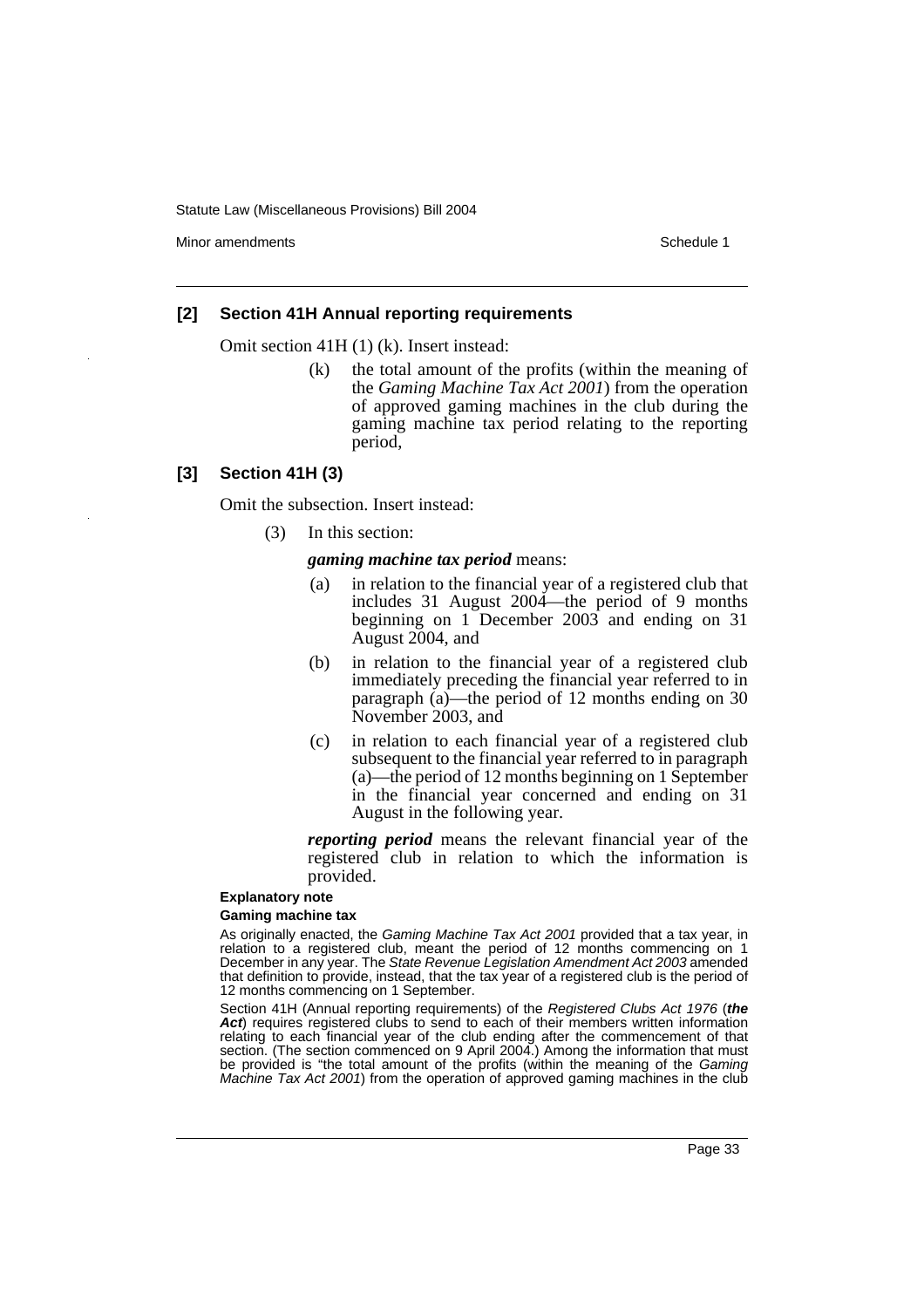### [2] Section 41H Annual reporting requirements

Omit section 41H (1) (k). Insert instead:

> (k) the total amount of the profits (within the meaning of the *Gaming Machine Tax Act 2001*) from the operation of approved gaming machines in the club during the gaming machine tax period relating to the reporting period,

### [3] Section 41H (3)

Omit the subsection. Insert instead:

> (3) In this section:
>
> ***gaming machine tax period*** means:
>
> (a) in relation to the financial year of a registered club that includes 31 August 2004—the period of 9 months beginning on 1 December 2003 and ending on 31 August 2004, and
>
> (b) in relation to the financial year of a registered club immediately preceding the financial year referred to in paragraph (a)—the period of 12 months ending on 30 November 2003, and
>
> (c) in relation to each financial year of a registered club subsequent to the financial year referred to in paragraph (a)—the period of 12 months beginning on 1 September in the financial year concerned and ending on 31 August in the following year.
>
> ***reporting period*** means the relevant financial year of the registered club in relation to which the information is provided.

**Explanatory note**

**Gaming machine tax**

As originally enacted, the *Gaming Machine Tax Act 2001* provided that a tax year, in relation to a registered club, meant the period of 12 months commencing on 1 December in any year. The *State Revenue Legislation Amendment Act 2003* amended that definition to provide, instead, that the tax year of a registered club is the period of 12 months commencing on 1 September.

Section 41H (Annual reporting requirements) of the *Registered Clubs Act 1976* (***the Act***) requires registered clubs to send to each of their members written information relating to each financial year of the club ending after the commencement of that section. (The section commenced on 9 April 2004.) Among the information that must be provided is "the total amount of the profits (within the meaning of the *Gaming Machine Tax Act 2001*) from the operation of approved gaming machines in the club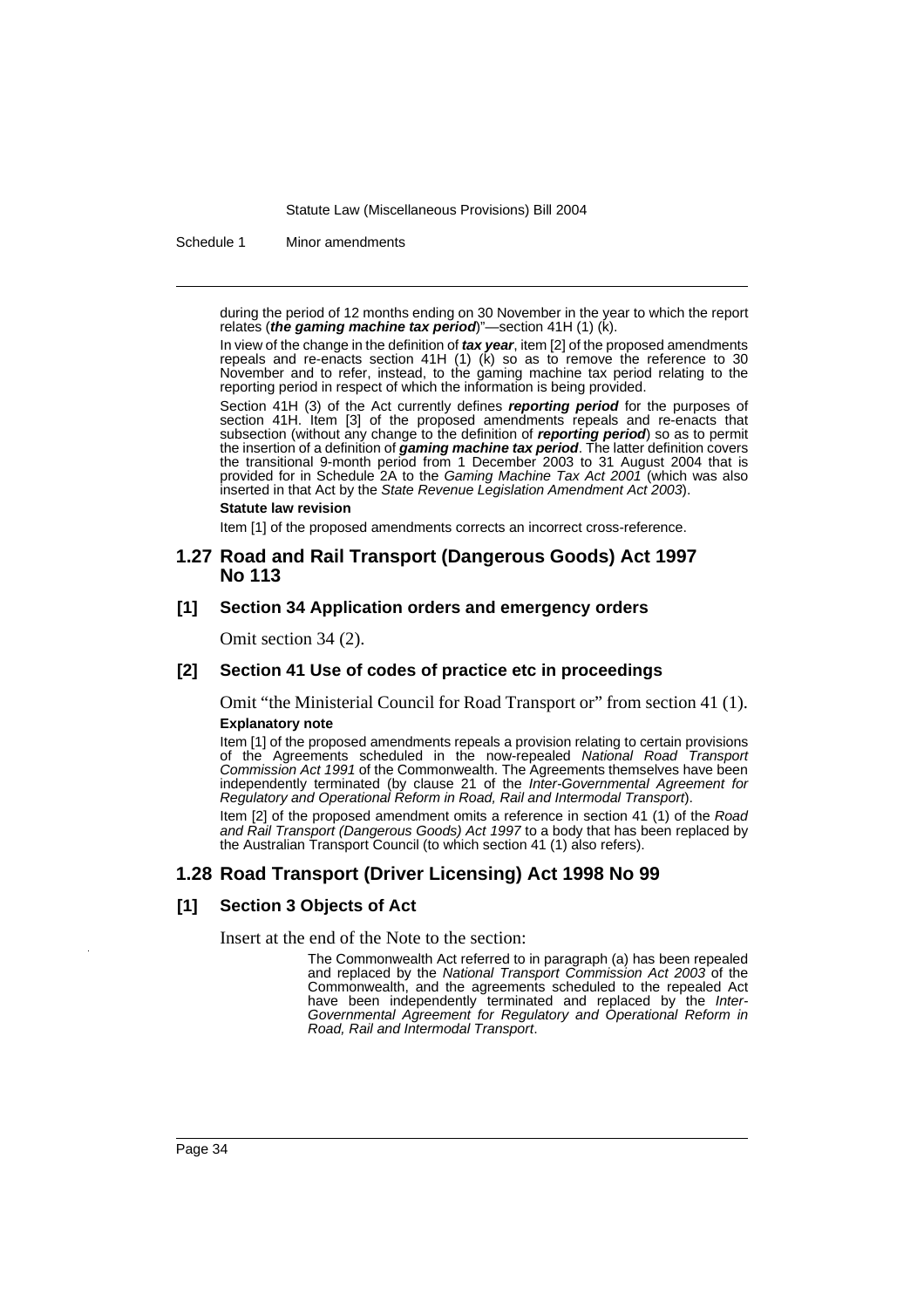during the period of 12 months ending on 30 November in the year to which the report relates (***the gaming machine tax period***)"—section 41H (1) (k).

In view of the change in the definition of ***tax year***, item [2] of the proposed amendments repeals and re-enacts section 41H (1) (k) so as to remove the reference to 30 November and to refer, instead, to the gaming machine tax period relating to the reporting period in respect of which the information is being provided.

Section 41H (3) of the Act currently defines ***reporting period*** for the purposes of section 41H. Item [3] of the proposed amendments repeals and re-enacts that subsection (without any change to the definition of ***reporting period***) so as to permit the insertion of a definition of ***gaming machine tax period***. The latter definition covers the transitional 9-month period from 1 December 2003 to 31 August 2004 that is provided for in Schedule 2A to the *Gaming Machine Tax Act 2001* (which was also inserted in that Act by the *State Revenue Legislation Amendment Act 2003*).

**Statute law revision**

Item [1] of the proposed amendments corrects an incorrect cross-reference.

## 1.27 Road and Rail Transport (Dangerous Goods) Act 1997 No 113

### [1] Section 34 Application orders and emergency orders

Omit section 34 (2).

### [2] Section 41 Use of codes of practice etc in proceedings

Omit "the Ministerial Council for Road Transport or" from section 41 (1).

**Explanatory note**

Item [1] of the proposed amendments repeals a provision relating to certain provisions of the Agreements scheduled in the now-repealed *National Road Transport Commission Act 1991* of the Commonwealth. The Agreements themselves have been independently terminated (by clause 21 of the *Inter-Governmental Agreement for Regulatory and Operational Reform in Road, Rail and Intermodal Transport*).

Item [2] of the proposed amendment omits a reference in section 41 (1) of the *Road and Rail Transport (Dangerous Goods) Act 1997* to a body that has been replaced by the Australian Transport Council (to which section 41 (1) also refers).

## 1.28 Road Transport (Driver Licensing) Act 1998 No 99

### [1] Section 3 Objects of Act

Insert at the end of the Note to the section:

> The Commonwealth Act referred to in paragraph (a) has been repealed and replaced by the *National Transport Commission Act 2003* of the Commonwealth, and the agreements scheduled to the repealed Act have been independently terminated and replaced by the *Inter-Governmental Agreement for Regulatory and Operational Reform in Road, Rail and Intermodal Transport*.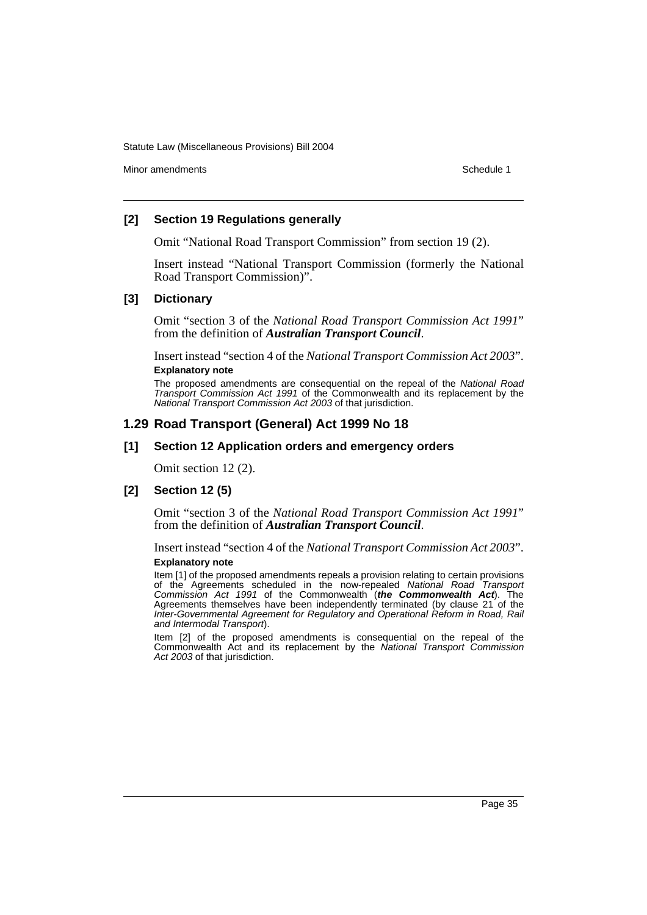### [2] Section 19 Regulations generally

Omit "National Road Transport Commission" from section 19 (2).

Insert instead "National Transport Commission (formerly the National Road Transport Commission)".

### [3] Dictionary

Omit "section 3 of the *National Road Transport Commission Act 1991*" from the definition of ***Australian Transport Council***.

Insert instead "section 4 of the *National Transport Commission Act 2003*".

**Explanatory note**

The proposed amendments are consequential on the repeal of the *National Road Transport Commission Act 1991* of the Commonwealth and its replacement by the *National Transport Commission Act 2003* of that jurisdiction.

## 1.29 Road Transport (General) Act 1999 No 18

### [1] Section 12 Application orders and emergency orders

Omit section 12 (2).

### [2] Section 12 (5)

Omit "section 3 of the *National Road Transport Commission Act 1991*" from the definition of ***Australian Transport Council***.

Insert instead "section 4 of the *National Transport Commission Act 2003*".

**Explanatory note**

Item [1] of the proposed amendments repeals a provision relating to certain provisions of the Agreements scheduled in the now-repealed *National Road Transport Commission Act 1991* of the Commonwealth (***the Commonwealth Act***). The Agreements themselves have been independently terminated (by clause 21 of the *Inter-Governmental Agreement for Regulatory and Operational Reform in Road, Rail and Intermodal Transport*).

Item [2] of the proposed amendments is consequential on the repeal of the Commonwealth Act and its replacement by the *National Transport Commission Act 2003* of that jurisdiction.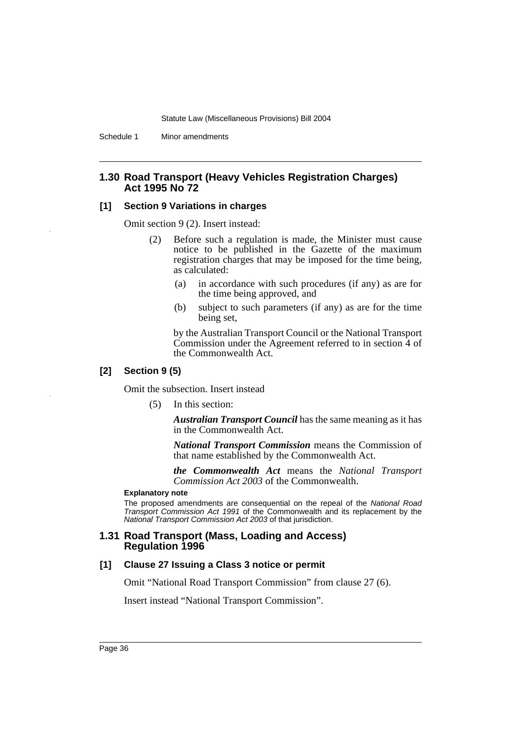## 1.30 Road Transport (Heavy Vehicles Registration Charges) Act 1995 No 72

### [1] Section 9 Variations in charges

Omit section 9 (2). Insert instead:

(2) Before such a regulation is made, the Minister must cause notice to be published in the Gazette of the maximum registration charges that may be imposed for the time being, as calculated:

(a) in accordance with such procedures (if any) as are for the time being approved, and

(b) subject to such parameters (if any) as are for the time being set,

by the Australian Transport Council or the National Transport Commission under the Agreement referred to in section 4 of the Commonwealth Act.

### [2] Section 9 (5)

Omit the subsection. Insert instead

(5) In this section:

***Australian Transport Council*** has the same meaning as it has in the Commonwealth Act.

***National Transport Commission*** means the Commission of that name established by the Commonwealth Act.

***the Commonwealth Act*** means the *National Transport Commission Act 2003* of the Commonwealth.

**Explanatory note**

The proposed amendments are consequential on the repeal of the *National Road Transport Commission Act 1991* of the Commonwealth and its replacement by the *National Transport Commission Act 2003* of that jurisdiction.

## 1.31 Road Transport (Mass, Loading and Access) Regulation 1996

### [1] Clause 27 Issuing a Class 3 notice or permit

Omit "National Road Transport Commission" from clause 27 (6).

Insert instead "National Transport Commission".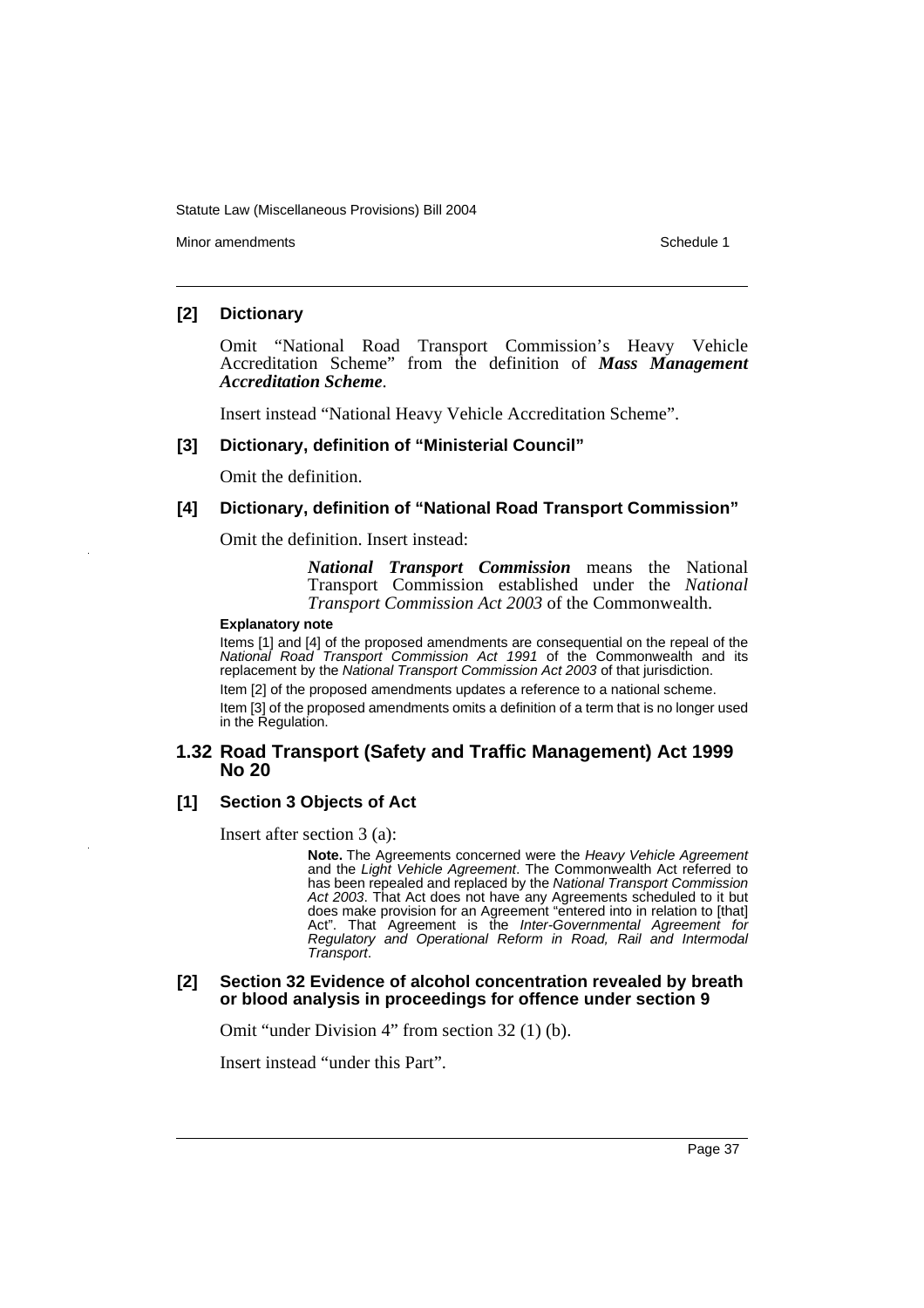### [2] Dictionary

Omit "National Road Transport Commission's Heavy Vehicle Accreditation Scheme" from the definition of ***Mass Management Accreditation Scheme***.

Insert instead "National Heavy Vehicle Accreditation Scheme".

### [3] Dictionary, definition of "Ministerial Council"

Omit the definition.

### [4] Dictionary, definition of "National Road Transport Commission"

Omit the definition. Insert instead:

> ***National Transport Commission*** means the National Transport Commission established under the *National Transport Commission Act 2003* of the Commonwealth.

**Explanatory note**

Items [1] and [4] of the proposed amendments are consequential on the repeal of the *National Road Transport Commission Act 1991* of the Commonwealth and its replacement by the *National Transport Commission Act 2003* of that jurisdiction.

Item [2] of the proposed amendments updates a reference to a national scheme.

Item [3] of the proposed amendments omits a definition of a term that is no longer used in the Regulation.

## 1.32 Road Transport (Safety and Traffic Management) Act 1999 No 20

### [1] Section 3 Objects of Act

Insert after section 3 (a):

> **Note.** The Agreements concerned were the *Heavy Vehicle Agreement* and the *Light Vehicle Agreement*. The Commonwealth Act referred to has been repealed and replaced by the *National Transport Commission Act 2003*. That Act does not have any Agreements scheduled to it but does make provision for an Agreement "entered into in relation to [that] Act". That Agreement is the *Inter-Governmental Agreement for Regulatory and Operational Reform in Road, Rail and Intermodal Transport*.

### [2] Section 32 Evidence of alcohol concentration revealed by breath or blood analysis in proceedings for offence under section 9

Omit "under Division 4" from section 32 (1) (b).

Insert instead "under this Part".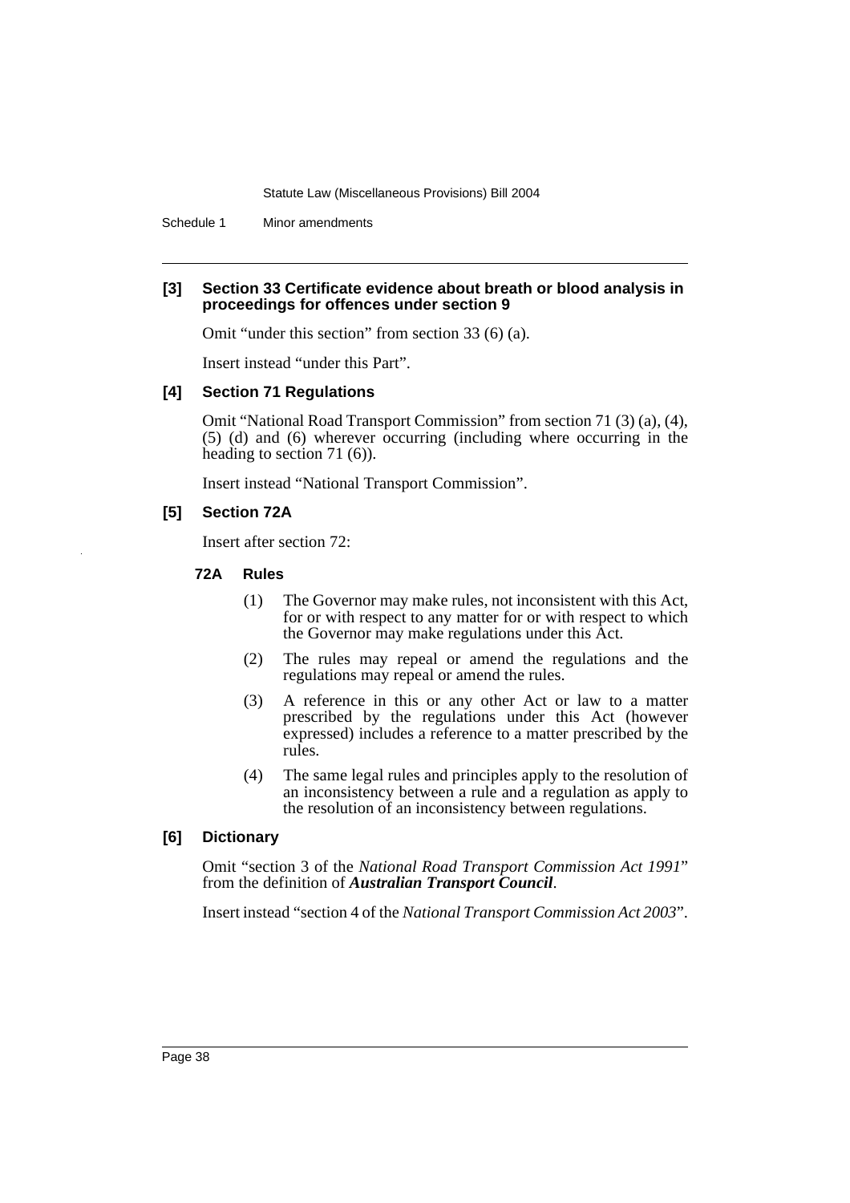**[3] Section 33 Certificate evidence about breath or blood analysis in proceedings for offences under section 9**

Omit "under this section" from section 33 (6) (a).

Insert instead "under this Part".

**[4] Section 71 Regulations**

Omit "National Road Transport Commission" from section 71 (3) (a), (4), (5) (d) and (6) wherever occurring (including where occurring in the heading to section 71 (6)).

Insert instead "National Transport Commission".

**[5] Section 72A**

Insert after section 72:

**72A Rules**

(1) The Governor may make rules, not inconsistent with this Act, for or with respect to any matter for or with respect to which the Governor may make regulations under this Act.

(2) The rules may repeal or amend the regulations and the regulations may repeal or amend the rules.

(3) A reference in this or any other Act or law to a matter prescribed by the regulations under this Act (however expressed) includes a reference to a matter prescribed by the rules.

(4) The same legal rules and principles apply to the resolution of an inconsistency between a rule and a regulation as apply to the resolution of an inconsistency between regulations.

**[6] Dictionary**

Omit "section 3 of the *National Road Transport Commission Act 1991*" from the definition of ***Australian Transport Council***.

Insert instead "section 4 of the *National Transport Commission Act 2003*".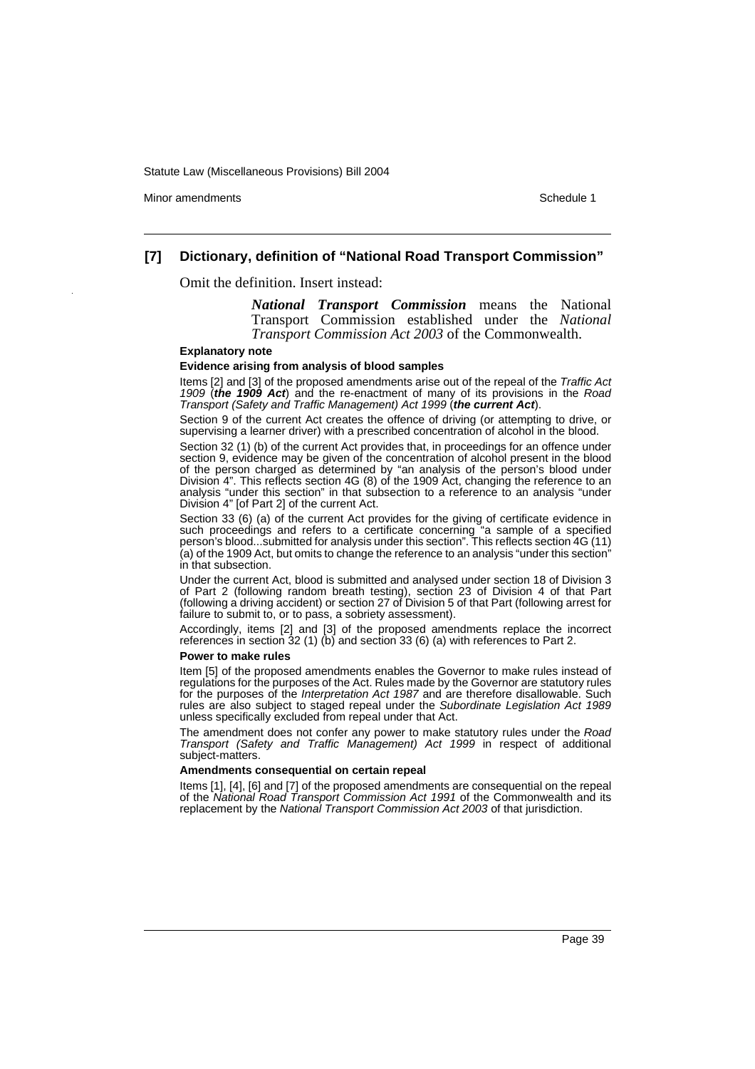### [7] Dictionary, definition of "National Road Transport Commission"

Omit the definition. Insert instead:

> ***National Transport Commission*** means the National Transport Commission established under the *National Transport Commission Act 2003* of the Commonwealth.

#### Explanatory note

**Evidence arising from analysis of blood samples**

Items [2] and [3] of the proposed amendments arise out of the repeal of the *Traffic Act 1909* (***the 1909 Act***) and the re-enactment of many of its provisions in the *Road Transport (Safety and Traffic Management) Act 1999* (***the current Act***).

Section 9 of the current Act creates the offence of driving (or attempting to drive, or supervising a learner driver) with a prescribed concentration of alcohol in the blood.

Section 32 (1) (b) of the current Act provides that, in proceedings for an offence under section 9, evidence may be given of the concentration of alcohol present in the blood of the person charged as determined by "an analysis of the person's blood under Division 4". This reflects section 4G (8) of the 1909 Act, changing the reference to an analysis "under this section" in that subsection to a reference to an analysis "under Division 4" [of Part 2] of the current Act.

Section 33 (6) (a) of the current Act provides for the giving of certificate evidence in such proceedings and refers to a certificate concerning "a sample of a specified person's blood...submitted for analysis under this section". This reflects section 4G (11) (a) of the 1909 Act, but omits to change the reference to an analysis "under this section" in that subsection.

Under the current Act, blood is submitted and analysed under section 18 of Division 3 of Part 2 (following random breath testing), section 23 of Division 4 of that Part (following a driving accident) or section 27 of Division 5 of that Part (following arrest for failure to submit to, or to pass, a sobriety assessment).

Accordingly, items [2] and [3] of the proposed amendments replace the incorrect references in section 32 (1) (b) and section 33 (6) (a) with references to Part 2.

**Power to make rules**

Item [5] of the proposed amendments enables the Governor to make rules instead of regulations for the purposes of the Act. Rules made by the Governor are statutory rules for the purposes of the *Interpretation Act 1987* and are therefore disallowable. Such rules are also subject to staged repeal under the *Subordinate Legislation Act 1989* unless specifically excluded from repeal under that Act.

The amendment does not confer any power to make statutory rules under the *Road Transport (Safety and Traffic Management) Act 1999* in respect of additional subject-matters.

**Amendments consequential on certain repeal**

Items [1], [4], [6] and [7] of the proposed amendments are consequential on the repeal of the *National Road Transport Commission Act 1991* of the Commonwealth and its replacement by the *National Transport Commission Act 2003* of that jurisdiction.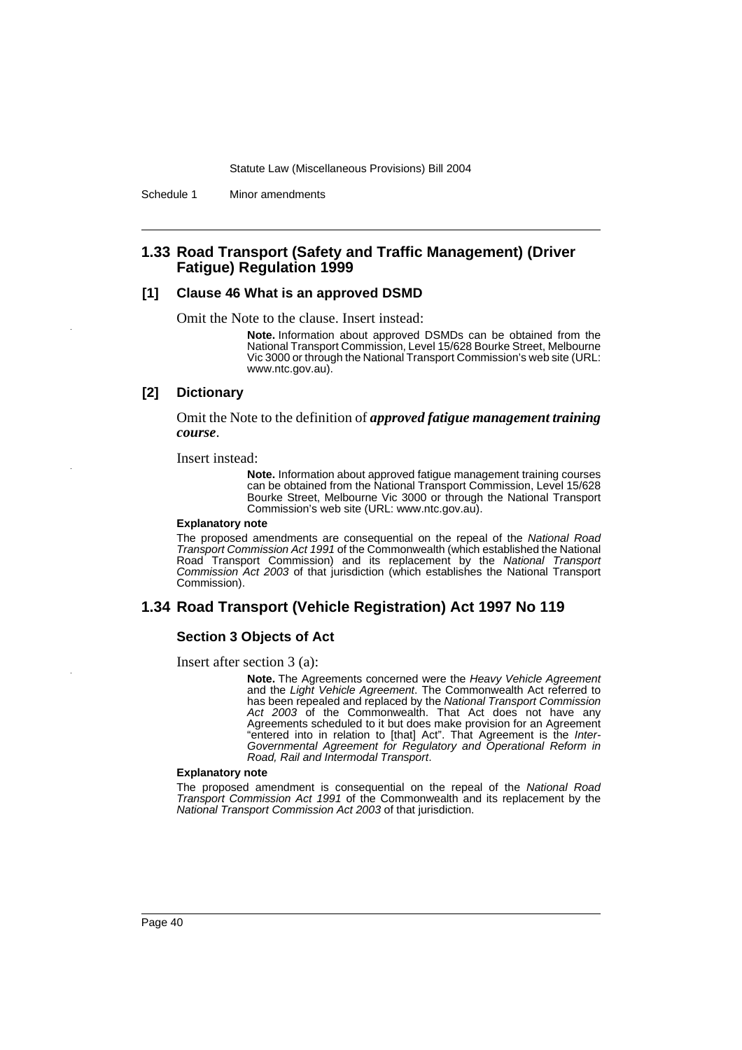## 1.33 Road Transport (Safety and Traffic Management) (Driver Fatigue) Regulation 1999

### [1] Clause 46 What is an approved DSMD

Omit the Note to the clause. Insert instead:

> **Note.** Information about approved DSMDs can be obtained from the National Transport Commission, Level 15/628 Bourke Street, Melbourne Vic 3000 or through the National Transport Commission's web site (URL: www.ntc.gov.au).

### [2] Dictionary

Omit the Note to the definition of ***approved fatigue management training course***.

Insert instead:

> **Note.** Information about approved fatigue management training courses can be obtained from the National Transport Commission, Level 15/628 Bourke Street, Melbourne Vic 3000 or through the National Transport Commission's web site (URL: www.ntc.gov.au).

**Explanatory note**

The proposed amendments are consequential on the repeal of the *National Road Transport Commission Act 1991* of the Commonwealth (which established the National Road Transport Commission) and its replacement by the *National Transport Commission Act 2003* of that jurisdiction (which establishes the National Transport Commission).

## 1.34 Road Transport (Vehicle Registration) Act 1997 No 119

### Section 3 Objects of Act

Insert after section 3 (a):

> **Note.** The Agreements concerned were the *Heavy Vehicle Agreement* and the *Light Vehicle Agreement*. The Commonwealth Act referred to has been repealed and replaced by the *National Transport Commission Act 2003* of the Commonwealth. That Act does not have any Agreements scheduled to it but does make provision for an Agreement "entered into in relation to [that] Act". That Agreement is the *Inter-Governmental Agreement for Regulatory and Operational Reform in Road, Rail and Intermodal Transport*.

**Explanatory note**

The proposed amendment is consequential on the repeal of the *National Road Transport Commission Act 1991* of the Commonwealth and its replacement by the *National Transport Commission Act 2003* of that jurisdiction.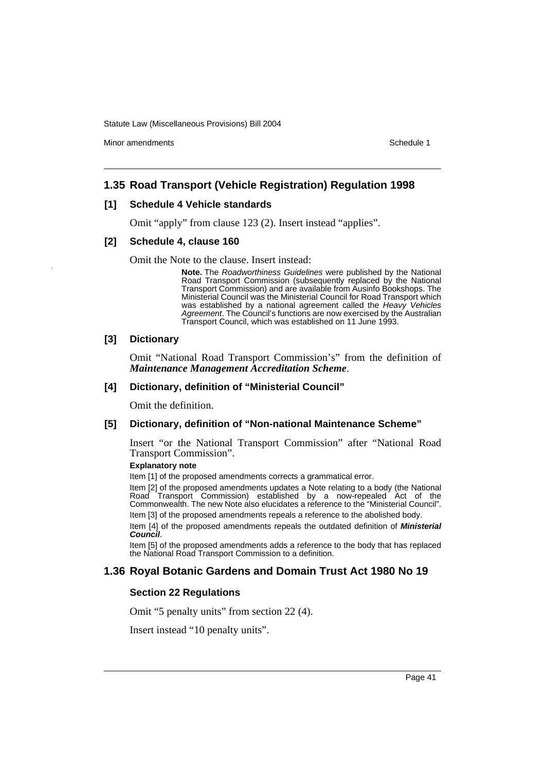## 1.35 Road Transport (Vehicle Registration) Regulation 1998

### [1] Schedule 4 Vehicle standards

Omit "apply" from clause 123 (2). Insert instead "applies".

### [2] Schedule 4, clause 160

Omit the Note to the clause. Insert instead:

> **Note.** The *Roadworthiness Guidelines* were published by the National Road Transport Commission (subsequently replaced by the National Transport Commission) and are available from Ausinfo Bookshops. The Ministerial Council was the Ministerial Council for Road Transport which was established by a national agreement called the *Heavy Vehicles Agreement*. The Council's functions are now exercised by the Australian Transport Council, which was established on 11 June 1993.

### [3] Dictionary

Omit "National Road Transport Commission's" from the definition of ***Maintenance Management Accreditation Scheme***.

### [4] Dictionary, definition of "Ministerial Council"

Omit the definition.

### [5] Dictionary, definition of "Non-national Maintenance Scheme"

Insert "or the National Transport Commission" after "National Road Transport Commission".

**Explanatory note**

Item [1] of the proposed amendments corrects a grammatical error.

Item [2] of the proposed amendments updates a Note relating to a body (the National Road Transport Commission) established by a now-repealed Act of the Commonwealth. The new Note also elucidates a reference to the "Ministerial Council".

Item [3] of the proposed amendments repeals a reference to the abolished body.

Item [4] of the proposed amendments repeals the outdated definition of ***Ministerial Council***.

Item [5] of the proposed amendments adds a reference to the body that has replaced the National Road Transport Commission to a definition.

## 1.36 Royal Botanic Gardens and Domain Trust Act 1980 No 19

### Section 22 Regulations

Omit "5 penalty units" from section 22 (4).

Insert instead "10 penalty units".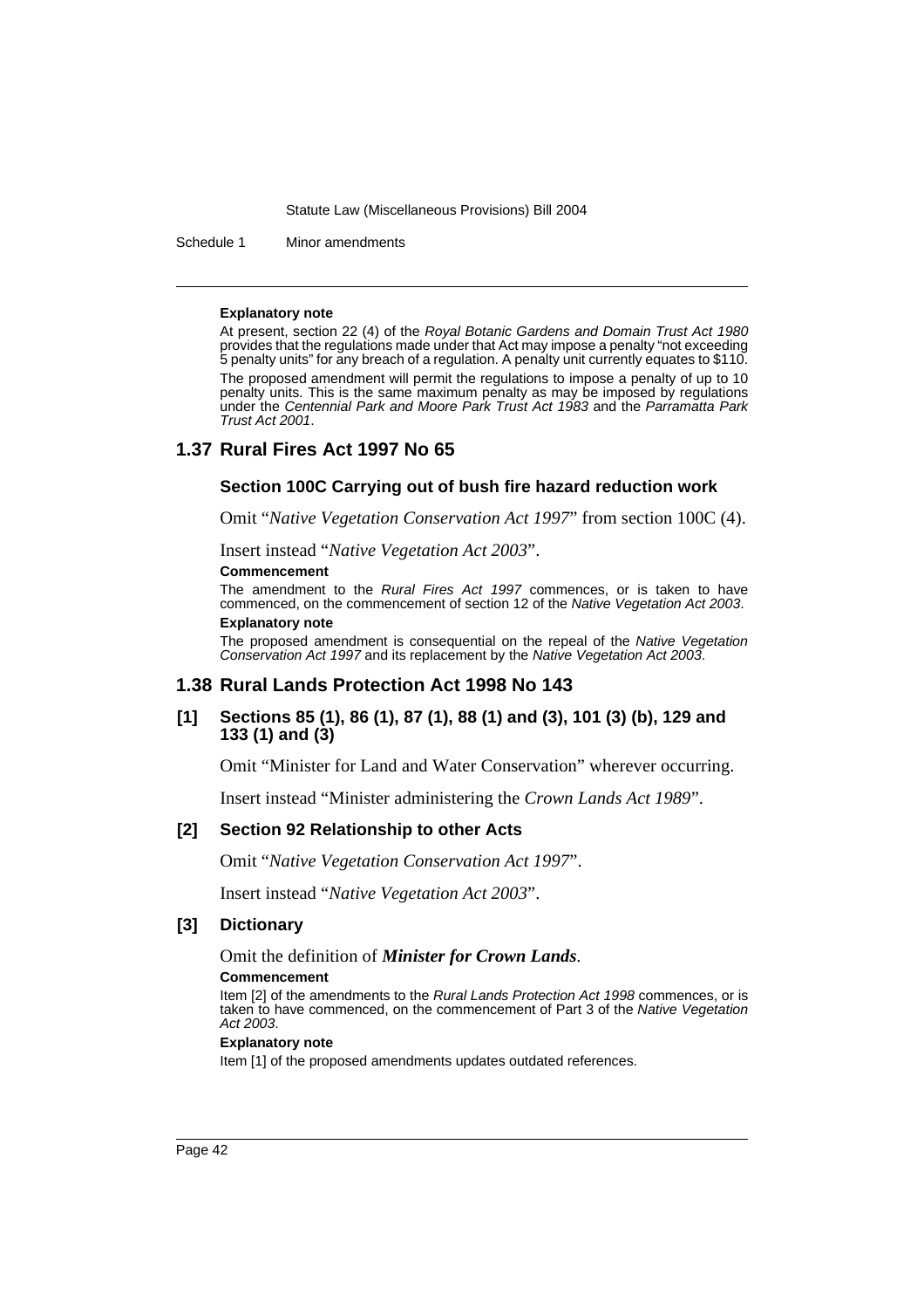**Explanatory note**

At present, section 22 (4) of the *Royal Botanic Gardens and Domain Trust Act 1980* provides that the regulations made under that Act may impose a penalty "not exceeding 5 penalty units" for any breach of a regulation. A penalty unit currently equates to $110.

The proposed amendment will permit the regulations to impose a penalty of up to 10 penalty units. This is the same maximum penalty as may be imposed by regulations under the *Centennial Park and Moore Park Trust Act 1983* and the *Parramatta Park Trust Act 2001*.

## 1.37 Rural Fires Act 1997 No 65

### Section 100C Carrying out of bush fire hazard reduction work

Omit "*Native Vegetation Conservation Act 1997*" from section 100C (4).

Insert instead "*Native Vegetation Act 2003*".

**Commencement**

The amendment to the *Rural Fires Act 1997* commences, or is taken to have commenced, on the commencement of section 12 of the *Native Vegetation Act 2003*.

**Explanatory note**

The proposed amendment is consequential on the repeal of the *Native Vegetation Conservation Act 1997* and its replacement by the *Native Vegetation Act 2003*.

## 1.38 Rural Lands Protection Act 1998 No 143

### [1] Sections 85 (1), 86 (1), 87 (1), 88 (1) and (3), 101 (3) (b), 129 and 133 (1) and (3)

Omit "Minister for Land and Water Conservation" wherever occurring.

Insert instead "Minister administering the *Crown Lands Act 1989*".

### [2] Section 92 Relationship to other Acts

Omit "*Native Vegetation Conservation Act 1997*".

Insert instead "*Native Vegetation Act 2003*".

### [3] Dictionary

Omit the definition of ***Minister for Crown Lands***.

**Commencement**

Item [2] of the amendments to the *Rural Lands Protection Act 1998* commences, or is taken to have commenced, on the commencement of Part 3 of the *Native Vegetation Act 2003*.

**Explanatory note**

Item [1] of the proposed amendments updates outdated references.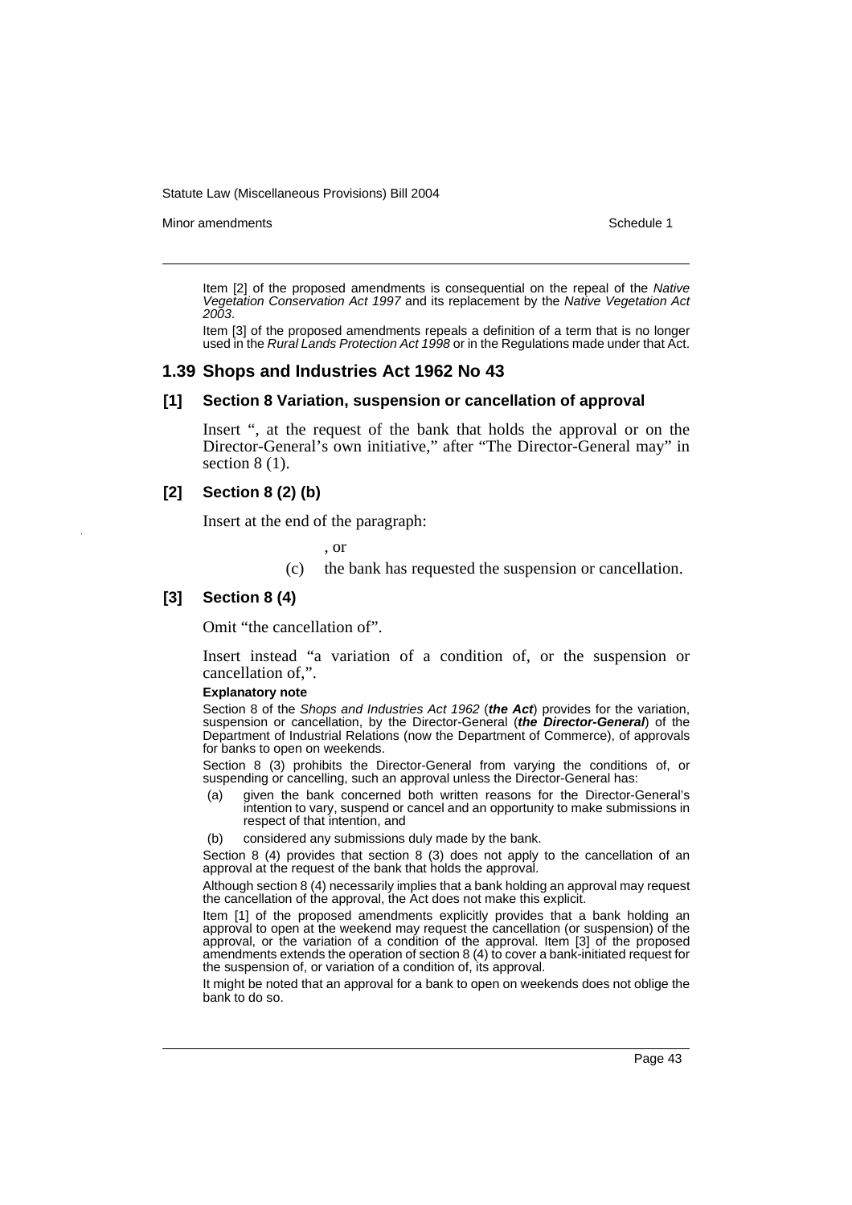Item [2] of the proposed amendments is consequential on the repeal of the *Native Vegetation Conservation Act 1997* and its replacement by the *Native Vegetation Act 2003*.

Item [3] of the proposed amendments repeals a definition of a term that is no longer used in the *Rural Lands Protection Act 1998* or in the Regulations made under that Act.

## 1.39 Shops and Industries Act 1962 No 43

### [1] Section 8 Variation, suspension or cancellation of approval

Insert ", at the request of the bank that holds the approval or on the Director-General's own initiative," after "The Director-General may" in section 8 (1).

### [2] Section 8 (2) (b)

Insert at the end of the paragraph:

, or

(c) the bank has requested the suspension or cancellation.

### [3] Section 8 (4)

Omit "the cancellation of".

Insert instead "a variation of a condition of, or the suspension or cancellation of,".

**Explanatory note**

Section 8 of the *Shops and Industries Act 1962* (***the Act***) provides for the variation, suspension or cancellation, by the Director-General (***the Director-General***) of the Department of Industrial Relations (now the Department of Commerce), of approvals for banks to open on weekends.

Section 8 (3) prohibits the Director-General from varying the conditions of, or suspending or cancelling, such an approval unless the Director-General has:

(a) given the bank concerned both written reasons for the Director-General's intention to vary, suspend or cancel and an opportunity to make submissions in respect of that intention, and

(b) considered any submissions duly made by the bank.

Section 8 (4) provides that section 8 (3) does not apply to the cancellation of an approval at the request of the bank that holds the approval.

Although section 8 (4) necessarily implies that a bank holding an approval may request the cancellation of the approval, the Act does not make this explicit.

Item [1] of the proposed amendments explicitly provides that a bank holding an approval to open at the weekend may request the cancellation (or suspension) of the approval, or the variation of a condition of the approval. Item [3] of the proposed amendments extends the operation of section 8 (4) to cover a bank-initiated request for the suspension of, or variation of a condition of, its approval.

It might be noted that an approval for a bank to open on weekends does not oblige the bank to do so.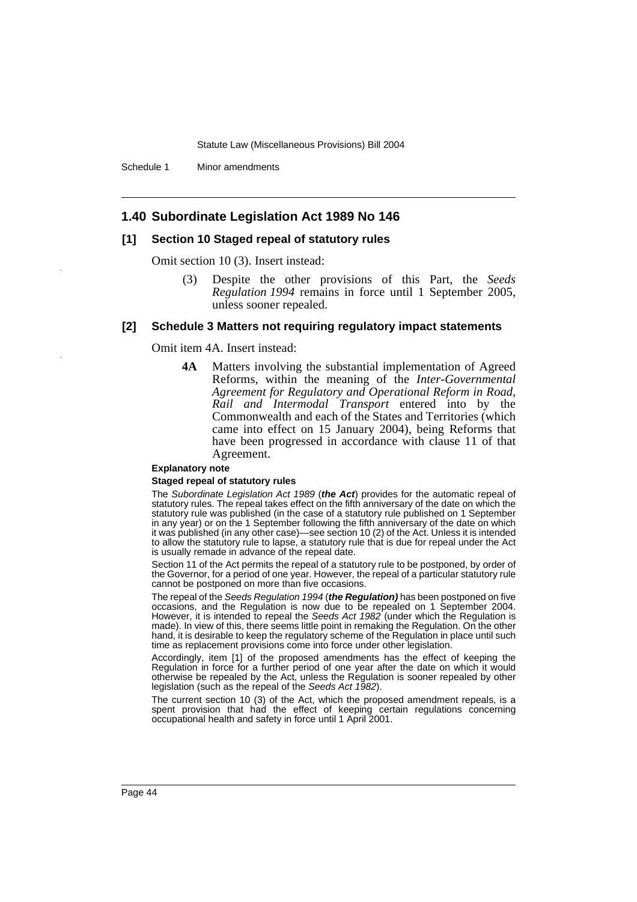## 1.40 Subordinate Legislation Act 1989 No 146

### [1] Section 10 Staged repeal of statutory rules

Omit section 10 (3). Insert instead:

> (3) Despite the other provisions of this Part, the *Seeds Regulation 1994* remains in force until 1 September 2005, unless sooner repealed.

### [2] Schedule 3 Matters not requiring regulatory impact statements

Omit item 4A. Insert instead:

> **4A** Matters involving the substantial implementation of Agreed Reforms, within the meaning of the *Inter-Governmental Agreement for Regulatory and Operational Reform in Road, Rail and Intermodal Transport* entered into by the Commonwealth and each of the States and Territories (which came into effect on 15 January 2004), being Reforms that have been progressed in accordance with clause 11 of that Agreement.

**Explanatory note**

**Staged repeal of statutory rules**

The *Subordinate Legislation Act 1989* (***the Act***) provides for the automatic repeal of statutory rules. The repeal takes effect on the fifth anniversary of the date on which the statutory rule was published (in the case of a statutory rule published on 1 September in any year) or on the 1 September following the fifth anniversary of the date on which it was published (in any other case)—see section 10 (2) of the Act. Unless it is intended to allow the statutory rule to lapse, a statutory rule that is due for repeal under the Act is usually remade in advance of the repeal date.

Section 11 of the Act permits the repeal of a statutory rule to be postponed, by order of the Governor, for a period of one year. However, the repeal of a particular statutory rule cannot be postponed on more than five occasions.

The repeal of the *Seeds Regulation 1994* (***the Regulation)*** has been postponed on five occasions, and the Regulation is now due to be repealed on 1 September 2004. However, it is intended to repeal the *Seeds Act 1982* (under which the Regulation is made). In view of this, there seems little point in remaking the Regulation. On the other hand, it is desirable to keep the regulatory scheme of the Regulation in place until such time as replacement provisions come into force under other legislation.

Accordingly, item [1] of the proposed amendments has the effect of keeping the Regulation in force for a further period of one year after the date on which it would otherwise be repealed by the Act, unless the Regulation is sooner repealed by other legislation (such as the repeal of the *Seeds Act 1982*).

The current section 10 (3) of the Act, which the proposed amendment repeals, is a spent provision that had the effect of keeping certain regulations concerning occupational health and safety in force until 1 April 2001.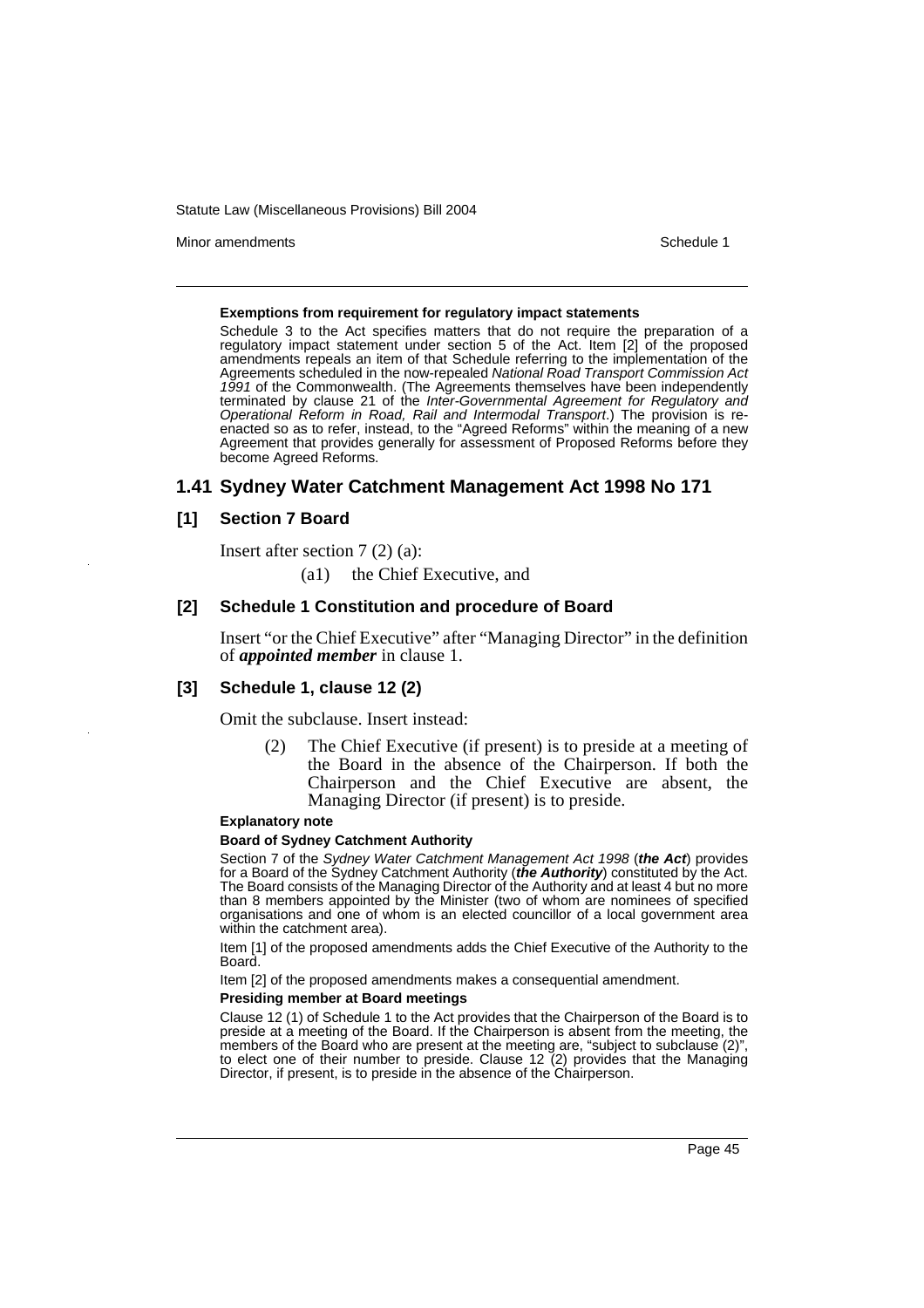**Exemptions from requirement for regulatory impact statements**

Schedule 3 to the Act specifies matters that do not require the preparation of a regulatory impact statement under section 5 of the Act. Item [2] of the proposed amendments repeals an item of that Schedule referring to the implementation of the Agreements scheduled in the now-repealed *National Road Transport Commission Act 1991* of the Commonwealth. (The Agreements themselves have been independently terminated by clause 21 of the *Inter-Governmental Agreement for Regulatory and Operational Reform in Road, Rail and Intermodal Transport*.) The provision is re-enacted so as to refer, instead, to the "Agreed Reforms" within the meaning of a new Agreement that provides generally for assessment of Proposed Reforms before they become Agreed Reforms.

## 1.41 Sydney Water Catchment Management Act 1998 No 171

### [1] Section 7 Board

Insert after section 7 (2) (a):

(a1) the Chief Executive, and

### [2] Schedule 1 Constitution and procedure of Board

Insert "or the Chief Executive" after "Managing Director" in the definition of ***appointed member*** in clause 1.

### [3] Schedule 1, clause 12 (2)

Omit the subclause. Insert instead:

(2) The Chief Executive (if present) is to preside at a meeting of the Board in the absence of the Chairperson. If both the Chairperson and the Chief Executive are absent, the Managing Director (if present) is to preside.

**Explanatory note**

**Board of Sydney Catchment Authority**

Section 7 of the *Sydney Water Catchment Management Act 1998* (***the Act***) provides for a Board of the Sydney Catchment Authority (***the Authority***) constituted by the Act. The Board consists of the Managing Director of the Authority and at least 4 but no more than 8 members appointed by the Minister (two of whom are nominees of specified organisations and one of whom is an elected councillor of a local government area within the catchment area).

Item [1] of the proposed amendments adds the Chief Executive of the Authority to the Board.

Item [2] of the proposed amendments makes a consequential amendment.

**Presiding member at Board meetings**

Clause 12 (1) of Schedule 1 to the Act provides that the Chairperson of the Board is to preside at a meeting of the Board. If the Chairperson is absent from the meeting, the members of the Board who are present at the meeting are, "subject to subclause (2)", to elect one of their number to preside. Clause 12 (2) provides that the Managing Director, if present, is to preside in the absence of the Chairperson.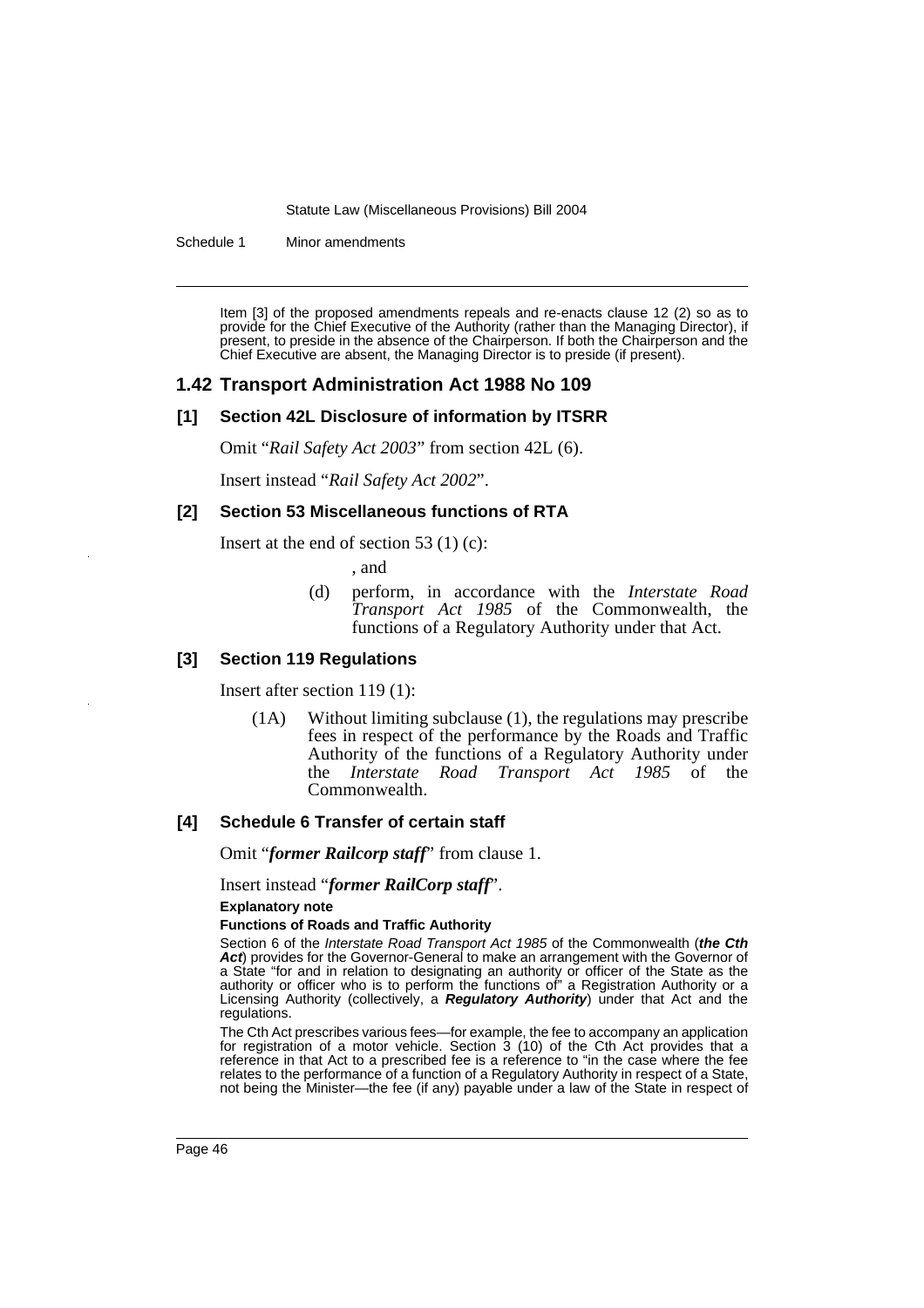Item [3] of the proposed amendments repeals and re-enacts clause 12 (2) so as to provide for the Chief Executive of the Authority (rather than the Managing Director), if present, to preside in the absence of the Chairperson. If both the Chairperson and the Chief Executive are absent, the Managing Director is to preside (if present).

## 1.42 Transport Administration Act 1988 No 109

### [1] Section 42L Disclosure of information by ITSRR

Omit "*Rail Safety Act 2003*" from section 42L (6).

Insert instead "*Rail Safety Act 2002*".

### [2] Section 53 Miscellaneous functions of RTA

Insert at the end of section 53 (1) (c):

, and

(d) perform, in accordance with the *Interstate Road Transport Act 1985* of the Commonwealth, the functions of a Regulatory Authority under that Act.

### [3] Section 119 Regulations

Insert after section 119 (1):

(1A) Without limiting subclause (1), the regulations may prescribe fees in respect of the performance by the Roads and Traffic Authority of the functions of a Regulatory Authority under the *Interstate Road Transport Act 1985* of the Commonwealth.

### [4] Schedule 6 Transfer of certain staff

Omit "***former Railcorp staff***" from clause 1.

Insert instead "***former RailCorp staff***".

**Explanatory note**

**Functions of Roads and Traffic Authority**

Section 6 of the *Interstate Road Transport Act 1985* of the Commonwealth (***the Cth Act***) provides for the Governor-General to make an arrangement with the Governor of a State "for and in relation to designating an authority or officer of the State as the authority or officer who is to perform the functions of" a Registration Authority or a Licensing Authority (collectively, a ***Regulatory Authority***) under that Act and the regulations.

The Cth Act prescribes various fees—for example, the fee to accompany an application for registration of a motor vehicle. Section 3 (10) of the Cth Act provides that a reference in that Act to a prescribed fee is a reference to "in the case where the fee relates to the performance of a function of a Regulatory Authority in respect of a State, not being the Minister—the fee (if any) payable under a law of the State in respect of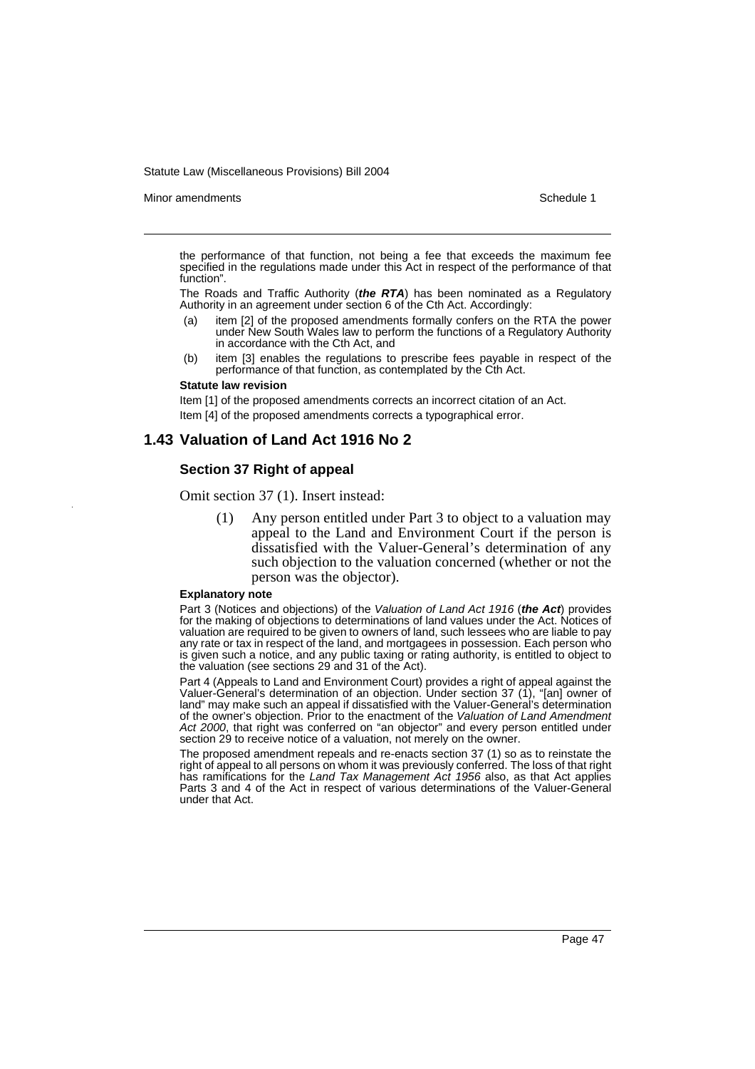the performance of that function, not being a fee that exceeds the maximum fee specified in the regulations made under this Act in respect of the performance of that function".

The Roads and Traffic Authority (***the RTA***) has been nominated as a Regulatory Authority in an agreement under section 6 of the Cth Act. Accordingly:

(a) item [2] of the proposed amendments formally confers on the RTA the power under New South Wales law to perform the functions of a Regulatory Authority in accordance with the Cth Act, and

(b) item [3] enables the regulations to prescribe fees payable in respect of the performance of that function, as contemplated by the Cth Act.

**Statute law revision**

Item [1] of the proposed amendments corrects an incorrect citation of an Act.

Item [4] of the proposed amendments corrects a typographical error.

## 1.43 Valuation of Land Act 1916 No 2

### Section 37 Right of appeal

Omit section 37 (1). Insert instead:

> (1) Any person entitled under Part 3 to object to a valuation may appeal to the Land and Environment Court if the person is dissatisfied with the Valuer-General's determination of any such objection to the valuation concerned (whether or not the person was the objector).

**Explanatory note**

Part 3 (Notices and objections) of the *Valuation of Land Act 1916* (***the Act***) provides for the making of objections to determinations of land values under the Act. Notices of valuation are required to be given to owners of land, such lessees who are liable to pay any rate or tax in respect of the land, and mortgagees in possession. Each person who is given such a notice, and any public taxing or rating authority, is entitled to object to the valuation (see sections 29 and 31 of the Act).

Part 4 (Appeals to Land and Environment Court) provides a right of appeal against the Valuer-General's determination of an objection. Under section 37 (1), "[an] owner of land" may make such an appeal if dissatisfied with the Valuer-General's determination of the owner's objection. Prior to the enactment of the *Valuation of Land Amendment Act 2000*, that right was conferred on "an objector" and every person entitled under section 29 to receive notice of a valuation, not merely on the owner.

The proposed amendment repeals and re-enacts section 37 (1) so as to reinstate the right of appeal to all persons on whom it was previously conferred. The loss of that right has ramifications for the *Land Tax Management Act 1956* also, as that Act applies Parts 3 and 4 of the Act in respect of various determinations of the Valuer-General under that Act.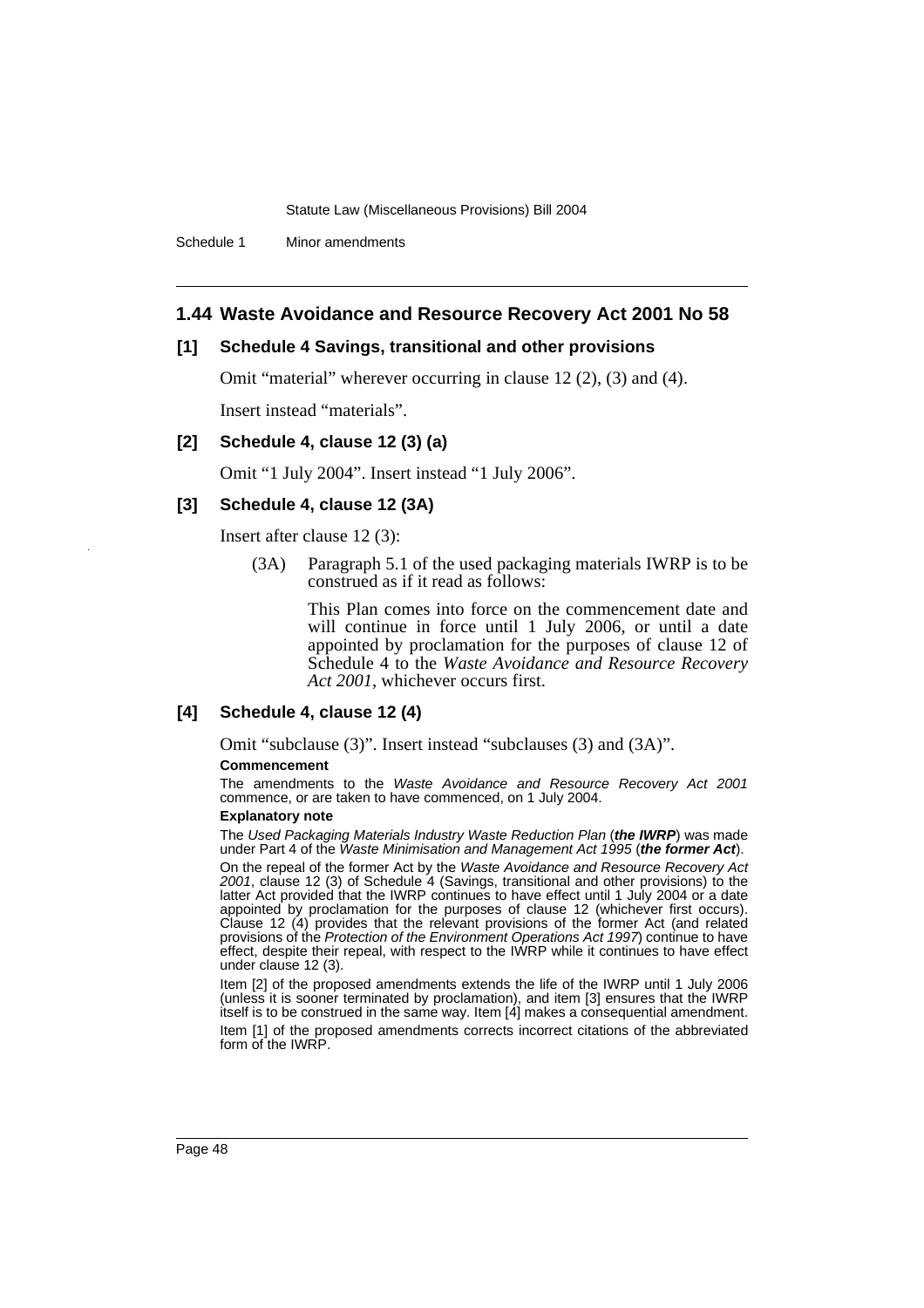## 1.44 Waste Avoidance and Resource Recovery Act 2001 No 58

### [1] Schedule 4 Savings, transitional and other provisions

Omit "material" wherever occurring in clause 12 (2), (3) and (4).

Insert instead "materials".

### [2] Schedule 4, clause 12 (3) (a)

Omit "1 July 2004". Insert instead "1 July 2006".

### [3] Schedule 4, clause 12 (3A)

Insert after clause 12 (3):

(3A) Paragraph 5.1 of the used packaging materials IWRP is to be construed as if it read as follows:

This Plan comes into force on the commencement date and will continue in force until 1 July 2006, or until a date appointed by proclamation for the purposes of clause 12 of Schedule 4 to the *Waste Avoidance and Resource Recovery Act 2001*, whichever occurs first.

### [4] Schedule 4, clause 12 (4)

Omit "subclause (3)". Insert instead "subclauses (3) and (3A)".

**Commencement**

The amendments to the *Waste Avoidance and Resource Recovery Act 2001* commence, or are taken to have commenced, on 1 July 2004.

**Explanatory note**

The *Used Packaging Materials Industry Waste Reduction Plan* (***the IWRP***) was made under Part 4 of the *Waste Minimisation and Management Act 1995* (***the former Act***).

On the repeal of the former Act by the *Waste Avoidance and Resource Recovery Act 2001*, clause 12 (3) of Schedule 4 (Savings, transitional and other provisions) to the latter Act provided that the IWRP continues to have effect until 1 July 2004 or a date appointed by proclamation for the purposes of clause 12 (whichever first occurs). Clause 12 (4) provides that the relevant provisions of the former Act (and related provisions of the *Protection of the Environment Operations Act 1997*) continue to have effect, despite their repeal, with respect to the IWRP while it continues to have effect under clause 12 (3).

Item [2] of the proposed amendments extends the life of the IWRP until 1 July 2006 (unless it is sooner terminated by proclamation), and item [3] ensures that the IWRP itself is to be construed in the same way. Item [4] makes a consequential amendment.

Item [1] of the proposed amendments corrects incorrect citations of the abbreviated form of the IWRP.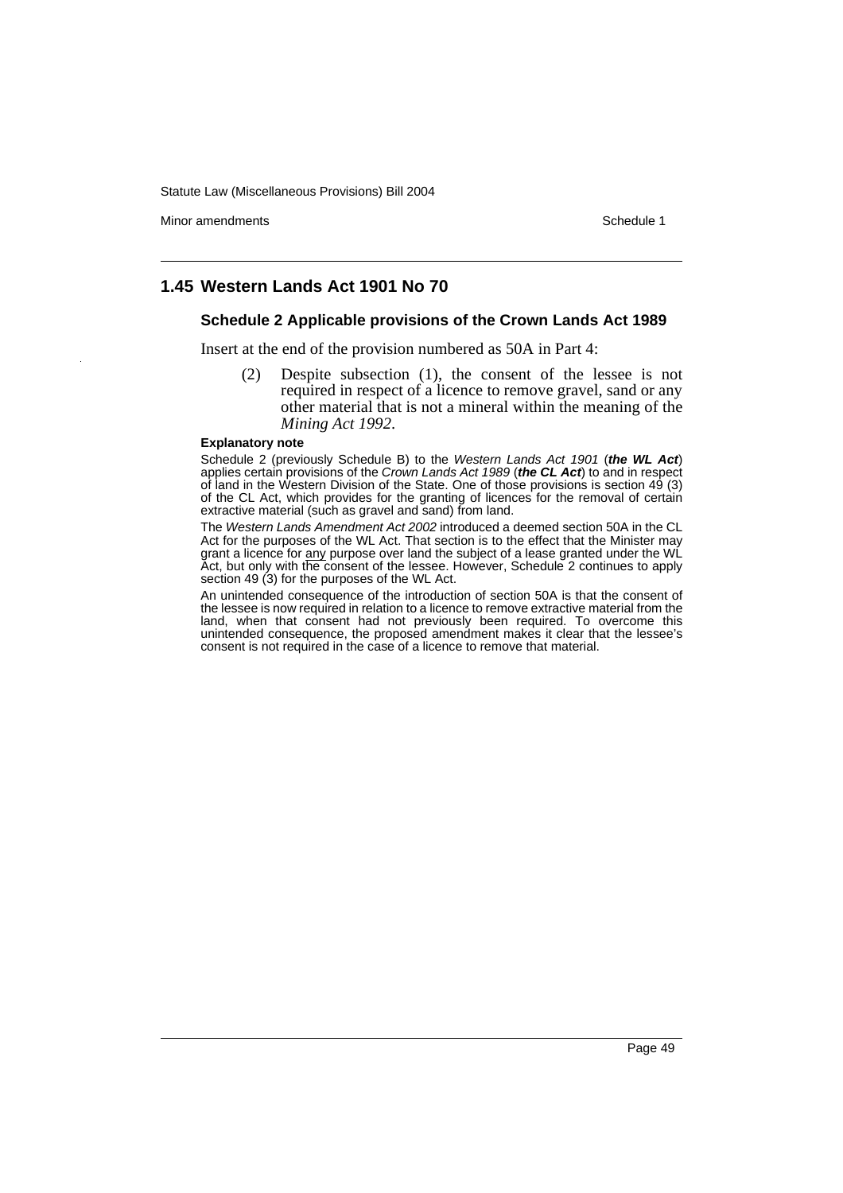## 1.45 Western Lands Act 1901 No 70

### Schedule 2 Applicable provisions of the Crown Lands Act 1989

Insert at the end of the provision numbered as 50A in Part 4:

> (2) Despite subsection (1), the consent of the lessee is not required in respect of a licence to remove gravel, sand or any other material that is not a mineral within the meaning of the *Mining Act 1992*.

**Explanatory note**

Schedule 2 (previously Schedule B) to the *Western Lands Act 1901* (***the WL Act***) applies certain provisions of the *Crown Lands Act 1989* (***the CL Act***) to and in respect of land in the Western Division of the State. One of those provisions is section 49 (3) of the CL Act, which provides for the granting of licences for the removal of certain extractive material (such as gravel and sand) from land.

The *Western Lands Amendment Act 2002* introduced a deemed section 50A in the CL Act for the purposes of the WL Act. That section is to the effect that the Minister may grant a licence for <u>any</u> purpose over land the subject of a lease granted under the WL Act, but only with the consent of the lessee. However, Schedule 2 continues to apply section 49 (3) for the purposes of the WL Act.

An unintended consequence of the introduction of section 50A is that the consent of the lessee is now required in relation to a licence to remove extractive material from the land, when that consent had not previously been required. To overcome this unintended consequence, the proposed amendment makes it clear that the lessee's consent is not required in the case of a licence to remove that material.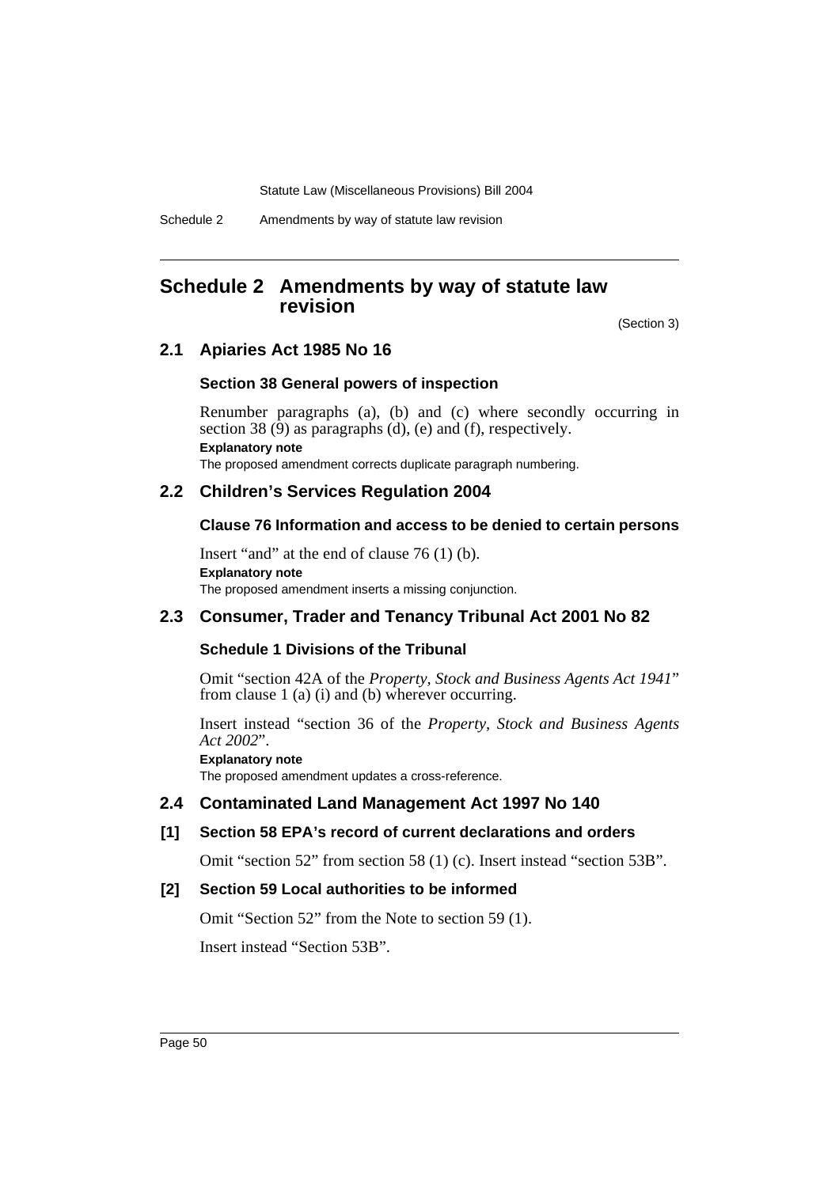# Schedule 2 Amendments by way of statute law revision

(Section 3)

## 2.1 Apiaries Act 1985 No 16

### Section 38 General powers of inspection

Renumber paragraphs (a), (b) and (c) where secondly occurring in section 38 (9) as paragraphs (d), (e) and (f), respectively.

**Explanatory note**

The proposed amendment corrects duplicate paragraph numbering.

## 2.2 Children's Services Regulation 2004

### Clause 76 Information and access to be denied to certain persons

Insert "and" at the end of clause 76 (1) (b).

**Explanatory note**

The proposed amendment inserts a missing conjunction.

## 2.3 Consumer, Trader and Tenancy Tribunal Act 2001 No 82

### Schedule 1 Divisions of the Tribunal

Omit "section 42A of the *Property, Stock and Business Agents Act 1941*" from clause 1 (a) (i) and (b) wherever occurring.

Insert instead "section 36 of the *Property, Stock and Business Agents Act 2002*".

**Explanatory note**

The proposed amendment updates a cross-reference.

## 2.4 Contaminated Land Management Act 1997 No 140

### [1] Section 58 EPA's record of current declarations and orders

Omit "section 52" from section 58 (1) (c). Insert instead "section 53B".

### [2] Section 59 Local authorities to be informed

Omit "Section 52" from the Note to section 59 (1).

Insert instead "Section 53B".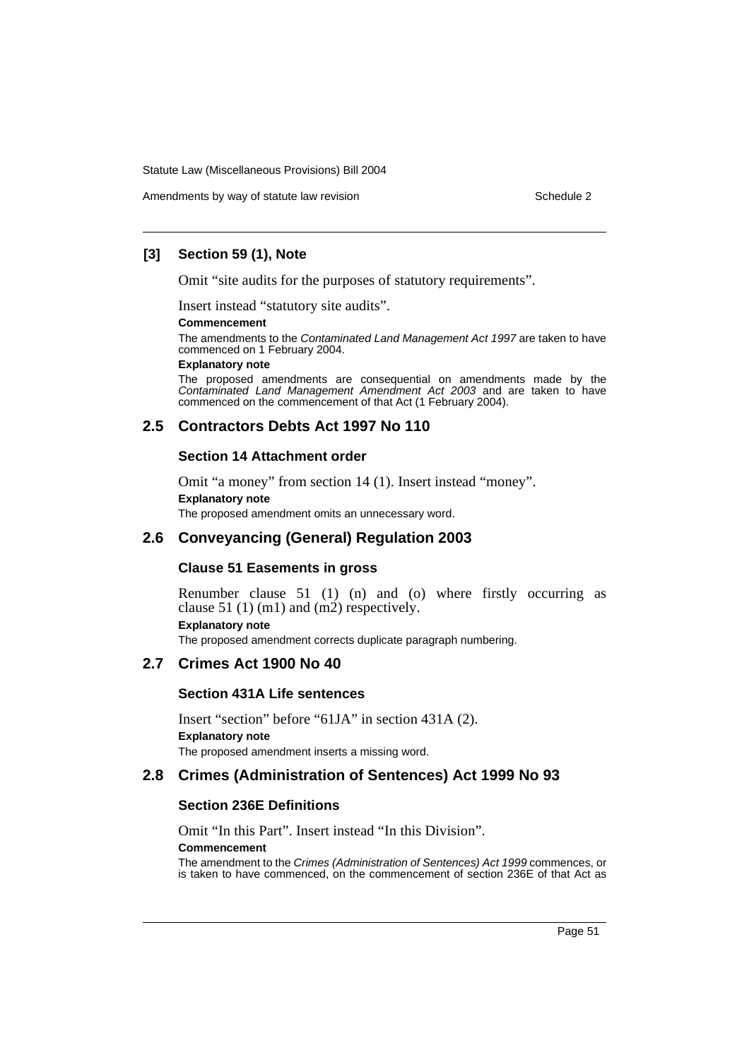### [3] Section 59 (1), Note

Omit "site audits for the purposes of statutory requirements".

Insert instead "statutory site audits".

**Commencement**

The amendments to the *Contaminated Land Management Act 1997* are taken to have commenced on 1 February 2004.

**Explanatory note**

The proposed amendments are consequential on amendments made by the *Contaminated Land Management Amendment Act 2003* and are taken to have commenced on the commencement of that Act (1 February 2004).

## 2.5 Contractors Debts Act 1997 No 110

### Section 14 Attachment order

Omit "a money" from section 14 (1). Insert instead "money".

**Explanatory note**

The proposed amendment omits an unnecessary word.

## 2.6 Conveyancing (General) Regulation 2003

### Clause 51 Easements in gross

Renumber clause 51 (1) (n) and (o) where firstly occurring as clause 51 (1) (m1) and (m2) respectively.

**Explanatory note**

The proposed amendment corrects duplicate paragraph numbering.

## 2.7 Crimes Act 1900 No 40

### Section 431A Life sentences

Insert "section" before "61JA" in section 431A (2).

**Explanatory note**

The proposed amendment inserts a missing word.

## 2.8 Crimes (Administration of Sentences) Act 1999 No 93

### Section 236E Definitions

Omit "In this Part". Insert instead "In this Division".

**Commencement**

The amendment to the *Crimes (Administration of Sentences) Act 1999* commences, or is taken to have commenced, on the commencement of section 236E of that Act as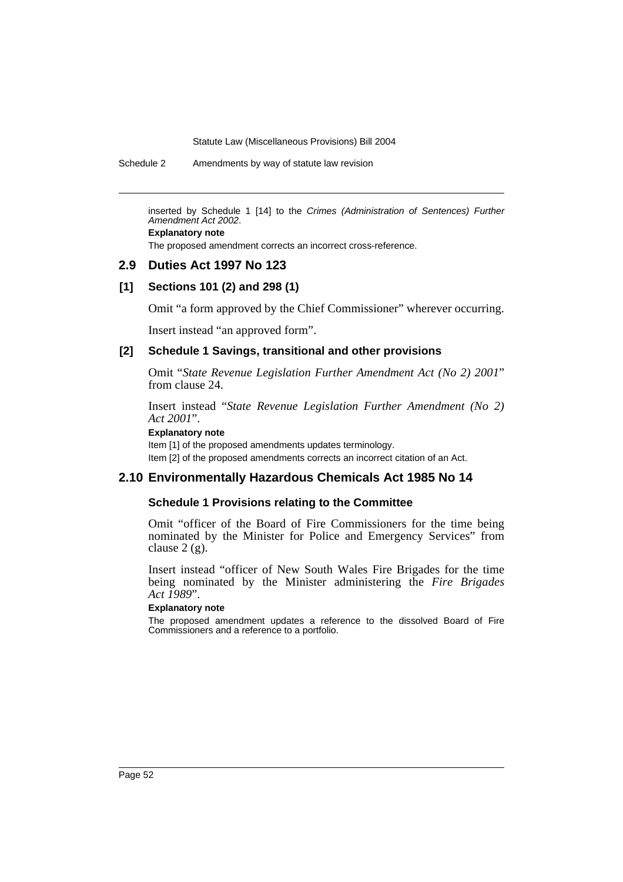inserted by Schedule 1 [14] to the *Crimes (Administration of Sentences) Further Amendment Act 2002*.

**Explanatory note**

The proposed amendment corrects an incorrect cross-reference.

## 2.9 Duties Act 1997 No 123

### [1] Sections 101 (2) and 298 (1)

Omit "a form approved by the Chief Commissioner" wherever occurring.

Insert instead "an approved form".

### [2] Schedule 1 Savings, transitional and other provisions

Omit "*State Revenue Legislation Further Amendment Act (No 2) 2001*" from clause 24.

Insert instead "*State Revenue Legislation Further Amendment (No 2) Act 2001*".

**Explanatory note**

Item [1] of the proposed amendments updates terminology.

Item [2] of the proposed amendments corrects an incorrect citation of an Act.

## 2.10 Environmentally Hazardous Chemicals Act 1985 No 14

### Schedule 1 Provisions relating to the Committee

Omit "officer of the Board of Fire Commissioners for the time being nominated by the Minister for Police and Emergency Services" from clause 2 (g).

Insert instead "officer of New South Wales Fire Brigades for the time being nominated by the Minister administering the *Fire Brigades Act 1989*".

**Explanatory note**

The proposed amendment updates a reference to the dissolved Board of Fire Commissioners and a reference to a portfolio.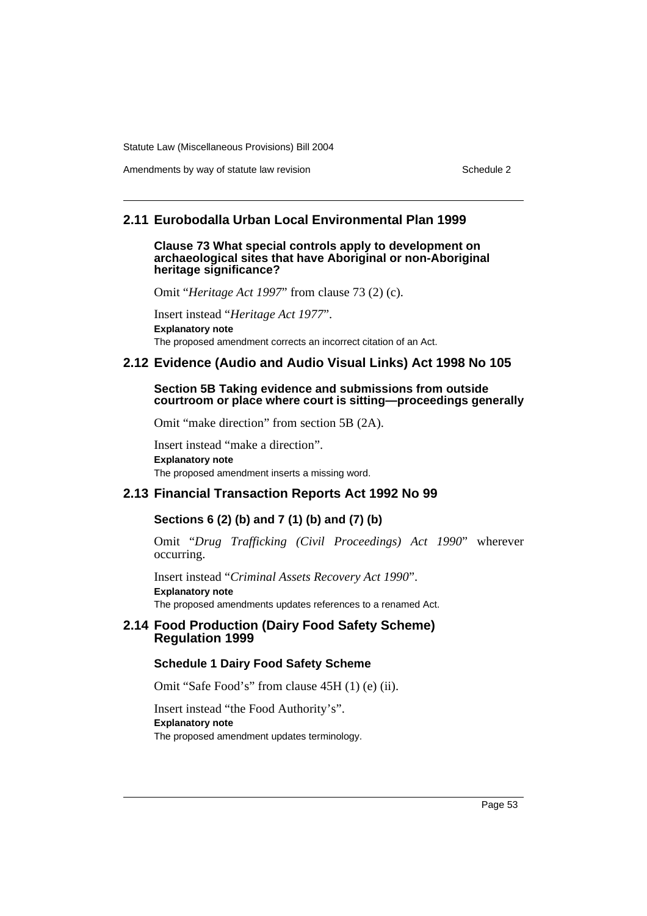## 2.11 Eurobodalla Urban Local Environmental Plan 1999

### Clause 73 What special controls apply to development on archaeological sites that have Aboriginal or non-Aboriginal heritage significance?

Omit "*Heritage Act 1997*" from clause 73 (2) (c).

Insert instead "*Heritage Act 1977*".

**Explanatory note**

The proposed amendment corrects an incorrect citation of an Act.

## 2.12 Evidence (Audio and Audio Visual Links) Act 1998 No 105

### Section 5B Taking evidence and submissions from outside courtroom or place where court is sitting—proceedings generally

Omit "make direction" from section 5B (2A).

Insert instead "make a direction".

**Explanatory note**

The proposed amendment inserts a missing word.

## 2.13 Financial Transaction Reports Act 1992 No 99

### Sections 6 (2) (b) and 7 (1) (b) and (7) (b)

Omit "*Drug Trafficking (Civil Proceedings) Act 1990*" wherever occurring.

Insert instead "*Criminal Assets Recovery Act 1990*".

**Explanatory note**

The proposed amendments updates references to a renamed Act.

## 2.14 Food Production (Dairy Food Safety Scheme) Regulation 1999

### Schedule 1 Dairy Food Safety Scheme

Omit "Safe Food's" from clause 45H (1) (e) (ii).

Insert instead "the Food Authority's".

**Explanatory note**

The proposed amendment updates terminology.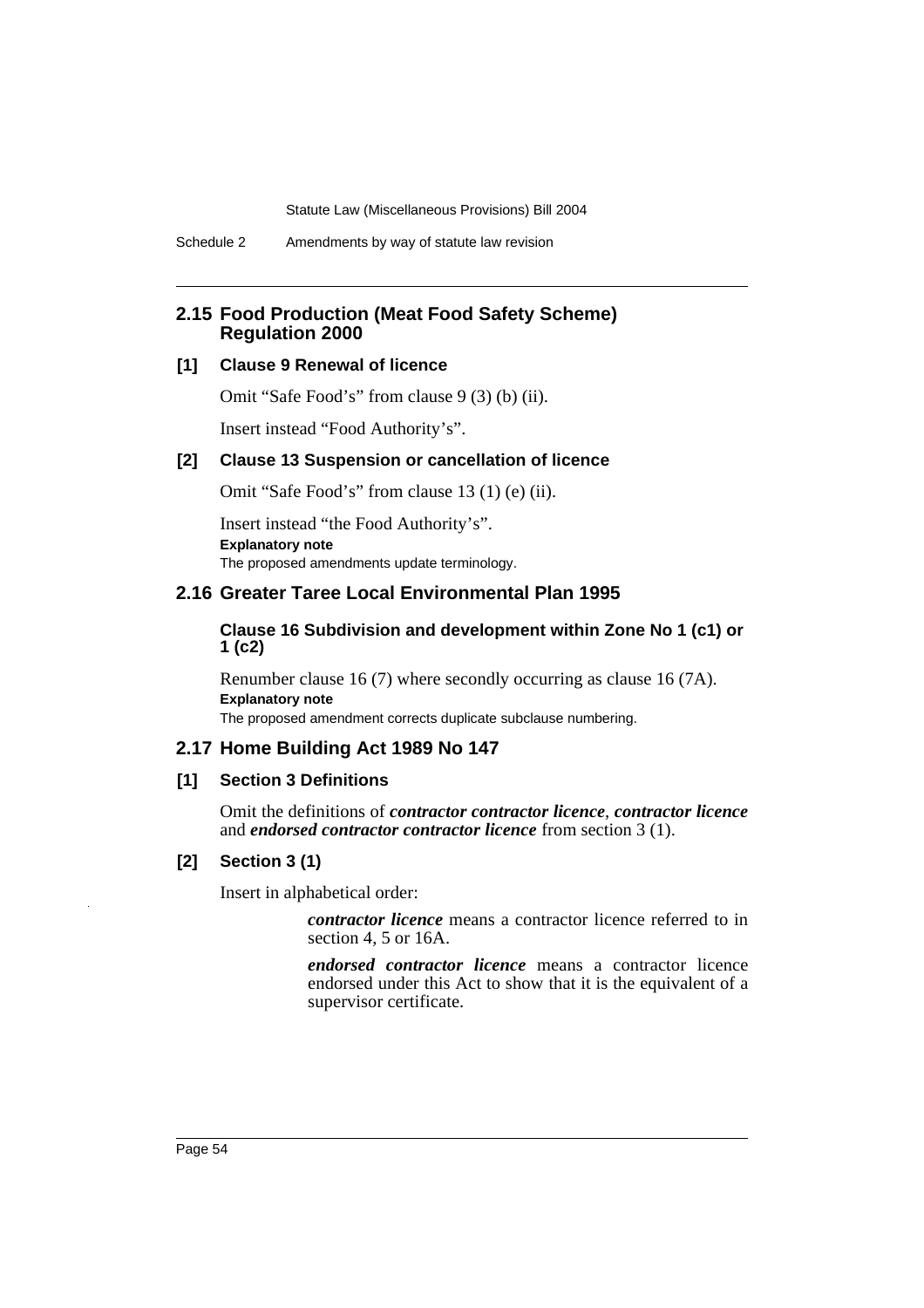## 2.15 Food Production (Meat Food Safety Scheme) Regulation 2000

### [1] Clause 9 Renewal of licence

Omit "Safe Food's" from clause 9 (3) (b) (ii).

Insert instead "Food Authority's".

### [2] Clause 13 Suspension or cancellation of licence

Omit "Safe Food's" from clause 13 (1) (e) (ii).

Insert instead "the Food Authority's".

**Explanatory note**

The proposed amendments update terminology.

## 2.16 Greater Taree Local Environmental Plan 1995

### Clause 16 Subdivision and development within Zone No 1 (c1) or 1 (c2)

Renumber clause 16 (7) where secondly occurring as clause 16 (7A).

**Explanatory note**

The proposed amendment corrects duplicate subclause numbering.

## 2.17 Home Building Act 1989 No 147

### [1] Section 3 Definitions

Omit the definitions of ***contractor contractor licence***, ***contractor licence*** and ***endorsed contractor contractor licence*** from section 3 (1).

### [2] Section 3 (1)

Insert in alphabetical order:

> ***contractor licence*** means a contractor licence referred to in section 4, 5 or 16A.
>
> ***endorsed contractor licence*** means a contractor licence endorsed under this Act to show that it is the equivalent of a supervisor certificate.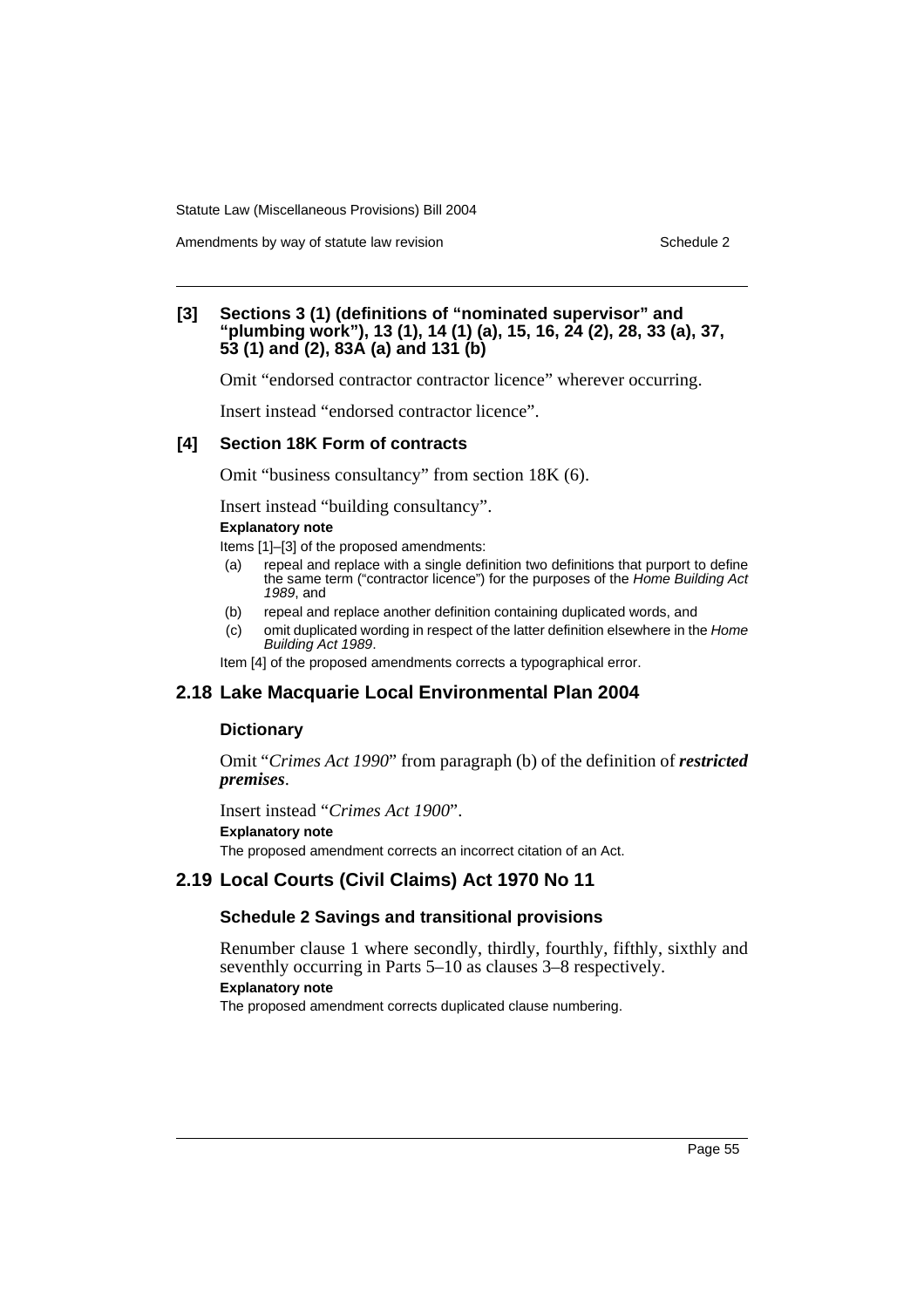**[3] Sections 3 (1) (definitions of "nominated supervisor" and "plumbing work"), 13 (1), 14 (1) (a), 15, 16, 24 (2), 28, 33 (a), 37, 53 (1) and (2), 83A (a) and 131 (b)**

Omit "endorsed contractor contractor licence" wherever occurring.

Insert instead "endorsed contractor licence".

**[4] Section 18K Form of contracts**

Omit "business consultancy" from section 18K (6).

Insert instead "building consultancy".

**Explanatory note**

Items [1]–[3] of the proposed amendments:

(a) repeal and replace with a single definition two definitions that purport to define the same term ("contractor licence") for the purposes of the *Home Building Act 1989*, and

(b) repeal and replace another definition containing duplicated words, and

(c) omit duplicated wording in respect of the latter definition elsewhere in the *Home Building Act 1989*.

Item [4] of the proposed amendments corrects a typographical error.

## 2.18 Lake Macquarie Local Environmental Plan 2004

### Dictionary

Omit "*Crimes Act 1990*" from paragraph (b) of the definition of ***restricted premises***.

Insert instead "*Crimes Act 1900*".

**Explanatory note**

The proposed amendment corrects an incorrect citation of an Act.

## 2.19 Local Courts (Civil Claims) Act 1970 No 11

### Schedule 2 Savings and transitional provisions

Renumber clause 1 where secondly, thirdly, fourthly, fifthly, sixthly and seventhly occurring in Parts 5–10 as clauses 3–8 respectively.

**Explanatory note**

The proposed amendment corrects duplicated clause numbering.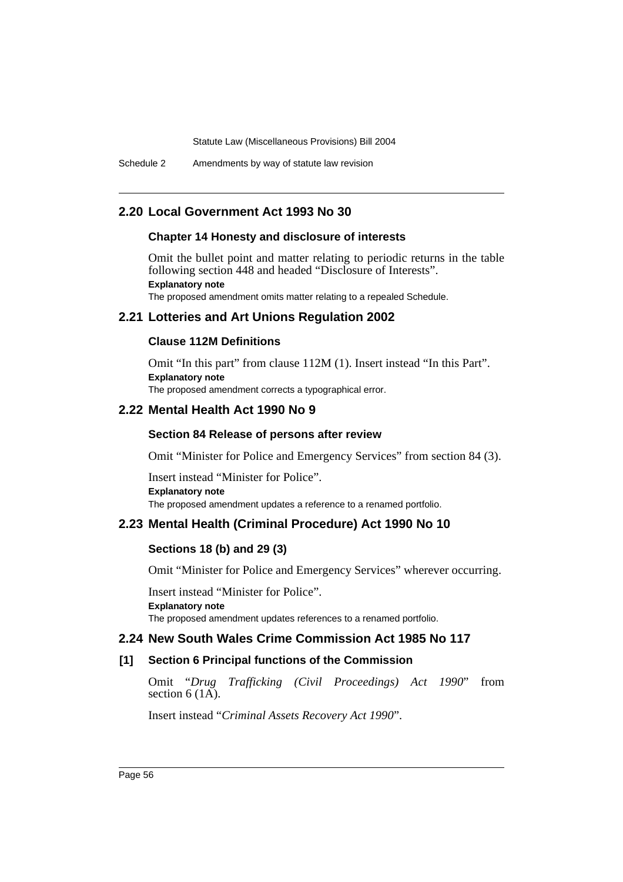## 2.20 Local Government Act 1993 No 30

### Chapter 14 Honesty and disclosure of interests

Omit the bullet point and matter relating to periodic returns in the table following section 448 and headed "Disclosure of Interests".

**Explanatory note**

The proposed amendment omits matter relating to a repealed Schedule.

## 2.21 Lotteries and Art Unions Regulation 2002

### Clause 112M Definitions

Omit "In this part" from clause 112M (1). Insert instead "In this Part".

**Explanatory note**

The proposed amendment corrects a typographical error.

## 2.22 Mental Health Act 1990 No 9

### Section 84 Release of persons after review

Omit "Minister for Police and Emergency Services" from section 84 (3).

Insert instead "Minister for Police".

**Explanatory note**

The proposed amendment updates a reference to a renamed portfolio.

## 2.23 Mental Health (Criminal Procedure) Act 1990 No 10

### Sections 18 (b) and 29 (3)

Omit "Minister for Police and Emergency Services" wherever occurring.

Insert instead "Minister for Police".

**Explanatory note**

The proposed amendment updates references to a renamed portfolio.

## 2.24 New South Wales Crime Commission Act 1985 No 117

### [1] Section 6 Principal functions of the Commission

Omit "*Drug Trafficking (Civil Proceedings) Act 1990*" from section 6 (1A).

Insert instead "*Criminal Assets Recovery Act 1990*".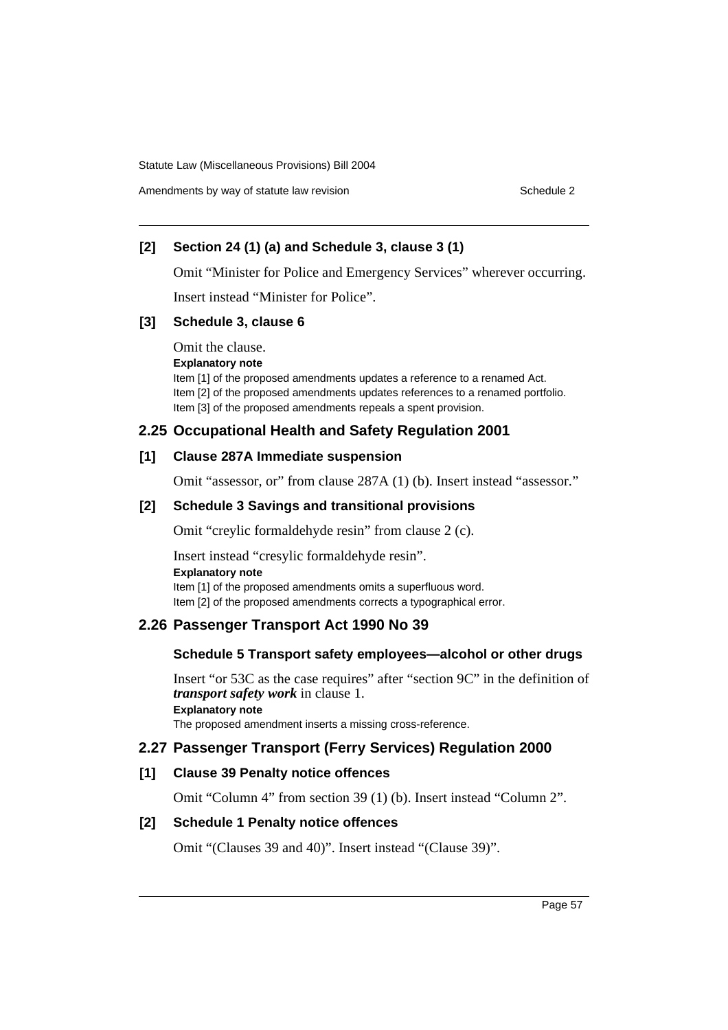### [2] Section 24 (1) (a) and Schedule 3, clause 3 (1)

Omit "Minister for Police and Emergency Services" wherever occurring.

Insert instead "Minister for Police".

### [3] Schedule 3, clause 6

Omit the clause.

**Explanatory note**

Item [1] of the proposed amendments updates a reference to a renamed Act.

Item [2] of the proposed amendments updates references to a renamed portfolio.

Item [3] of the proposed amendments repeals a spent provision.

## 2.25 Occupational Health and Safety Regulation 2001

### [1] Clause 287A Immediate suspension

Omit "assessor, or" from clause 287A (1) (b). Insert instead "assessor."

### [2] Schedule 3 Savings and transitional provisions

Omit "creylic formaldehyde resin" from clause 2 (c).

Insert instead "cresylic formaldehyde resin".

**Explanatory note**

Item [1] of the proposed amendments omits a superfluous word.

Item [2] of the proposed amendments corrects a typographical error.

## 2.26 Passenger Transport Act 1990 No 39

### Schedule 5 Transport safety employees—alcohol or other drugs

Insert "or 53C as the case requires" after "section 9C" in the definition of ***transport safety work*** in clause 1.

**Explanatory note**

The proposed amendment inserts a missing cross-reference.

## 2.27 Passenger Transport (Ferry Services) Regulation 2000

### [1] Clause 39 Penalty notice offences

Omit "Column 4" from section 39 (1) (b). Insert instead "Column 2".

### [2] Schedule 1 Penalty notice offences

Omit "(Clauses 39 and 40)". Insert instead "(Clause 39)".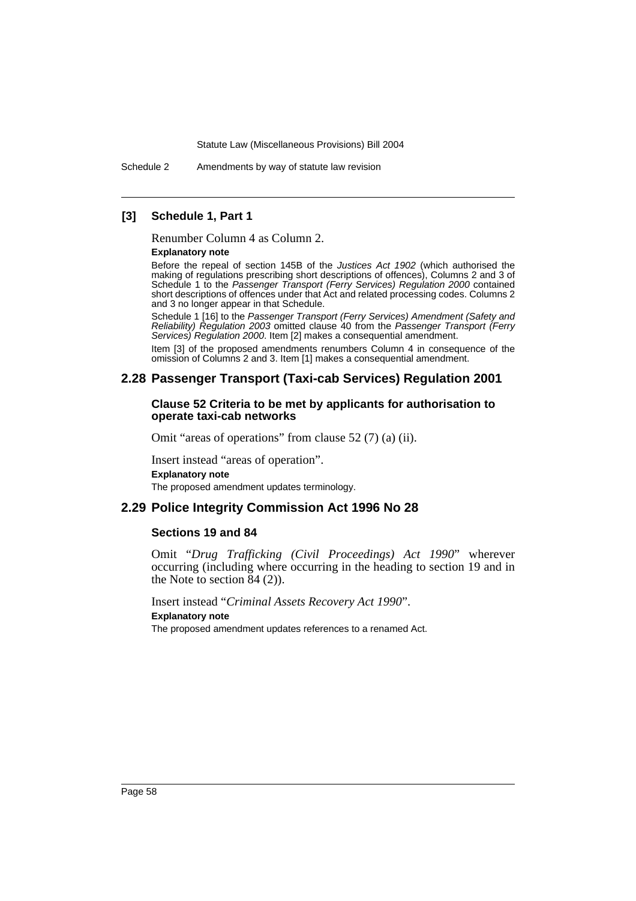**[3] Schedule 1, Part 1**

Renumber Column 4 as Column 2.

**Explanatory note**

Before the repeal of section 145B of the *Justices Act 1902* (which authorised the making of regulations prescribing short descriptions of offences), Columns 2 and 3 of Schedule 1 to the *Passenger Transport (Ferry Services) Regulation 2000* contained short descriptions of offences under that Act and related processing codes. Columns 2 and 3 no longer appear in that Schedule.

Schedule 1 [16] to the *Passenger Transport (Ferry Services) Amendment (Safety and Reliability) Regulation 2003* omitted clause 40 from the *Passenger Transport (Ferry Services) Regulation 2000*. Item [2] makes a consequential amendment.

Item [3] of the proposed amendments renumbers Column 4 in consequence of the omission of Columns 2 and 3. Item [1] makes a consequential amendment.

## 2.28 Passenger Transport (Taxi-cab Services) Regulation 2001

### Clause 52 Criteria to be met by applicants for authorisation to operate taxi-cab networks

Omit "areas of operations" from clause 52 (7) (a) (ii).

Insert instead "areas of operation".

**Explanatory note**

The proposed amendment updates terminology.

## 2.29 Police Integrity Commission Act 1996 No 28

### Sections 19 and 84

Omit "*Drug Trafficking (Civil Proceedings) Act 1990*" wherever occurring (including where occurring in the heading to section 19 and in the Note to section 84 (2)).

Insert instead "*Criminal Assets Recovery Act 1990*".

**Explanatory note**

The proposed amendment updates references to a renamed Act.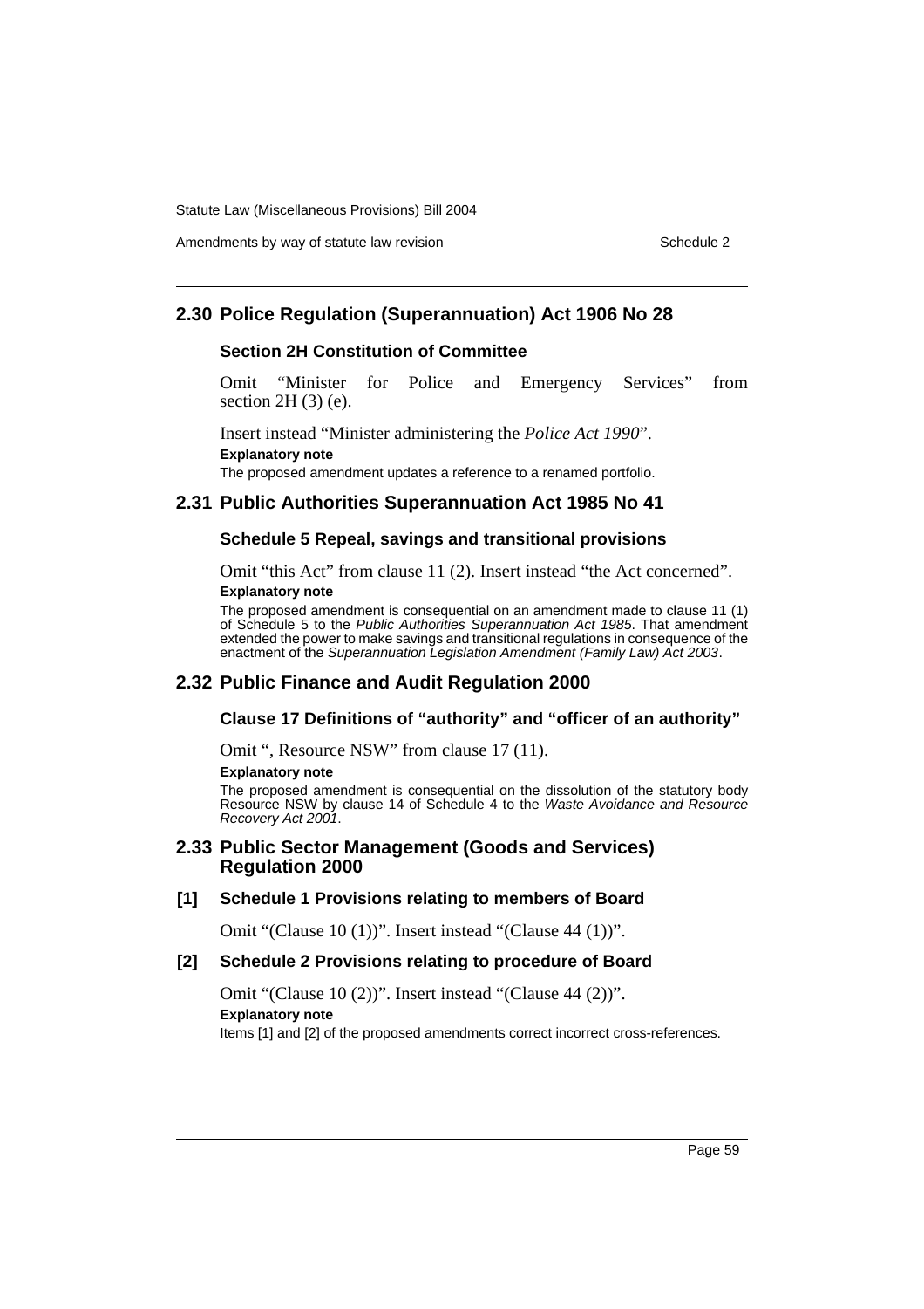## 2.30 Police Regulation (Superannuation) Act 1906 No 28

### Section 2H Constitution of Committee

Omit "Minister for Police and Emergency Services" from section 2H (3) (e).

Insert instead "Minister administering the *Police Act 1990*".

**Explanatory note**

The proposed amendment updates a reference to a renamed portfolio.

## 2.31 Public Authorities Superannuation Act 1985 No 41

### Schedule 5 Repeal, savings and transitional provisions

Omit "this Act" from clause 11 (2). Insert instead "the Act concerned".

**Explanatory note**

The proposed amendment is consequential on an amendment made to clause 11 (1) of Schedule 5 to the *Public Authorities Superannuation Act 1985*. That amendment extended the power to make savings and transitional regulations in consequence of the enactment of the *Superannuation Legislation Amendment (Family Law) Act 2003*.

## 2.32 Public Finance and Audit Regulation 2000

### Clause 17 Definitions of "authority" and "officer of an authority"

Omit ", Resource NSW" from clause 17 (11).

**Explanatory note**

The proposed amendment is consequential on the dissolution of the statutory body Resource NSW by clause 14 of Schedule 4 to the *Waste Avoidance and Resource Recovery Act 2001*.

## 2.33 Public Sector Management (Goods and Services) Regulation 2000

### [1] Schedule 1 Provisions relating to members of Board

Omit "(Clause 10 (1))". Insert instead "(Clause 44 (1))".

### [2] Schedule 2 Provisions relating to procedure of Board

Omit "(Clause 10 (2))". Insert instead "(Clause 44 (2))".

**Explanatory note**

Items [1] and [2] of the proposed amendments correct incorrect cross-references.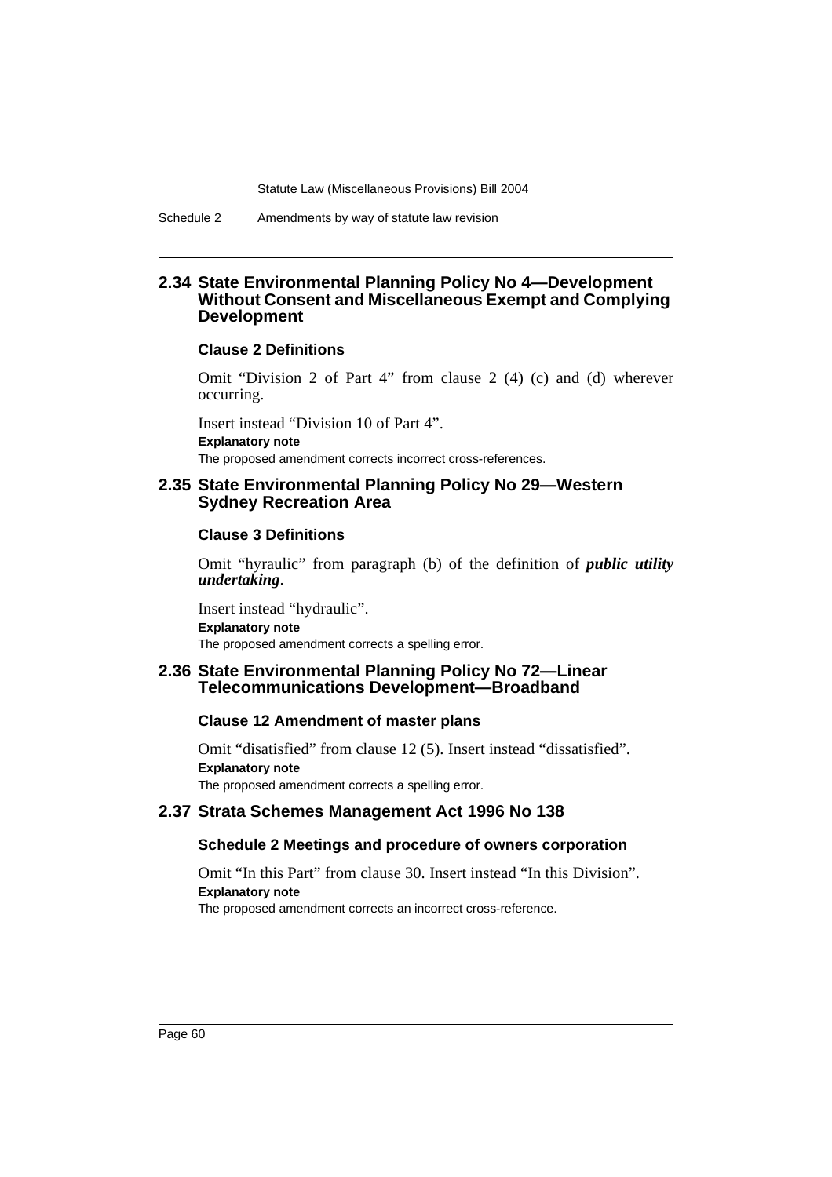## 2.34 State Environmental Planning Policy No 4—Development Without Consent and Miscellaneous Exempt and Complying Development

### Clause 2 Definitions

Omit "Division 2 of Part 4" from clause 2 (4) (c) and (d) wherever occurring.

Insert instead "Division 10 of Part 4".

**Explanatory note**

The proposed amendment corrects incorrect cross-references.

## 2.35 State Environmental Planning Policy No 29—Western Sydney Recreation Area

### Clause 3 Definitions

Omit "hyraulic" from paragraph (b) of the definition of ***public utility undertaking***.

Insert instead "hydraulic".

**Explanatory note**

The proposed amendment corrects a spelling error.

## 2.36 State Environmental Planning Policy No 72—Linear Telecommunications Development—Broadband

### Clause 12 Amendment of master plans

Omit "disatisfied" from clause 12 (5). Insert instead "dissatisfied".

**Explanatory note**

The proposed amendment corrects a spelling error.

## 2.37 Strata Schemes Management Act 1996 No 138

### Schedule 2 Meetings and procedure of owners corporation

Omit "In this Part" from clause 30. Insert instead "In this Division".

**Explanatory note**

The proposed amendment corrects an incorrect cross-reference.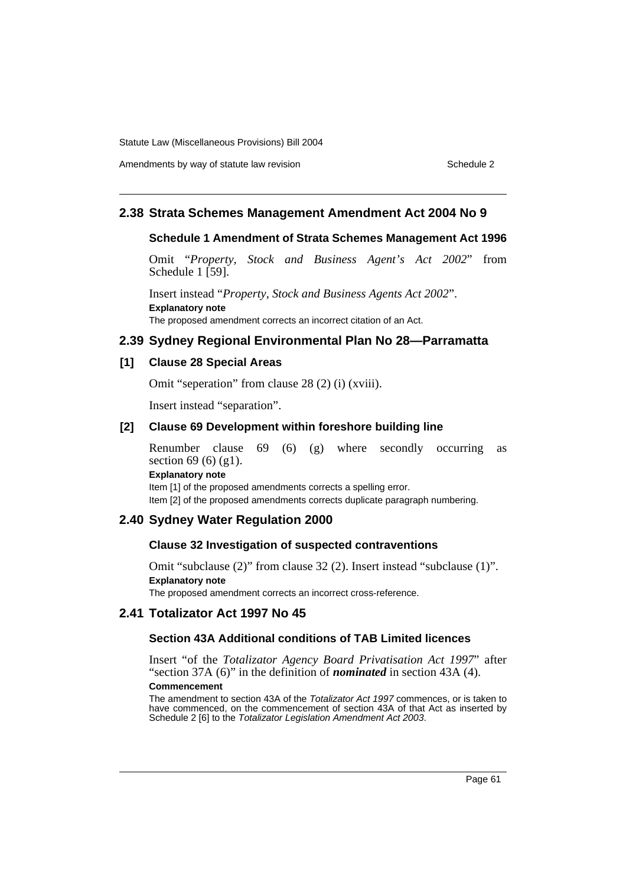## 2.38 Strata Schemes Management Amendment Act 2004 No 9

### Schedule 1 Amendment of Strata Schemes Management Act 1996

Omit "*Property, Stock and Business Agent's Act 2002*" from Schedule 1 [59].

Insert instead "*Property, Stock and Business Agents Act 2002*".

**Explanatory note**

The proposed amendment corrects an incorrect citation of an Act.

## 2.39 Sydney Regional Environmental Plan No 28—Parramatta

### [1] Clause 28 Special Areas

Omit "seperation" from clause 28 (2) (i) (xviii).

Insert instead "separation".

### [2] Clause 69 Development within foreshore building line

Renumber clause 69 (6) (g) where secondly occurring as section 69 (6) (g1).

**Explanatory note**

Item [1] of the proposed amendments corrects a spelling error.

Item [2] of the proposed amendments corrects duplicate paragraph numbering.

## 2.40 Sydney Water Regulation 2000

### Clause 32 Investigation of suspected contraventions

Omit "subclause (2)" from clause 32 (2). Insert instead "subclause (1)".

**Explanatory note**

The proposed amendment corrects an incorrect cross-reference.

## 2.41 Totalizator Act 1997 No 45

### Section 43A Additional conditions of TAB Limited licences

Insert "of the *Totalizator Agency Board Privatisation Act 1997*" after "section 37A (6)" in the definition of ***nominated*** in section 43A (4).

**Commencement**

The amendment to section 43A of the *Totalizator Act 1997* commences, or is taken to have commenced, on the commencement of section 43A of that Act as inserted by Schedule 2 [6] to the *Totalizator Legislation Amendment Act 2003*.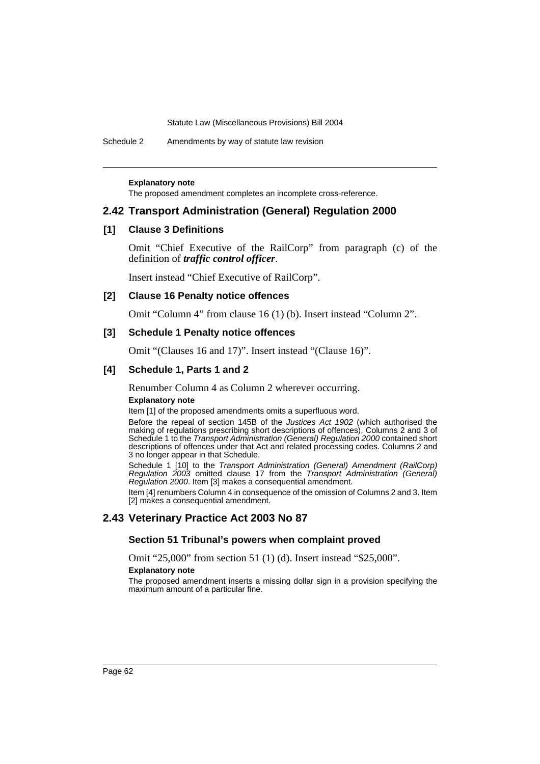**Explanatory note**

The proposed amendment completes an incomplete cross-reference.

## 2.42 Transport Administration (General) Regulation 2000

### [1] Clause 3 Definitions

Omit "Chief Executive of the RailCorp" from paragraph (c) of the definition of ***traffic control officer***.

Insert instead "Chief Executive of RailCorp".

### [2] Clause 16 Penalty notice offences

Omit "Column 4" from clause 16 (1) (b). Insert instead "Column 2".

### [3] Schedule 1 Penalty notice offences

Omit "(Clauses 16 and 17)". Insert instead "(Clause 16)".

### [4] Schedule 1, Parts 1 and 2

Renumber Column 4 as Column 2 wherever occurring.

**Explanatory note**

Item [1] of the proposed amendments omits a superfluous word.

Before the repeal of section 145B of the *Justices Act 1902* (which authorised the making of regulations prescribing short descriptions of offences), Columns 2 and 3 of Schedule 1 to the *Transport Administration (General) Regulation 2000* contained short descriptions of offences under that Act and related processing codes. Columns 2 and 3 no longer appear in that Schedule.

Schedule 1 [10] to the *Transport Administration (General) Amendment (RailCorp) Regulation 2003* omitted clause 17 from the *Transport Administration (General) Regulation 2000*. Item [3] makes a consequential amendment.

Item [4] renumbers Column 4 in consequence of the omission of Columns 2 and 3. Item [2] makes a consequential amendment.

## 2.43 Veterinary Practice Act 2003 No 87

### Section 51 Tribunal's powers when complaint proved

Omit "25,000" from section 51 (1) (d). Insert instead "$25,000".

**Explanatory note**

The proposed amendment inserts a missing dollar sign in a provision specifying the maximum amount of a particular fine.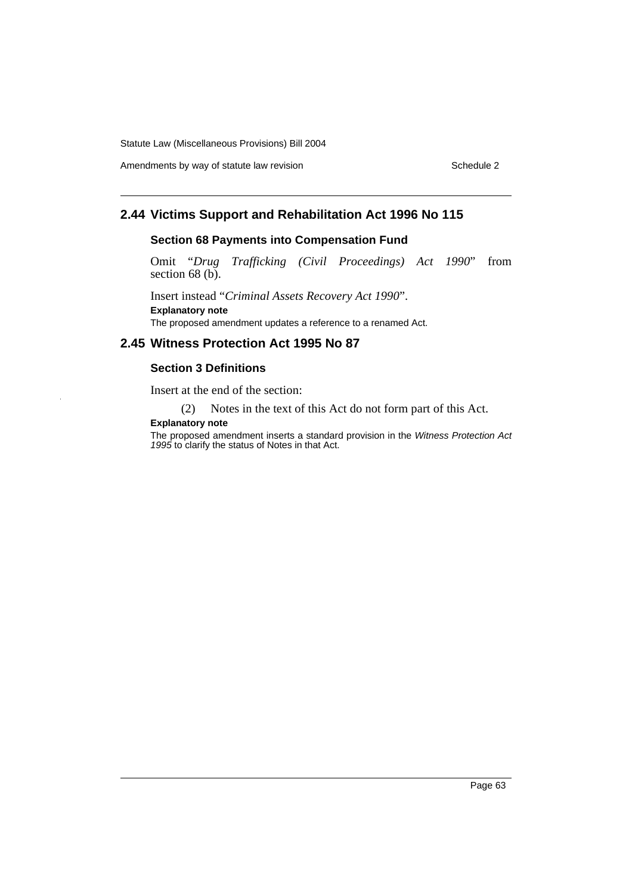## 2.44 Victims Support and Rehabilitation Act 1996 No 115

### Section 68 Payments into Compensation Fund

Omit "*Drug Trafficking (Civil Proceedings) Act 1990*" from section 68 (b).

Insert instead "*Criminal Assets Recovery Act 1990*".

**Explanatory note**

The proposed amendment updates a reference to a renamed Act.

## 2.45 Witness Protection Act 1995 No 87

### Section 3 Definitions

Insert at the end of the section:

(2) Notes in the text of this Act do not form part of this Act.

**Explanatory note**

The proposed amendment inserts a standard provision in the *Witness Protection Act 1995* to clarify the status of Notes in that Act.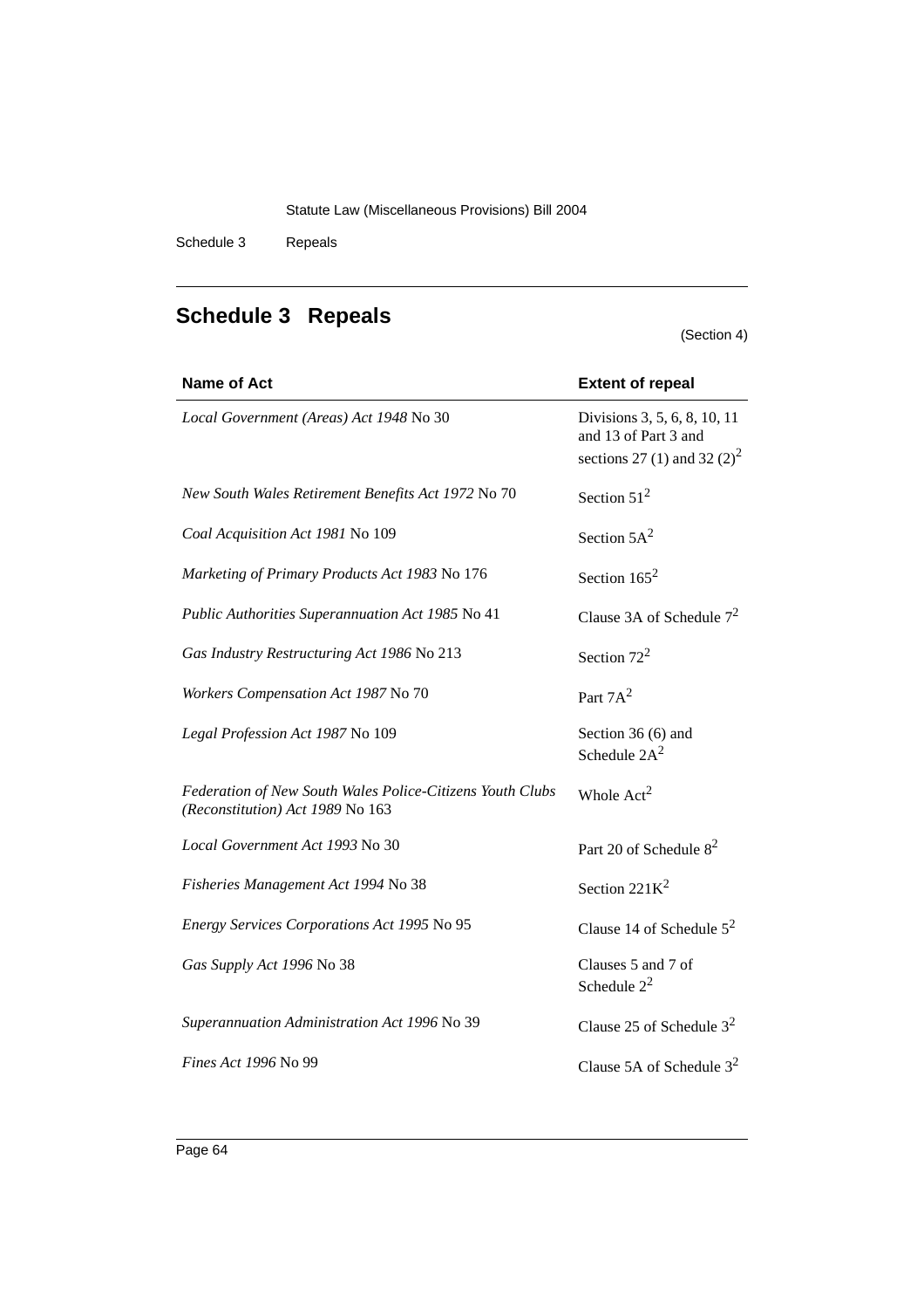# Schedule 3 Repeals

(Section 4)

| Name of Act | Extent of repeal |
| --- | --- |
| *Local Government (Areas) Act 1948* No 30 | Divisions 3, 5, 6, 8, 10, 11 and 13 of Part 3 and sections 27 (1) and 32 (2)[2] |
| *New South Wales Retirement Benefits Act 1972* No 70 | Section 51[2] |
| *Coal Acquisition Act 1981* No 109 | Section 5A[2] |
| *Marketing of Primary Products Act 1983* No 176 | Section 165[2] |
| *Public Authorities Superannuation Act 1985* No 41 | Clause 3A of Schedule 7[2] |
| *Gas Industry Restructuring Act 1986* No 213 | Section 72[2] |
| *Workers Compensation Act 1987* No 70 | Part 7A[2] |
| *Legal Profession Act 1987* No 109 | Section 36 (6) and Schedule 2A[2] |
| *Federation of New South Wales Police-Citizens Youth Clubs (Reconstitution) Act 1989* No 163 | Whole Act[2] |
| *Local Government Act 1993* No 30 | Part 20 of Schedule 8[2] |
| *Fisheries Management Act 1994* No 38 | Section 221K[2] |
| *Energy Services Corporations Act 1995* No 95 | Clause 14 of Schedule 5[2] |
| *Gas Supply Act 1996* No 38 | Clauses 5 and 7 of Schedule 2[2] |
| *Superannuation Administration Act 1996* No 39 | Clause 25 of Schedule 3[2] |
| *Fines Act 1996* No 99 | Clause 5A of Schedule 3[2] |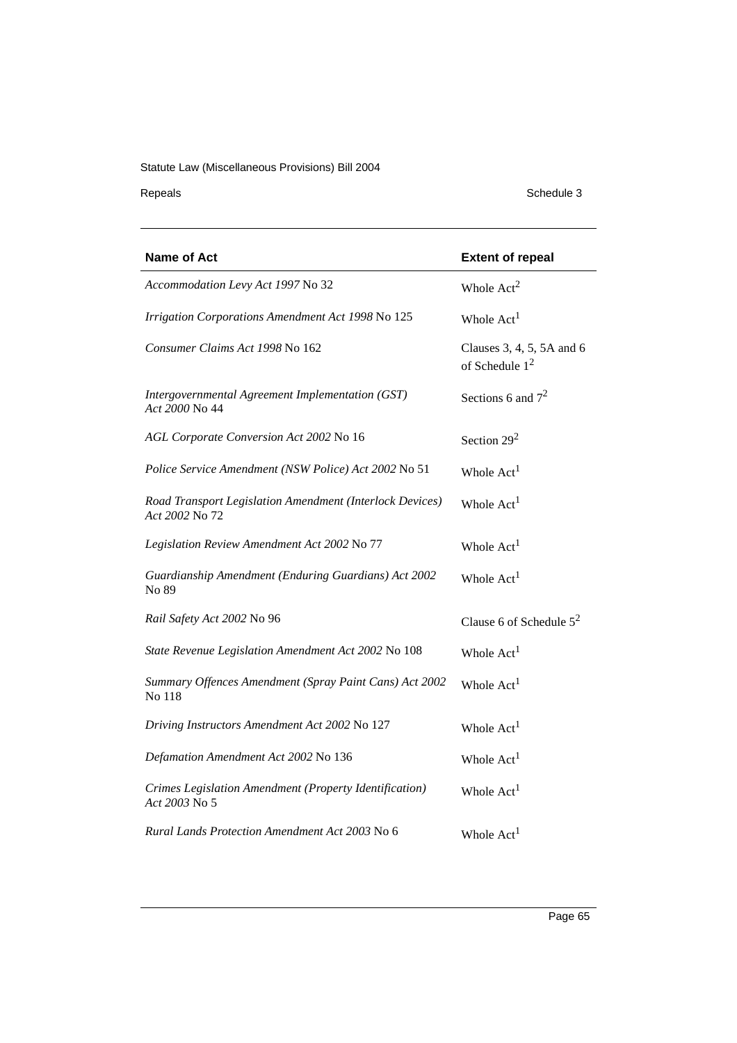| Name of Act | Extent of repeal |
| --- | --- |
| *Accommodation Levy Act 1997* No 32 | Whole Act[2] |
| *Irrigation Corporations Amendment Act 1998* No 125 | Whole Act[1] |
| *Consumer Claims Act 1998* No 162 | Clauses 3, 4, 5, 5A and 6 of Schedule 1[2] |
| *Intergovernmental Agreement Implementation (GST) Act 2000* No 44 | Sections 6 and 7[2] |
| *AGL Corporate Conversion Act 2002* No 16 | Section 29[2] |
| *Police Service Amendment (NSW Police) Act 2002* No 51 | Whole Act[1] |
| *Road Transport Legislation Amendment (Interlock Devices) Act 2002* No 72 | Whole Act[1] |
| *Legislation Review Amendment Act 2002* No 77 | Whole Act[1] |
| *Guardianship Amendment (Enduring Guardians) Act 2002* No 89 | Whole Act[1] |
| *Rail Safety Act 2002* No 96 | Clause 6 of Schedule 5[2] |
| *State Revenue Legislation Amendment Act 2002* No 108 | Whole Act[1] |
| *Summary Offences Amendment (Spray Paint Cans) Act 2002* No 118 | Whole Act[1] |
| *Driving Instructors Amendment Act 2002* No 127 | Whole Act[1] |
| *Defamation Amendment Act 2002* No 136 | Whole Act[1] |
| *Crimes Legislation Amendment (Property Identification) Act 2003* No 5 | Whole Act[1] |
| *Rural Lands Protection Amendment Act 2003* No 6 | Whole Act[1] |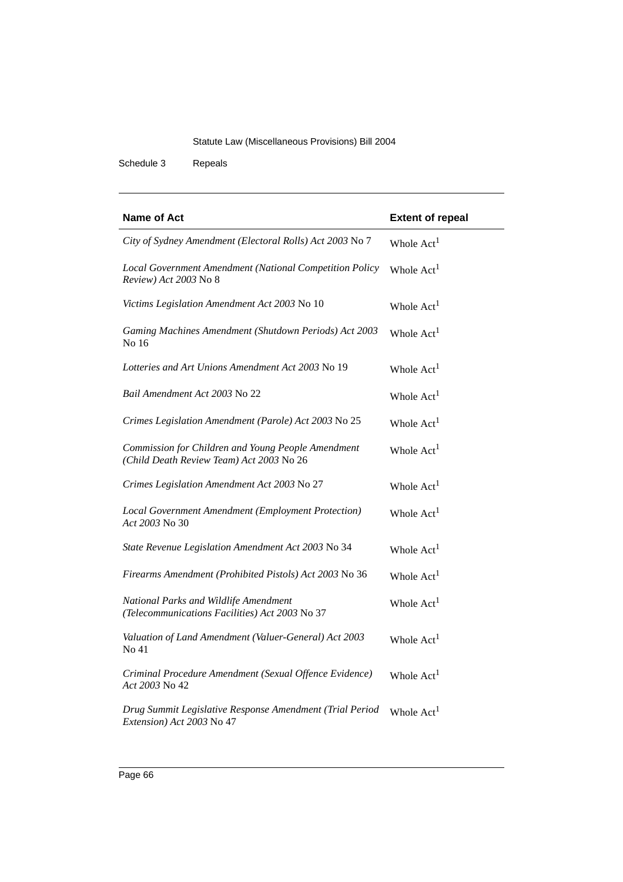| Name of Act | Extent of repeal |
| --- | --- |
| *City of Sydney Amendment (Electoral Rolls) Act 2003* No 7 | Whole Act[1] |
| *Local Government Amendment (National Competition Policy Review) Act 2003* No 8 | Whole Act[1] |
| *Victims Legislation Amendment Act 2003* No 10 | Whole Act[1] |
| *Gaming Machines Amendment (Shutdown Periods) Act 2003* No 16 | Whole Act[1] |
| *Lotteries and Art Unions Amendment Act 2003* No 19 | Whole Act[1] |
| *Bail Amendment Act 2003* No 22 | Whole Act[1] |
| *Crimes Legislation Amendment (Parole) Act 2003* No 25 | Whole Act[1] |
| *Commission for Children and Young People Amendment (Child Death Review Team) Act 2003* No 26 | Whole Act[1] |
| *Crimes Legislation Amendment Act 2003* No 27 | Whole Act[1] |
| *Local Government Amendment (Employment Protection) Act 2003* No 30 | Whole Act[1] |
| *State Revenue Legislation Amendment Act 2003* No 34 | Whole Act[1] |
| *Firearms Amendment (Prohibited Pistols) Act 2003* No 36 | Whole Act[1] |
| *National Parks and Wildlife Amendment (Telecommunications Facilities) Act 2003* No 37 | Whole Act[1] |
| *Valuation of Land Amendment (Valuer-General) Act 2003* No 41 | Whole Act[1] |
| *Criminal Procedure Amendment (Sexual Offence Evidence) Act 2003* No 42 | Whole Act[1] |
| *Drug Summit Legislative Response Amendment (Trial Period Extension) Act 2003* No 47 | Whole Act[1] |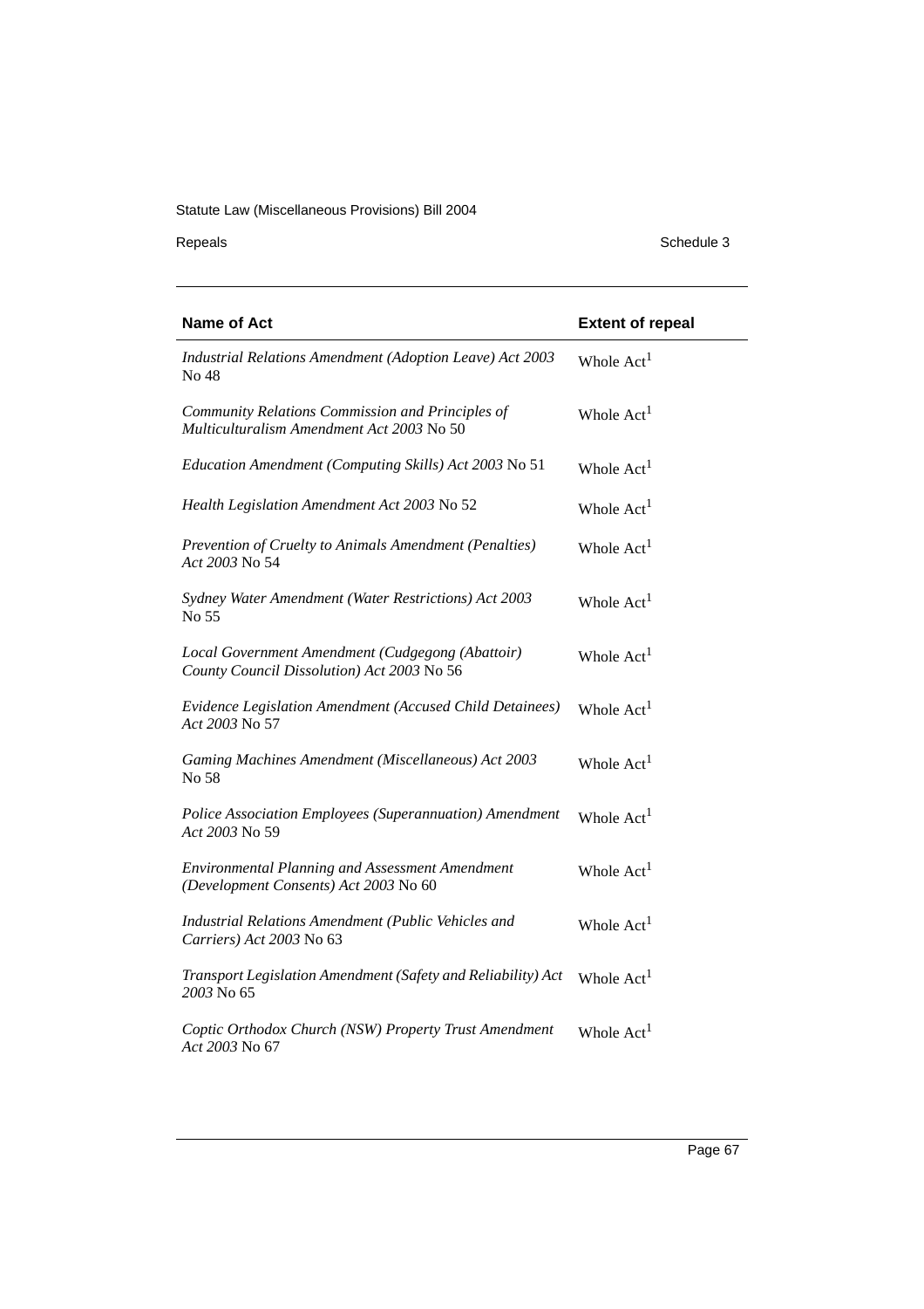| Name of Act | Extent of repeal |
| --- | --- |
| *Industrial Relations Amendment (Adoption Leave) Act 2003* No 48 | Whole Act[1] |
| *Community Relations Commission and Principles of Multiculturalism Amendment Act 2003* No 50 | Whole Act[1] |
| *Education Amendment (Computing Skills) Act 2003* No 51 | Whole Act[1] |
| *Health Legislation Amendment Act 2003* No 52 | Whole Act[1] |
| *Prevention of Cruelty to Animals Amendment (Penalties) Act 2003* No 54 | Whole Act[1] |
| *Sydney Water Amendment (Water Restrictions) Act 2003* No 55 | Whole Act[1] |
| *Local Government Amendment (Cudgegong (Abattoir) County Council Dissolution) Act 2003* No 56 | Whole Act[1] |
| *Evidence Legislation Amendment (Accused Child Detainees) Act 2003* No 57 | Whole Act[1] |
| *Gaming Machines Amendment (Miscellaneous) Act 2003* No 58 | Whole Act[1] |
| *Police Association Employees (Superannuation) Amendment Act 2003* No 59 | Whole Act[1] |
| *Environmental Planning and Assessment Amendment (Development Consents) Act 2003* No 60 | Whole Act[1] |
| *Industrial Relations Amendment (Public Vehicles and Carriers) Act 2003* No 63 | Whole Act[1] |
| *Transport Legislation Amendment (Safety and Reliability) Act 2003* No 65 | Whole Act[1] |
| *Coptic Orthodox Church (NSW) Property Trust Amendment Act 2003* No 67 | Whole Act[1] |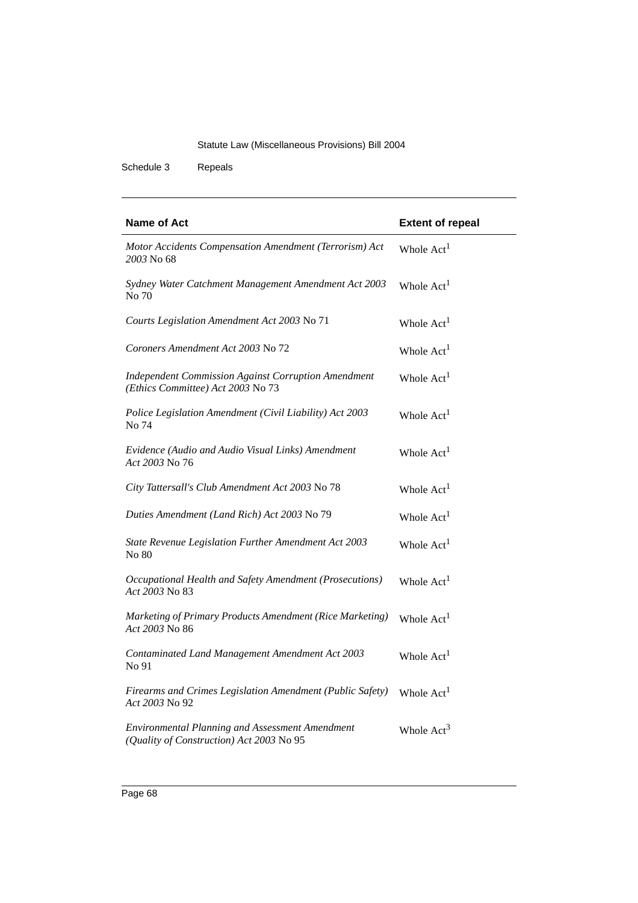| Name of Act | Extent of repeal |
| --- | --- |
| *Motor Accidents Compensation Amendment (Terrorism) Act 2003* No 68 | Whole Act[1] |
| *Sydney Water Catchment Management Amendment Act 2003* No 70 | Whole Act[1] |
| *Courts Legislation Amendment Act 2003* No 71 | Whole Act[1] |
| *Coroners Amendment Act 2003* No 72 | Whole Act[1] |
| *Independent Commission Against Corruption Amendment (Ethics Committee) Act 2003* No 73 | Whole Act[1] |
| *Police Legislation Amendment (Civil Liability) Act 2003* No 74 | Whole Act[1] |
| *Evidence (Audio and Audio Visual Links) Amendment Act 2003* No 76 | Whole Act[1] |
| *City Tattersall's Club Amendment Act 2003* No 78 | Whole Act[1] |
| *Duties Amendment (Land Rich) Act 2003* No 79 | Whole Act[1] |
| *State Revenue Legislation Further Amendment Act 2003* No 80 | Whole Act[1] |
| *Occupational Health and Safety Amendment (Prosecutions) Act 2003* No 83 | Whole Act[1] |
| *Marketing of Primary Products Amendment (Rice Marketing) Act 2003* No 86 | Whole Act[1] |
| *Contaminated Land Management Amendment Act 2003* No 91 | Whole Act[1] |
| *Firearms and Crimes Legislation Amendment (Public Safety) Act 2003* No 92 | Whole Act[1] |
| *Environmental Planning and Assessment Amendment (Quality of Construction) Act 2003* No 95 | Whole Act[3] |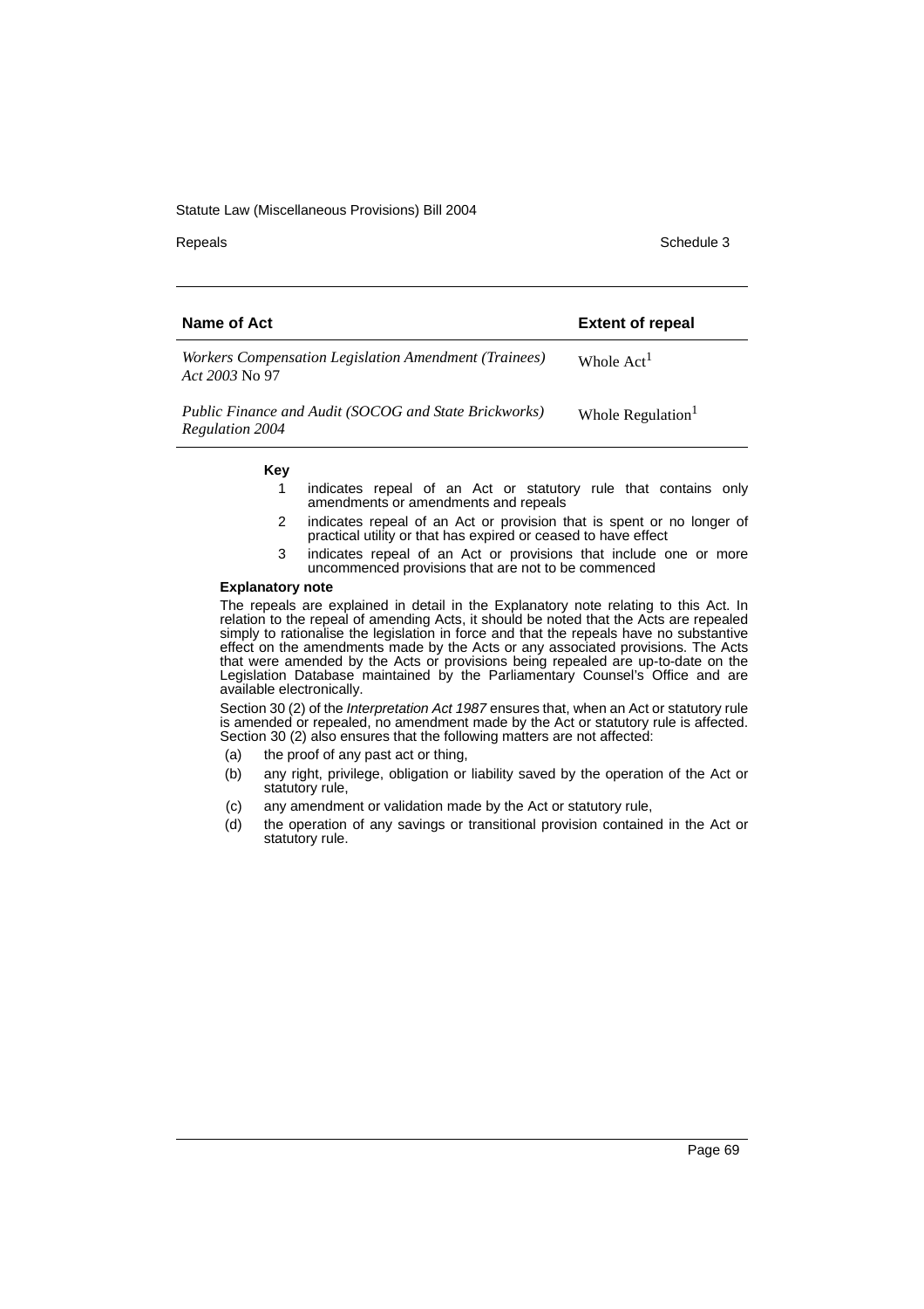| Name of Act | Extent of repeal |
|---|---|
| *Workers Compensation Legislation Amendment (Trainees) Act 2003* No 97 | Whole Act[1] |
| *Public Finance and Audit (SOCOG and State Brickworks) Regulation 2004* | Whole Regulation[1] |

**Key**

1 indicates repeal of an Act or statutory rule that contains only amendments or amendments and repeals

2 indicates repeal of an Act or provision that is spent or no longer of practical utility or that has expired or ceased to have effect

3 indicates repeal of an Act or provisions that include one or more uncommenced provisions that are not to be commenced

**Explanatory note**

The repeals are explained in detail in the Explanatory note relating to this Act. In relation to the repeal of amending Acts, it should be noted that the Acts are repealed simply to rationalise the legislation in force and that the repeals have no substantive effect on the amendments made by the Acts or any associated provisions. The Acts that were amended by the Acts or provisions being repealed are up-to-date on the Legislation Database maintained by the Parliamentary Counsel's Office and are available electronically.

Section 30 (2) of the *Interpretation Act 1987* ensures that, when an Act or statutory rule is amended or repealed, no amendment made by the Act or statutory rule is affected. Section 30 (2) also ensures that the following matters are not affected:

(a) the proof of any past act or thing,

(b) any right, privilege, obligation or liability saved by the operation of the Act or statutory rule,

(c) any amendment or validation made by the Act or statutory rule,

(d) the operation of any savings or transitional provision contained in the Act or statutory rule.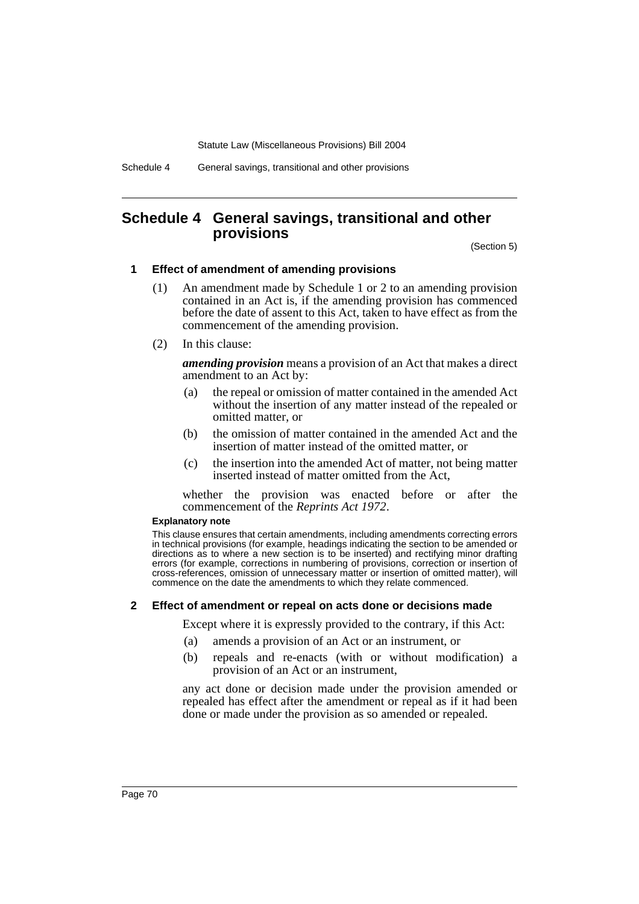## Schedule 4 General savings, transitional and other provisions

(Section 5)

### 1 Effect of amendment of amending provisions

(1) An amendment made by Schedule 1 or 2 to an amending provision contained in an Act is, if the amending provision has commenced before the date of assent to this Act, taken to have effect as from the commencement of the amending provision.

(2) In this clause:

***amending provision*** means a provision of an Act that makes a direct amendment to an Act by:

(a) the repeal or omission of matter contained in the amended Act without the insertion of any matter instead of the repealed or omitted matter, or

(b) the omission of matter contained in the amended Act and the insertion of matter instead of the omitted matter, or

(c) the insertion into the amended Act of matter, not being matter inserted instead of matter omitted from the Act,

whether the provision was enacted before or after the commencement of the *Reprints Act 1972*.

**Explanatory note**

This clause ensures that certain amendments, including amendments correcting errors in technical provisions (for example, headings indicating the section to be amended or directions as to where a new section is to be inserted) and rectifying minor drafting errors (for example, corrections in numbering of provisions, correction or insertion of cross-references, omission of unnecessary matter or insertion of omitted matter), will commence on the date the amendments to which they relate commenced.

### 2 Effect of amendment or repeal on acts done or decisions made

Except where it is expressly provided to the contrary, if this Act:

(a) amends a provision of an Act or an instrument, or

(b) repeals and re-enacts (with or without modification) a provision of an Act or an instrument,

any act done or decision made under the provision amended or repealed has effect after the amendment or repeal as if it had been done or made under the provision as so amended or repealed.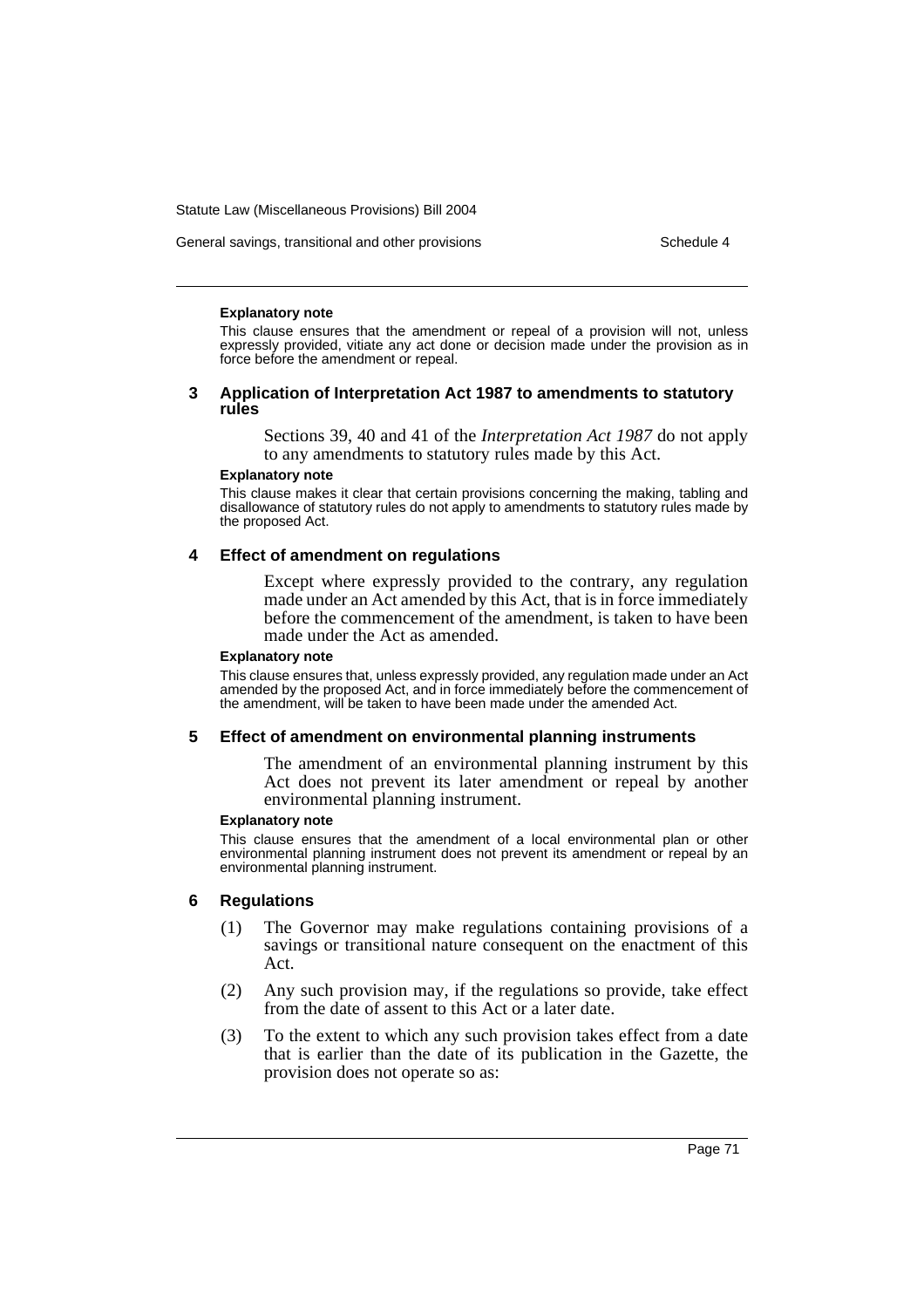#### Explanatory note

This clause ensures that the amendment or repeal of a provision will not, unless expressly provided, vitiate any act done or decision made under the provision as in force before the amendment or repeal.

### 3 Application of Interpretation Act 1987 to amendments to statutory rules

Sections 39, 40 and 41 of the *Interpretation Act 1987* do not apply to any amendments to statutory rules made by this Act.

#### Explanatory note

This clause makes it clear that certain provisions concerning the making, tabling and disallowance of statutory rules do not apply to amendments to statutory rules made by the proposed Act.

### 4 Effect of amendment on regulations

Except where expressly provided to the contrary, any regulation made under an Act amended by this Act, that is in force immediately before the commencement of the amendment, is taken to have been made under the Act as amended.

#### Explanatory note

This clause ensures that, unless expressly provided, any regulation made under an Act amended by the proposed Act, and in force immediately before the commencement of the amendment, will be taken to have been made under the amended Act.

### 5 Effect of amendment on environmental planning instruments

The amendment of an environmental planning instrument by this Act does not prevent its later amendment or repeal by another environmental planning instrument.

#### Explanatory note

This clause ensures that the amendment of a local environmental plan or other environmental planning instrument does not prevent its amendment or repeal by an environmental planning instrument.

### 6 Regulations

(1) The Governor may make regulations containing provisions of a savings or transitional nature consequent on the enactment of this Act.

(2) Any such provision may, if the regulations so provide, take effect from the date of assent to this Act or a later date.

(3) To the extent to which any such provision takes effect from a date that is earlier than the date of its publication in the Gazette, the provision does not operate so as: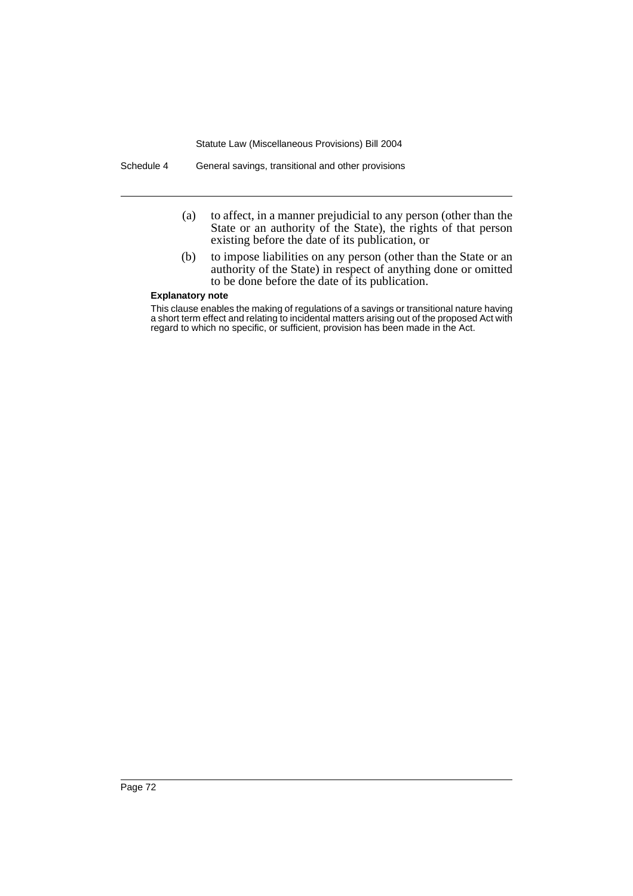(a) to affect, in a manner prejudicial to any person (other than the State or an authority of the State), the rights of that person existing before the date of its publication, or

(b) to impose liabilities on any person (other than the State or an authority of the State) in respect of anything done or omitted to be done before the date of its publication.

**Explanatory note**

This clause enables the making of regulations of a savings or transitional nature having a short term effect and relating to incidental matters arising out of the proposed Act with regard to which no specific, or sufficient, provision has been made in the Act.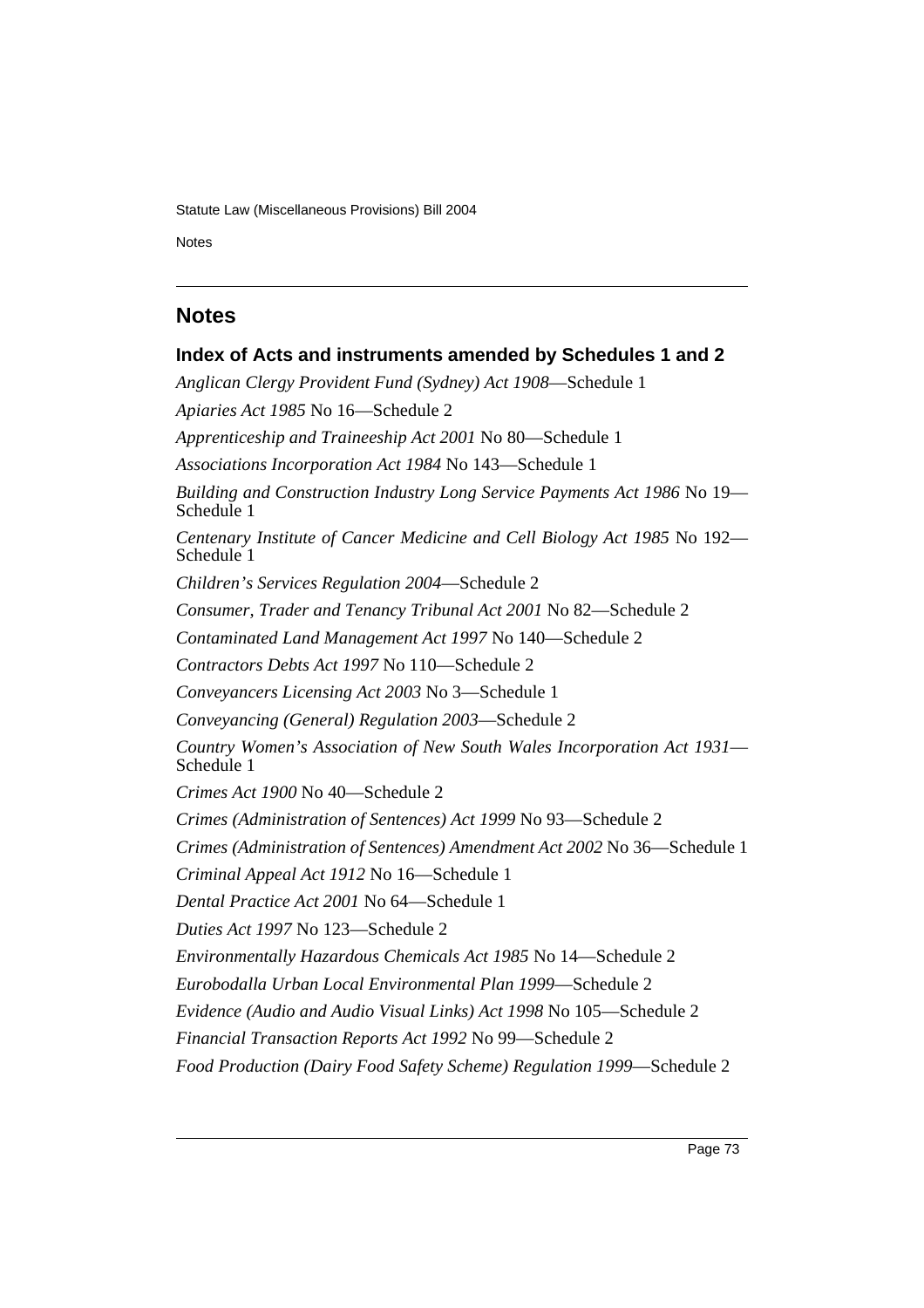## Notes

### Index of Acts and instruments amended by Schedules 1 and 2

*Anglican Clergy Provident Fund (Sydney) Act 1908*—Schedule 1

*Apiaries Act 1985* No 16—Schedule 2

*Apprenticeship and Traineeship Act 2001* No 80—Schedule 1

*Associations Incorporation Act 1984* No 143—Schedule 1

*Building and Construction Industry Long Service Payments Act 1986* No 19—Schedule 1

*Centenary Institute of Cancer Medicine and Cell Biology Act 1985* No 192—Schedule 1

*Children's Services Regulation 2004*—Schedule 2

*Consumer, Trader and Tenancy Tribunal Act 2001* No 82—Schedule 2

*Contaminated Land Management Act 1997* No 140—Schedule 2

*Contractors Debts Act 1997* No 110—Schedule 2

*Conveyancers Licensing Act 2003* No 3—Schedule 1

*Conveyancing (General) Regulation 2003*—Schedule 2

*Country Women's Association of New South Wales Incorporation Act 1931*—Schedule 1

*Crimes Act 1900* No 40—Schedule 2

*Crimes (Administration of Sentences) Act 1999* No 93—Schedule 2

*Crimes (Administration of Sentences) Amendment Act 2002* No 36—Schedule 1

*Criminal Appeal Act 1912* No 16—Schedule 1

*Dental Practice Act 2001* No 64—Schedule 1

*Duties Act 1997* No 123—Schedule 2

*Environmentally Hazardous Chemicals Act 1985* No 14—Schedule 2

*Eurobodalla Urban Local Environmental Plan 1999*—Schedule 2

*Evidence (Audio and Audio Visual Links) Act 1998* No 105—Schedule 2

*Financial Transaction Reports Act 1992* No 99—Schedule 2

*Food Production (Dairy Food Safety Scheme) Regulation 1999*—Schedule 2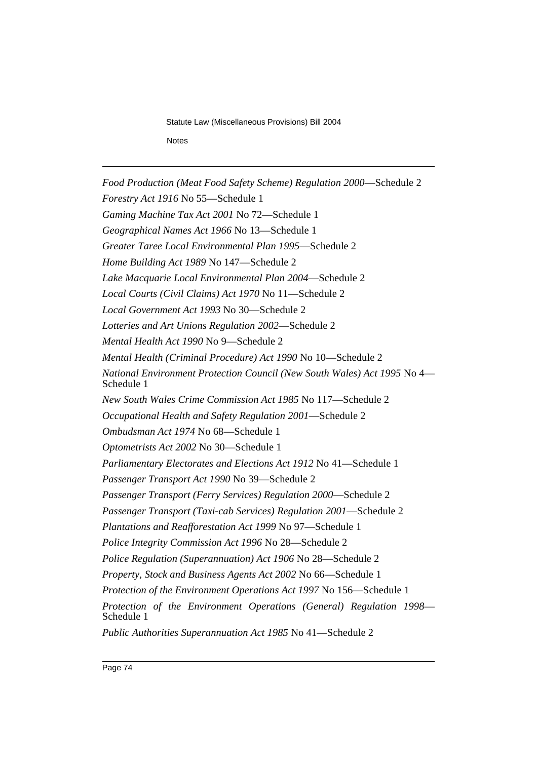*Food Production (Meat Food Safety Scheme) Regulation 2000*—Schedule 2

*Forestry Act 1916* No 55—Schedule 1

*Gaming Machine Tax Act 2001* No 72—Schedule 1

*Geographical Names Act 1966* No 13—Schedule 1

*Greater Taree Local Environmental Plan 1995*—Schedule 2

*Home Building Act 1989* No 147—Schedule 2

*Lake Macquarie Local Environmental Plan 2004*—Schedule 2

*Local Courts (Civil Claims) Act 1970* No 11—Schedule 2

*Local Government Act 1993* No 30—Schedule 2

*Lotteries and Art Unions Regulation 2002*—Schedule 2

*Mental Health Act 1990* No 9—Schedule 2

*Mental Health (Criminal Procedure) Act 1990* No 10—Schedule 2

*National Environment Protection Council (New South Wales) Act 1995* No 4—Schedule 1

*New South Wales Crime Commission Act 1985* No 117—Schedule 2

*Occupational Health and Safety Regulation 2001*—Schedule 2

*Ombudsman Act 1974* No 68—Schedule 1

*Optometrists Act 2002* No 30—Schedule 1

*Parliamentary Electorates and Elections Act 1912* No 41—Schedule 1

*Passenger Transport Act 1990* No 39—Schedule 2

*Passenger Transport (Ferry Services) Regulation 2000*—Schedule 2

*Passenger Transport (Taxi-cab Services) Regulation 2001*—Schedule 2

*Plantations and Reafforestation Act 1999* No 97—Schedule 1

*Police Integrity Commission Act 1996* No 28—Schedule 2

*Police Regulation (Superannuation) Act 1906* No 28—Schedule 2

*Property, Stock and Business Agents Act 2002* No 66—Schedule 1

*Protection of the Environment Operations Act 1997* No 156—Schedule 1

*Protection of the Environment Operations (General) Regulation 1998*—Schedule 1

*Public Authorities Superannuation Act 1985* No 41—Schedule 2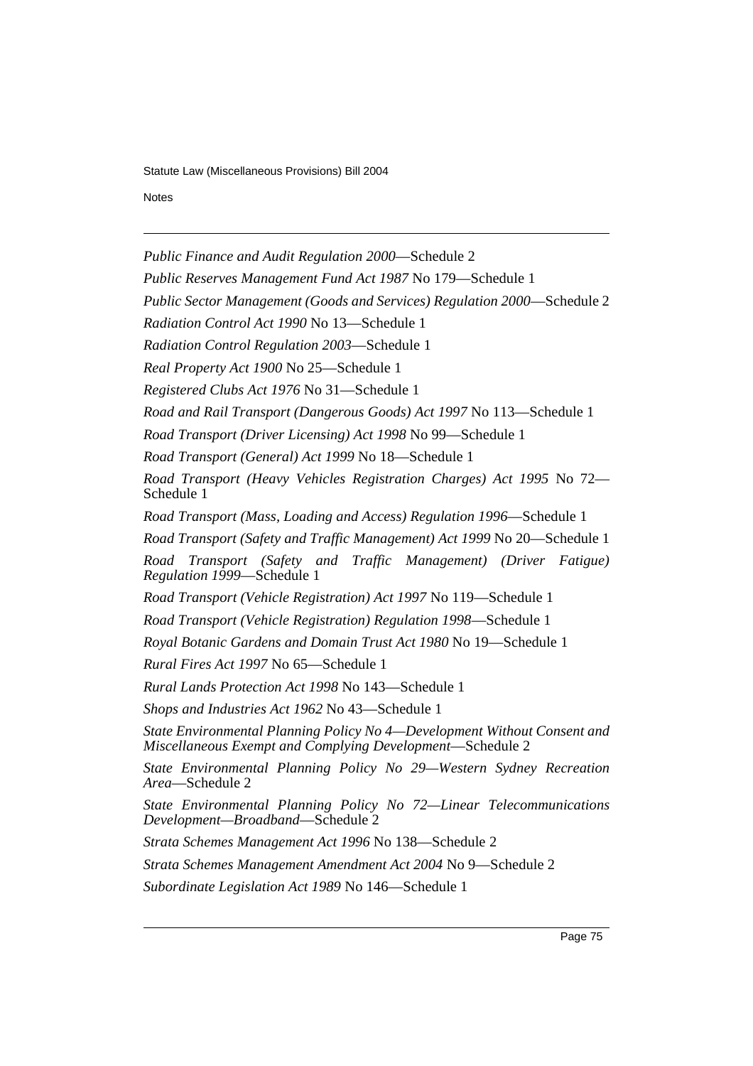*Public Finance and Audit Regulation 2000*—Schedule 2

*Public Reserves Management Fund Act 1987* No 179—Schedule 1

*Public Sector Management (Goods and Services) Regulation 2000*—Schedule 2

*Radiation Control Act 1990* No 13—Schedule 1

*Radiation Control Regulation 2003*—Schedule 1

*Real Property Act 1900* No 25—Schedule 1

*Registered Clubs Act 1976* No 31—Schedule 1

*Road and Rail Transport (Dangerous Goods) Act 1997* No 113—Schedule 1

*Road Transport (Driver Licensing) Act 1998* No 99—Schedule 1

*Road Transport (General) Act 1999* No 18—Schedule 1

*Road Transport (Heavy Vehicles Registration Charges) Act 1995* No 72—Schedule 1

*Road Transport (Mass, Loading and Access) Regulation 1996*—Schedule 1

*Road Transport (Safety and Traffic Management) Act 1999* No 20—Schedule 1

*Road Transport (Safety and Traffic Management) (Driver Fatigue) Regulation 1999*—Schedule 1

*Road Transport (Vehicle Registration) Act 1997* No 119—Schedule 1

*Road Transport (Vehicle Registration) Regulation 1998*—Schedule 1

*Royal Botanic Gardens and Domain Trust Act 1980* No 19—Schedule 1

*Rural Fires Act 1997* No 65—Schedule 1

*Rural Lands Protection Act 1998* No 143—Schedule 1

*Shops and Industries Act 1962* No 43—Schedule 1

*State Environmental Planning Policy No 4—Development Without Consent and Miscellaneous Exempt and Complying Development*—Schedule 2

*State Environmental Planning Policy No 29—Western Sydney Recreation Area*—Schedule 2

*State Environmental Planning Policy No 72—Linear Telecommunications Development—Broadband*—Schedule 2

*Strata Schemes Management Act 1996* No 138—Schedule 2

*Strata Schemes Management Amendment Act 2004* No 9—Schedule 2

*Subordinate Legislation Act 1989* No 146—Schedule 1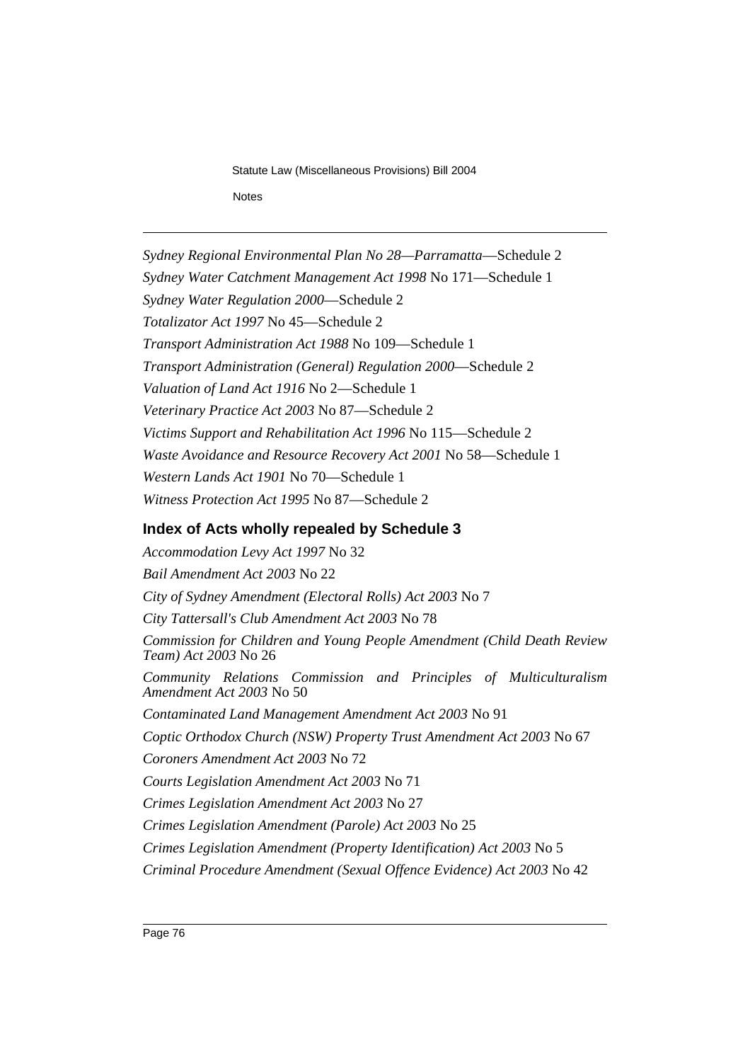*Sydney Regional Environmental Plan No 28—Parramatta*—Schedule 2

*Sydney Water Catchment Management Act 1998* No 171—Schedule 1

*Sydney Water Regulation 2000*—Schedule 2

*Totalizator Act 1997* No 45—Schedule 2

*Transport Administration Act 1988* No 109—Schedule 1

*Transport Administration (General) Regulation 2000*—Schedule 2

*Valuation of Land Act 1916* No 2—Schedule 1

*Veterinary Practice Act 2003* No 87—Schedule 2

*Victims Support and Rehabilitation Act 1996* No 115—Schedule 2

*Waste Avoidance and Resource Recovery Act 2001* No 58—Schedule 1

*Western Lands Act 1901* No 70—Schedule 1

*Witness Protection Act 1995* No 87—Schedule 2

## Index of Acts wholly repealed by Schedule 3

*Accommodation Levy Act 1997* No 32

*Bail Amendment Act 2003* No 22

*City of Sydney Amendment (Electoral Rolls) Act 2003* No 7

*City Tattersall's Club Amendment Act 2003* No 78

*Commission for Children and Young People Amendment (Child Death Review Team) Act 2003* No 26

*Community Relations Commission and Principles of Multiculturalism Amendment Act 2003* No 50

*Contaminated Land Management Amendment Act 2003* No 91

*Coptic Orthodox Church (NSW) Property Trust Amendment Act 2003* No 67

*Coroners Amendment Act 2003* No 72

*Courts Legislation Amendment Act 2003* No 71

*Crimes Legislation Amendment Act 2003* No 27

*Crimes Legislation Amendment (Parole) Act 2003* No 25

*Crimes Legislation Amendment (Property Identification) Act 2003* No 5

*Criminal Procedure Amendment (Sexual Offence Evidence) Act 2003* No 42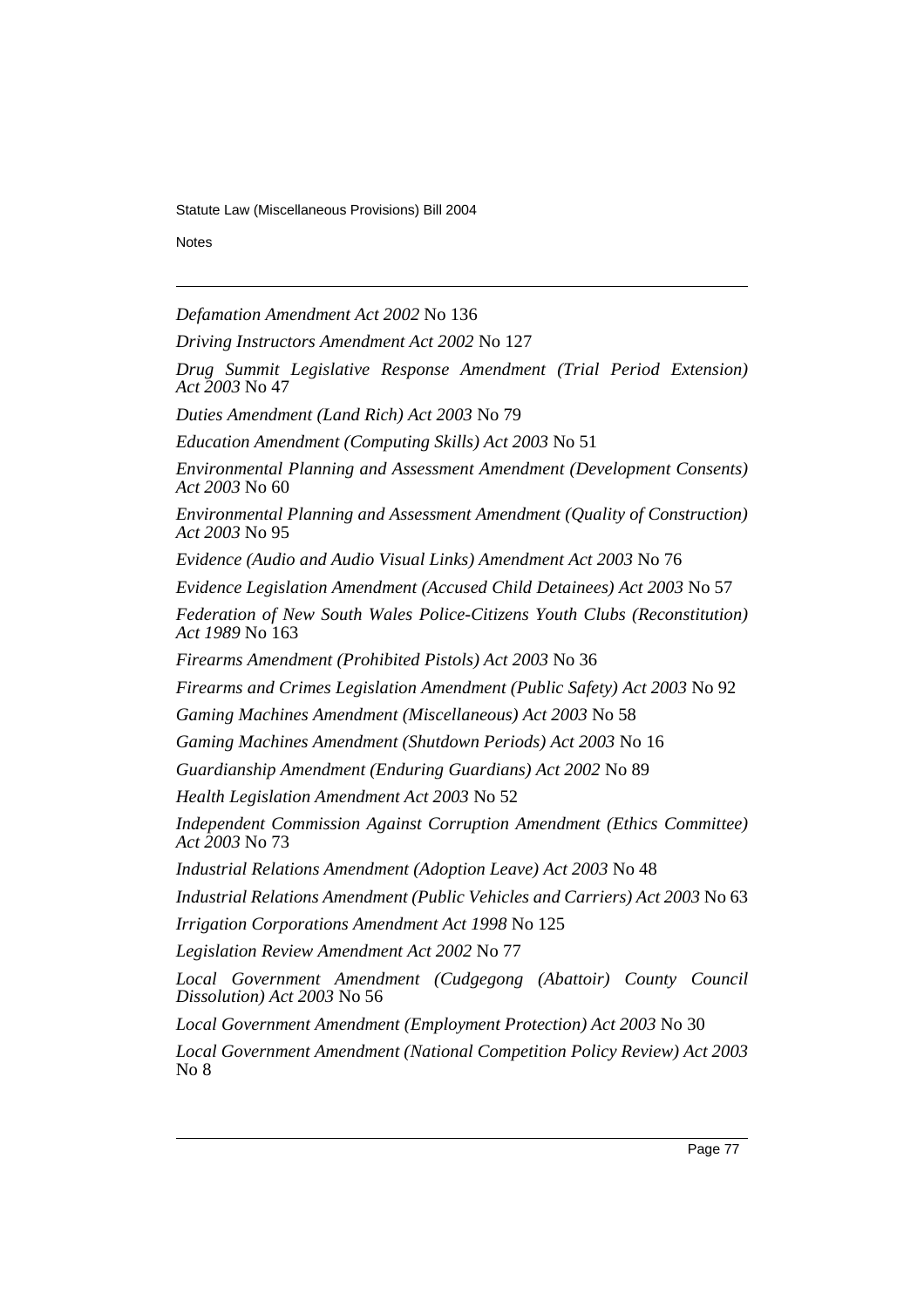*Defamation Amendment Act 2002* No 136

*Driving Instructors Amendment Act 2002* No 127

*Drug Summit Legislative Response Amendment (Trial Period Extension) Act 2003* No 47

*Duties Amendment (Land Rich) Act 2003* No 79

*Education Amendment (Computing Skills) Act 2003* No 51

*Environmental Planning and Assessment Amendment (Development Consents) Act 2003* No 60

*Environmental Planning and Assessment Amendment (Quality of Construction) Act 2003* No 95

*Evidence (Audio and Audio Visual Links) Amendment Act 2003* No 76

*Evidence Legislation Amendment (Accused Child Detainees) Act 2003* No 57

*Federation of New South Wales Police-Citizens Youth Clubs (Reconstitution) Act 1989* No 163

*Firearms Amendment (Prohibited Pistols) Act 2003* No 36

*Firearms and Crimes Legislation Amendment (Public Safety) Act 2003* No 92

*Gaming Machines Amendment (Miscellaneous) Act 2003* No 58

*Gaming Machines Amendment (Shutdown Periods) Act 2003* No 16

*Guardianship Amendment (Enduring Guardians) Act 2002* No 89

*Health Legislation Amendment Act 2003* No 52

*Independent Commission Against Corruption Amendment (Ethics Committee) Act 2003* No 73

*Industrial Relations Amendment (Adoption Leave) Act 2003* No 48

*Industrial Relations Amendment (Public Vehicles and Carriers) Act 2003* No 63

*Irrigation Corporations Amendment Act 1998* No 125

*Legislation Review Amendment Act 2002* No 77

*Local Government Amendment (Cudgegong (Abattoir) County Council Dissolution) Act 2003* No 56

*Local Government Amendment (Employment Protection) Act 2003* No 30

*Local Government Amendment (National Competition Policy Review) Act 2003* No 8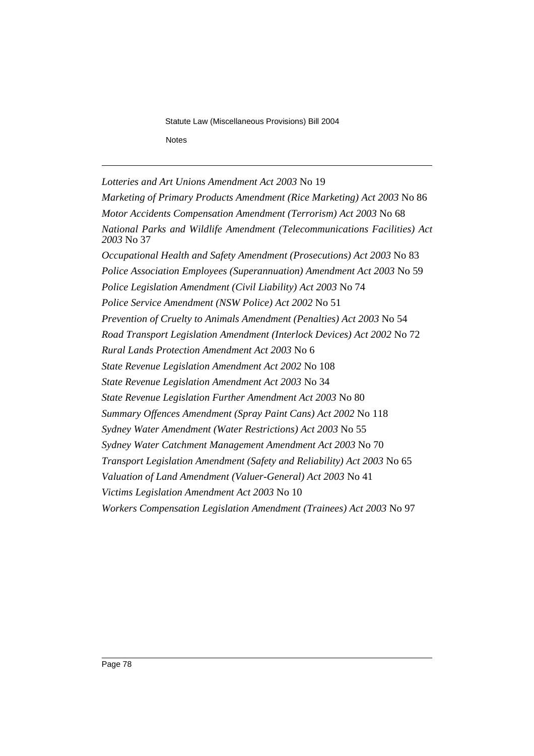*Lotteries and Art Unions Amendment Act 2003* No 19

*Marketing of Primary Products Amendment (Rice Marketing) Act 2003* No 86

*Motor Accidents Compensation Amendment (Terrorism) Act 2003* No 68

*National Parks and Wildlife Amendment (Telecommunications Facilities) Act 2003* No 37

*Occupational Health and Safety Amendment (Prosecutions) Act 2003* No 83

*Police Association Employees (Superannuation) Amendment Act 2003* No 59

*Police Legislation Amendment (Civil Liability) Act 2003* No 74

*Police Service Amendment (NSW Police) Act 2002* No 51

*Prevention of Cruelty to Animals Amendment (Penalties) Act 2003* No 54

*Road Transport Legislation Amendment (Interlock Devices) Act 2002* No 72

*Rural Lands Protection Amendment Act 2003* No 6

*State Revenue Legislation Amendment Act 2002* No 108

*State Revenue Legislation Amendment Act 2003* No 34

*State Revenue Legislation Further Amendment Act 2003* No 80

*Summary Offences Amendment (Spray Paint Cans) Act 2002* No 118

*Sydney Water Amendment (Water Restrictions) Act 2003* No 55

*Sydney Water Catchment Management Amendment Act 2003* No 70

*Transport Legislation Amendment (Safety and Reliability) Act 2003* No 65

*Valuation of Land Amendment (Valuer-General) Act 2003* No 41

*Victims Legislation Amendment Act 2003* No 10

*Workers Compensation Legislation Amendment (Trainees) Act 2003* No 97